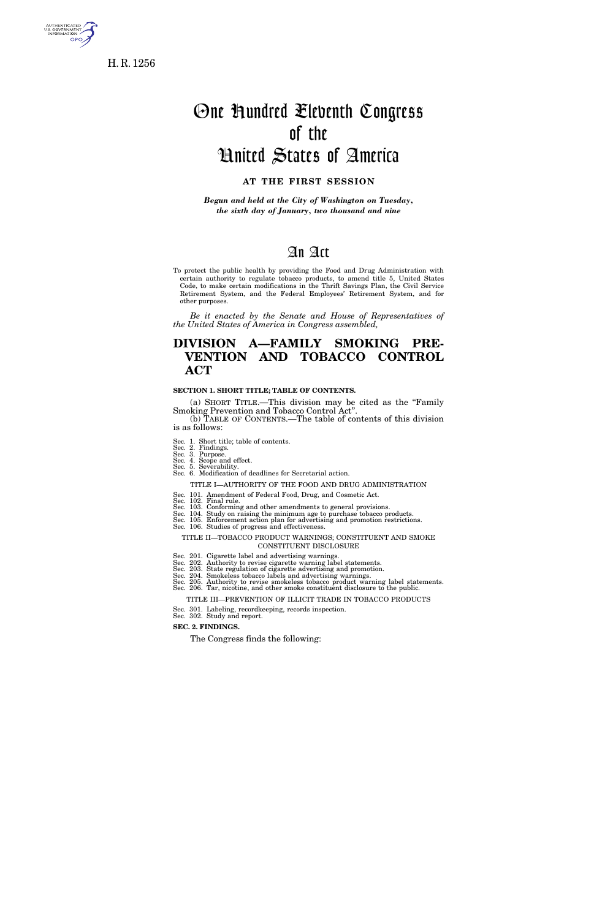H. R. 1256

# One Hundred Eleventh Congress of the United States of America

**AT THE FIRST SESSION**

*Begun and held at the City of Washington on Tuesday, the sixth day of January, two thousand and nine*

# An Act

To protect the public health by providing the Food and Drug Administration with certain authority to regulate tobacco products, to amend title 5, United States Code, to make certain modifications in the Thrift Savings Plan, the Civil Service Retirement System, and the Federal Employees' Retirement System, and for other purposes.

*Be it enacted by the Senate and House of Representatives of the United States of America in Congress assembled,*

## DIVISION A—FAMILY SMOKING PREVENTION AND TOBACCO CONTROL ACT

**SECTION 1. SHORT TITLE; TABLE OF CONTENTS.**

(a) SHORT TITLE.—This division may be cited as the "Family Smoking Prevention and Tobacco Control Act".

(b) TABLE OF CONTENTS.—The table of contents of this division is as follows:

Sec. 1. Short title; table of contents.
Sec. 2. Findings.
Sec. 3. Purpose.
Sec. 4. Scope and effect.
Sec. 5. Severability.
Sec. 6. Modification of deadlines for Secretarial action.

TITLE I—AUTHORITY OF THE FOOD AND DRUG ADMINISTRATION

Sec. 101. Amendment of Federal Food, Drug, and Cosmetic Act.
Sec. 102. Final rule.
Sec. 103. Conforming and other amendments to general provisions.
Sec. 104. Study on raising the minimum age to purchase tobacco products.
Sec. 105. Enforcement action plan for advertising and promotion restrictions.
Sec. 106. Studies of progress and effectiveness.

TITLE II—TOBACCO PRODUCT WARNINGS; CONSTITUENT AND SMOKE CONSTITUENT DISCLOSURE

Sec. 201. Cigarette label and advertising warnings.
Sec. 202. Authority to revise cigarette warning label statements.
Sec. 203. State regulation of cigarette advertising and promotion.
Sec. 204. Smokeless tobacco labels and advertising warnings.
Sec. 205. Authority to revise smokeless tobacco product warning label statements.
Sec. 206. Tar, nicotine, and other smoke constituent disclosure to the public.

TITLE III—PREVENTION OF ILLICIT TRADE IN TOBACCO PRODUCTS

Sec. 301. Labeling, recordkeeping, records inspection.
Sec. 302. Study and report.

**SEC. 2. FINDINGS.**

The Congress finds the following: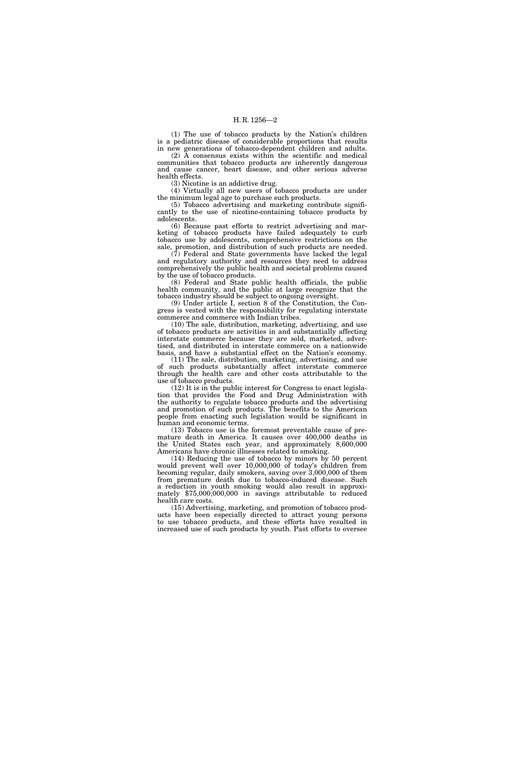(1) The use of tobacco products by the Nation's children is a pediatric disease of considerable proportions that results in new generations of tobacco-dependent children and adults.

(2) A consensus exists within the scientific and medical communities that tobacco products are inherently dangerous and cause cancer, heart disease, and other serious adverse health effects.

(3) Nicotine is an addictive drug.

(4) Virtually all new users of tobacco products are under the minimum legal age to purchase such products.

(5) Tobacco advertising and marketing contribute significantly to the use of nicotine-containing tobacco products by adolescents.

(6) Because past efforts to restrict advertising and marketing of tobacco products have failed adequately to curb tobacco use by adolescents, comprehensive restrictions on the sale, promotion, and distribution of such products are needed.

(7) Federal and State governments have lacked the legal and regulatory authority and resources they need to address comprehensively the public health and societal problems caused by the use of tobacco products.

(8) Federal and State public health officials, the public health community, and the public at large recognize that the tobacco industry should be subject to ongoing oversight.

(9) Under article I, section 8 of the Constitution, the Congress is vested with the responsibility for regulating interstate commerce and commerce with Indian tribes.

(10) The sale, distribution, marketing, advertising, and use of tobacco products are activities in and substantially affecting interstate commerce because they are sold, marketed, advertised, and distributed in interstate commerce on a nationwide basis, and have a substantial effect on the Nation's economy.

(11) The sale, distribution, marketing, advertising, and use of such products substantially affect interstate commerce through the health care and other costs attributable to the use of tobacco products.

(12) It is in the public interest for Congress to enact legislation that provides the Food and Drug Administration with the authority to regulate tobacco products and the advertising and promotion of such products. The benefits to the American people from enacting such legislation would be significant in human and economic terms.

(13) Tobacco use is the foremost preventable cause of premature death in America. It causes over 400,000 deaths in the United States each year, and approximately 8,600,000 Americans have chronic illnesses related to smoking.

(14) Reducing the use of tobacco by minors by 50 percent would prevent well over 10,000,000 of today's children from becoming regular, daily smokers, saving over 3,000,000 of them from premature death due to tobacco-induced disease. Such a reduction in youth smoking would also result in approximately $75,000,000,000 in savings attributable to reduced health care costs.

(15) Advertising, marketing, and promotion of tobacco products have been especially directed to attract young persons to use tobacco products, and these efforts have resulted in increased use of such products by youth. Past efforts to oversee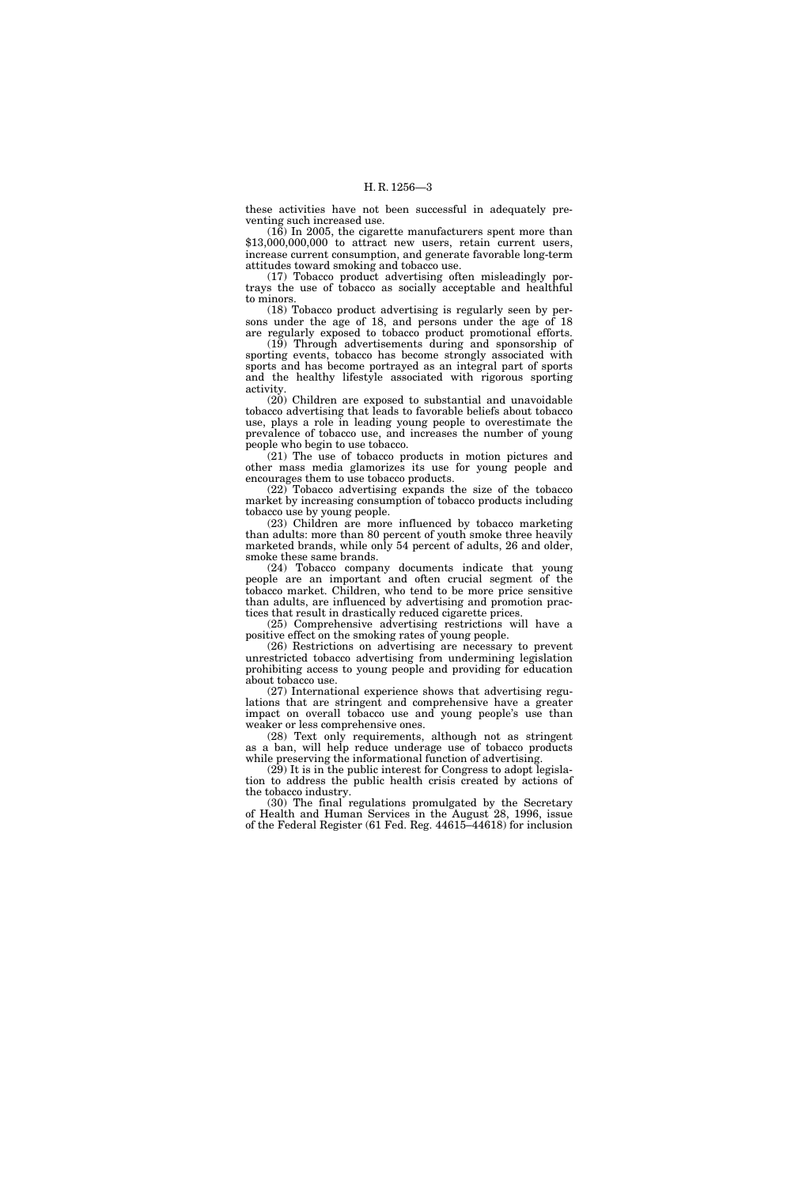these activities have not been successful in adequately preventing such increased use.

(16) In 2005, the cigarette manufacturers spent more than $13,000,000,000 to attract new users, retain current users, increase current consumption, and generate favorable long-term attitudes toward smoking and tobacco use.

(17) Tobacco product advertising often misleadingly portrays the use of tobacco as socially acceptable and healthful to minors.

(18) Tobacco product advertising is regularly seen by persons under the age of 18, and persons under the age of 18 are regularly exposed to tobacco product promotional efforts.

(19) Through advertisements during and sponsorship of sporting events, tobacco has become strongly associated with sports and has become portrayed as an integral part of sports and the healthy lifestyle associated with rigorous sporting activity.

(20) Children are exposed to substantial and unavoidable tobacco advertising that leads to favorable beliefs about tobacco use, plays a role in leading young people to overestimate the prevalence of tobacco use, and increases the number of young people who begin to use tobacco.

(21) The use of tobacco products in motion pictures and other mass media glamorizes its use for young people and encourages them to use tobacco products.

(22) Tobacco advertising expands the size of the tobacco market by increasing consumption of tobacco products including tobacco use by young people.

(23) Children are more influenced by tobacco marketing than adults: more than 80 percent of youth smoke three heavily marketed brands, while only 54 percent of adults, 26 and older, smoke these same brands.

(24) Tobacco company documents indicate that young people are an important and often crucial segment of the tobacco market. Children, who tend to be more price sensitive than adults, are influenced by advertising and promotion practices that result in drastically reduced cigarette prices.

(25) Comprehensive advertising restrictions will have a positive effect on the smoking rates of young people.

(26) Restrictions on advertising are necessary to prevent unrestricted tobacco advertising from undermining legislation prohibiting access to young people and providing for education about tobacco use.

(27) International experience shows that advertising regulations that are stringent and comprehensive have a greater impact on overall tobacco use and young people's use than weaker or less comprehensive ones.

(28) Text only requirements, although not as stringent as a ban, will help reduce underage use of tobacco products while preserving the informational function of advertising.

(29) It is in the public interest for Congress to adopt legislation to address the public health crisis created by actions of the tobacco industry.

(30) The final regulations promulgated by the Secretary of Health and Human Services in the August 28, 1996, issue of the Federal Register (61 Fed. Reg. 44615–44618) for inclusion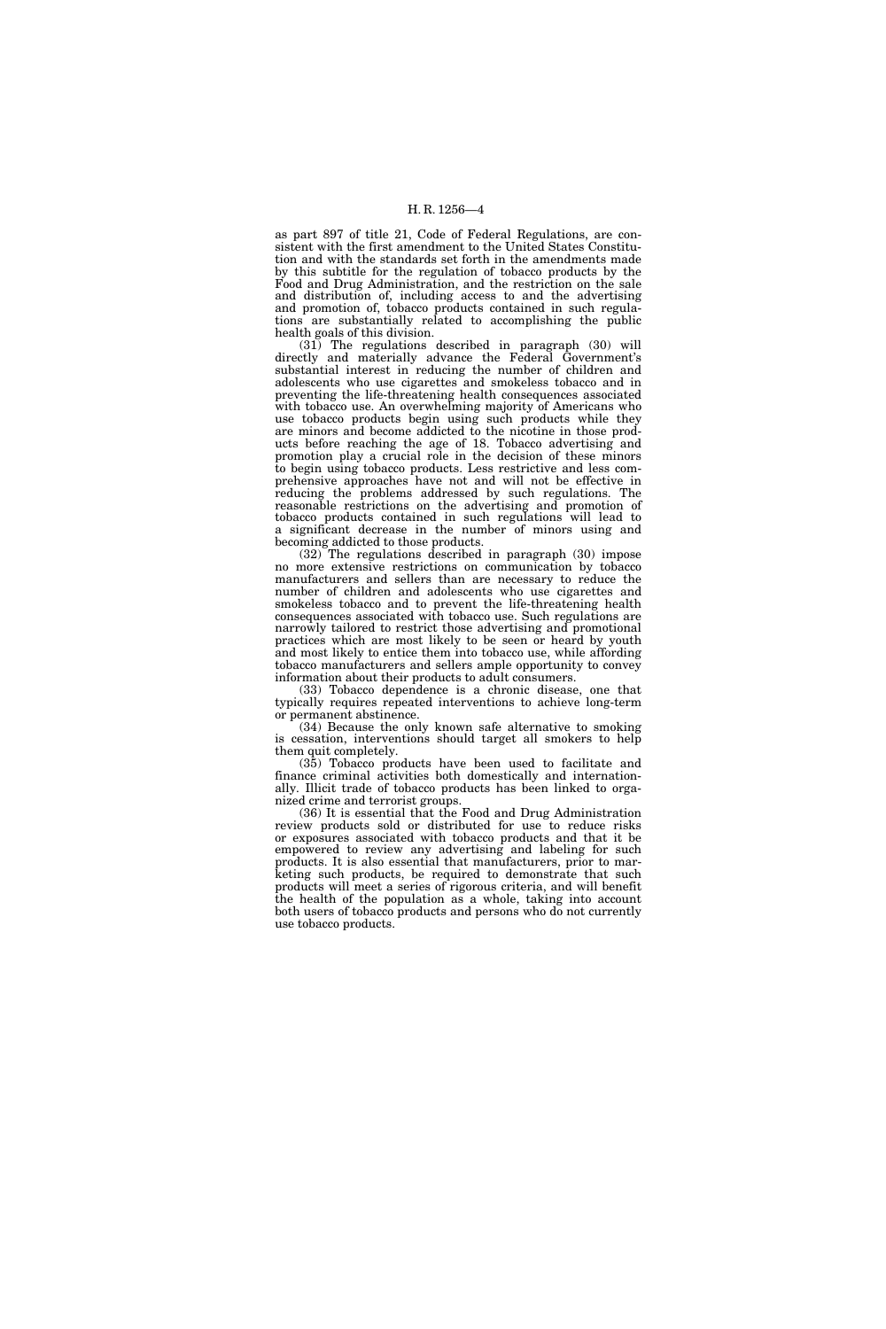as part 897 of title 21, Code of Federal Regulations, are consistent with the first amendment to the United States Constitution and with the standards set forth in the amendments made by this subtitle for the regulation of tobacco products by the Food and Drug Administration, and the restriction on the sale and distribution of, including access to and the advertising and promotion of, tobacco products contained in such regulations are substantially related to accomplishing the public health goals of this division.

(31) The regulations described in paragraph (30) will directly and materially advance the Federal Government's substantial interest in reducing the number of children and adolescents who use cigarettes and smokeless tobacco and in preventing the life-threatening health consequences associated with tobacco use. An overwhelming majority of Americans who use tobacco products begin using such products while they are minors and become addicted to the nicotine in those products before reaching the age of 18. Tobacco advertising and promotion play a crucial role in the decision of these minors to begin using tobacco products. Less restrictive and less comprehensive approaches have not and will not be effective in reducing the problems addressed by such regulations. The reasonable restrictions on the advertising and promotion of tobacco products contained in such regulations will lead to a significant decrease in the number of minors using and becoming addicted to those products.

(32) The regulations described in paragraph (30) impose no more extensive restrictions on communication by tobacco manufacturers and sellers than are necessary to reduce the number of children and adolescents who use cigarettes and smokeless tobacco and to prevent the life-threatening health consequences associated with tobacco use. Such regulations are narrowly tailored to restrict those advertising and promotional practices which are most likely to be seen or heard by youth and most likely to entice them into tobacco use, while affording tobacco manufacturers and sellers ample opportunity to convey information about their products to adult consumers.

(33) Tobacco dependence is a chronic disease, one that typically requires repeated interventions to achieve long-term or permanent abstinence.

(34) Because the only known safe alternative to smoking is cessation, interventions should target all smokers to help them quit completely.

(35) Tobacco products have been used to facilitate and finance criminal activities both domestically and internationally. Illicit trade of tobacco products has been linked to organized crime and terrorist groups.

(36) It is essential that the Food and Drug Administration review products sold or distributed for use to reduce risks or exposures associated with tobacco products and that it be empowered to review any advertising and labeling for such products. It is also essential that manufacturers, prior to marketing such products, be required to demonstrate that such products will meet a series of rigorous criteria, and will benefit the health of the population as a whole, taking into account both users of tobacco products and persons who do not currently use tobacco products.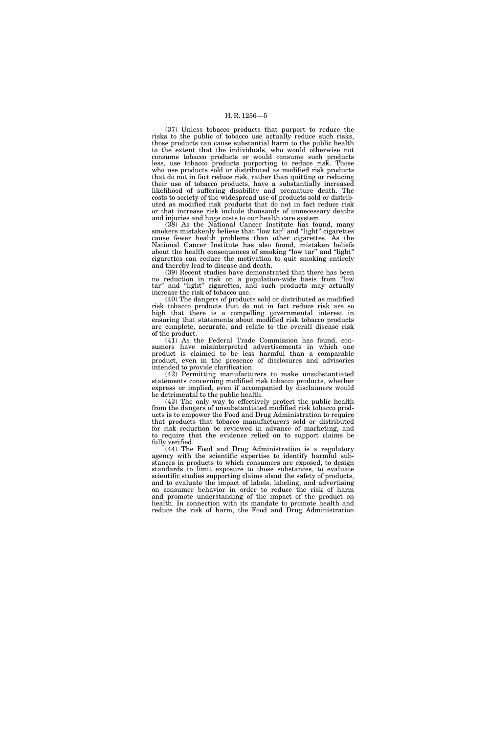(37) Unless tobacco products that purport to reduce the risks to the public of tobacco use actually reduce such risks, those products can cause substantial harm to the public health to the extent that the individuals, who would otherwise not consume tobacco products or would consume such products less, use tobacco products purporting to reduce risk. Those who use products sold or distributed as modified risk products that do not in fact reduce risk, rather than quitting or reducing their use of tobacco products, have a substantially increased likelihood of suffering disability and premature death. The costs to society of the widespread use of products sold or distributed as modified risk products that do not in fact reduce risk or that increase risk include thousands of unnecessary deaths and injuries and huge costs to our health care system.

(38) As the National Cancer Institute has found, many smokers mistakenly believe that "low tar" and "light" cigarettes cause fewer health problems than other cigarettes. As the National Cancer Institute has also found, mistaken beliefs about the health consequences of smoking "low tar" and "light" cigarettes can reduce the motivation to quit smoking entirely and thereby lead to disease and death.

(39) Recent studies have demonstrated that there has been no reduction in risk on a population-wide basis from "low tar" and "light" cigarettes, and such products may actually increase the risk of tobacco use.

(40) The dangers of products sold or distributed as modified risk tobacco products that do not in fact reduce risk are so high that there is a compelling governmental interest in ensuring that statements about modified risk tobacco products are complete, accurate, and relate to the overall disease risk of the product.

(41) As the Federal Trade Commission has found, consumers have misinterpreted advertisements in which one product is claimed to be less harmful than a comparable product, even in the presence of disclosures and advisories intended to provide clarification.

(42) Permitting manufacturers to make unsubstantiated statements concerning modified risk tobacco products, whether express or implied, even if accompanied by disclaimers would be detrimental to the public health.

(43) The only way to effectively protect the public health from the dangers of unsubstantiated modified risk tobacco products is to empower the Food and Drug Administration to require that products that tobacco manufacturers sold or distributed for risk reduction be reviewed in advance of marketing, and to require that the evidence relied on to support claims be fully verified.

(44) The Food and Drug Administration is a regulatory agency with the scientific expertise to identify harmful substances in products to which consumers are exposed, to design standards to limit exposure to those substances, to evaluate scientific studies supporting claims about the safety of products, and to evaluate the impact of labels, labeling, and advertising on consumer behavior in order to reduce the risk of harm and promote understanding of the impact of the product on health. In connection with its mandate to promote health and reduce the risk of harm, the Food and Drug Administration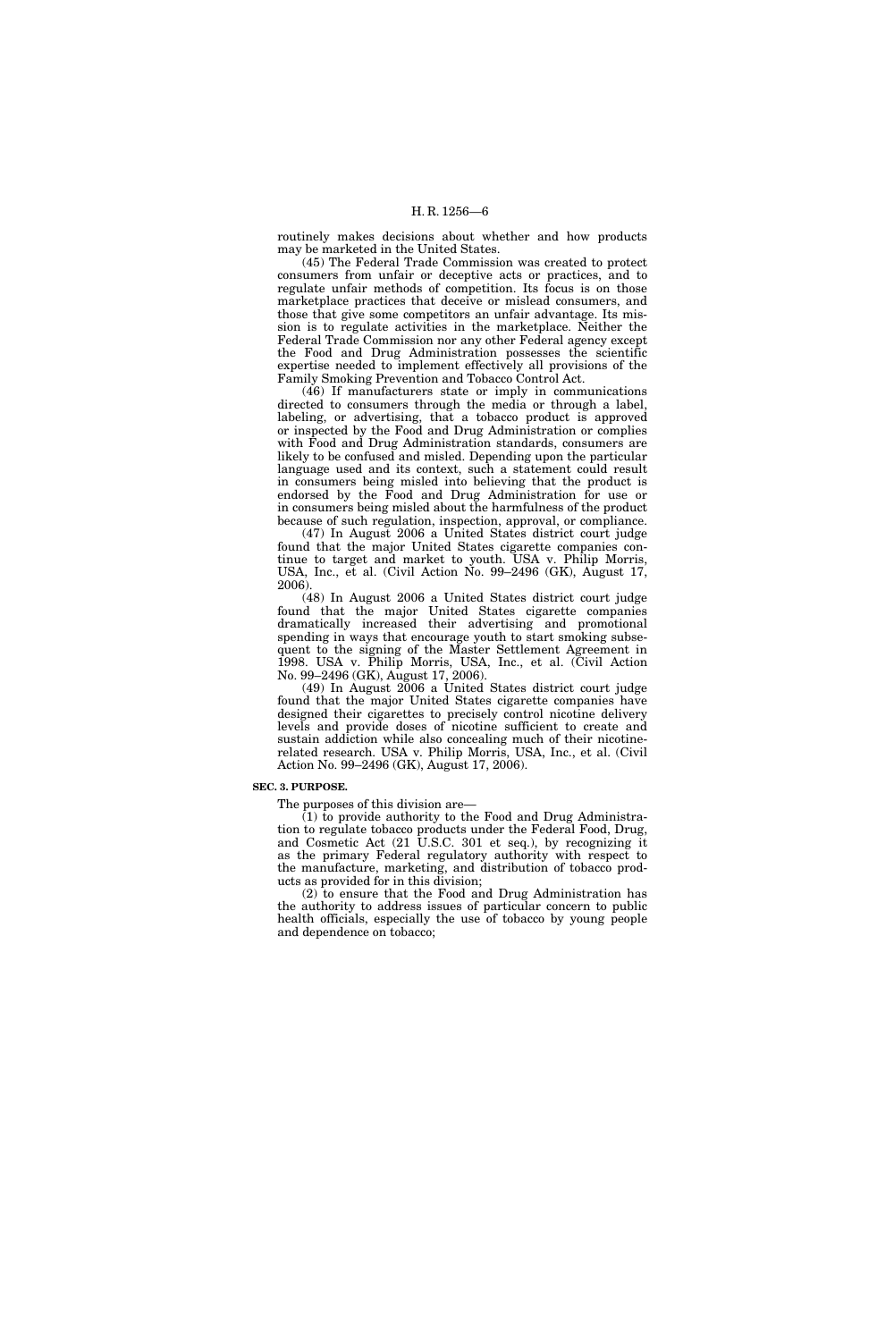routinely makes decisions about whether and how products may be marketed in the United States.

(45) The Federal Trade Commission was created to protect consumers from unfair or deceptive acts or practices, and to regulate unfair methods of competition. Its focus is on those marketplace practices that deceive or mislead consumers, and those that give some competitors an unfair advantage. Its mission is to regulate activities in the marketplace. Neither the Federal Trade Commission nor any other Federal agency except the Food and Drug Administration possesses the scientific expertise needed to implement effectively all provisions of the Family Smoking Prevention and Tobacco Control Act.

(46) If manufacturers state or imply in communications directed to consumers through the media or through a label, labeling, or advertising, that a tobacco product is approved or inspected by the Food and Drug Administration or complies with Food and Drug Administration standards, consumers are likely to be confused and misled. Depending upon the particular language used and its context, such a statement could result in consumers being misled into believing that the product is endorsed by the Food and Drug Administration for use or in consumers being misled about the harmfulness of the product because of such regulation, inspection, approval, or compliance.

(47) In August 2006 a United States district court judge found that the major United States cigarette companies continue to target and market to youth. USA v. Philip Morris, USA, Inc., et al. (Civil Action No. 99–2496 (GK), August 17, 2006).

(48) In August 2006 a United States district court judge found that the major United States cigarette companies dramatically increased their advertising and promotional spending in ways that encourage youth to start smoking subsequent to the signing of the Master Settlement Agreement in 1998. USA v. Philip Morris, USA, Inc., et al. (Civil Action No. 99–2496 (GK), August 17, 2006).

(49) In August 2006 a United States district court judge found that the major United States cigarette companies have designed their cigarettes to precisely control nicotine delivery levels and provide doses of nicotine sufficient to create and sustain addiction while also concealing much of their nicotine-related research. USA v. Philip Morris, USA, Inc., et al. (Civil Action No. 99–2496 (GK), August 17, 2006).

**SEC. 3. PURPOSE.**

The purposes of this division are—

(1) to provide authority to the Food and Drug Administration to regulate tobacco products under the Federal Food, Drug, and Cosmetic Act (21 U.S.C. 301 et seq.), by recognizing it as the primary Federal regulatory authority with respect to the manufacture, marketing, and distribution of tobacco products as provided for in this division;

(2) to ensure that the Food and Drug Administration has the authority to address issues of particular concern to public health officials, especially the use of tobacco by young people and dependence on tobacco;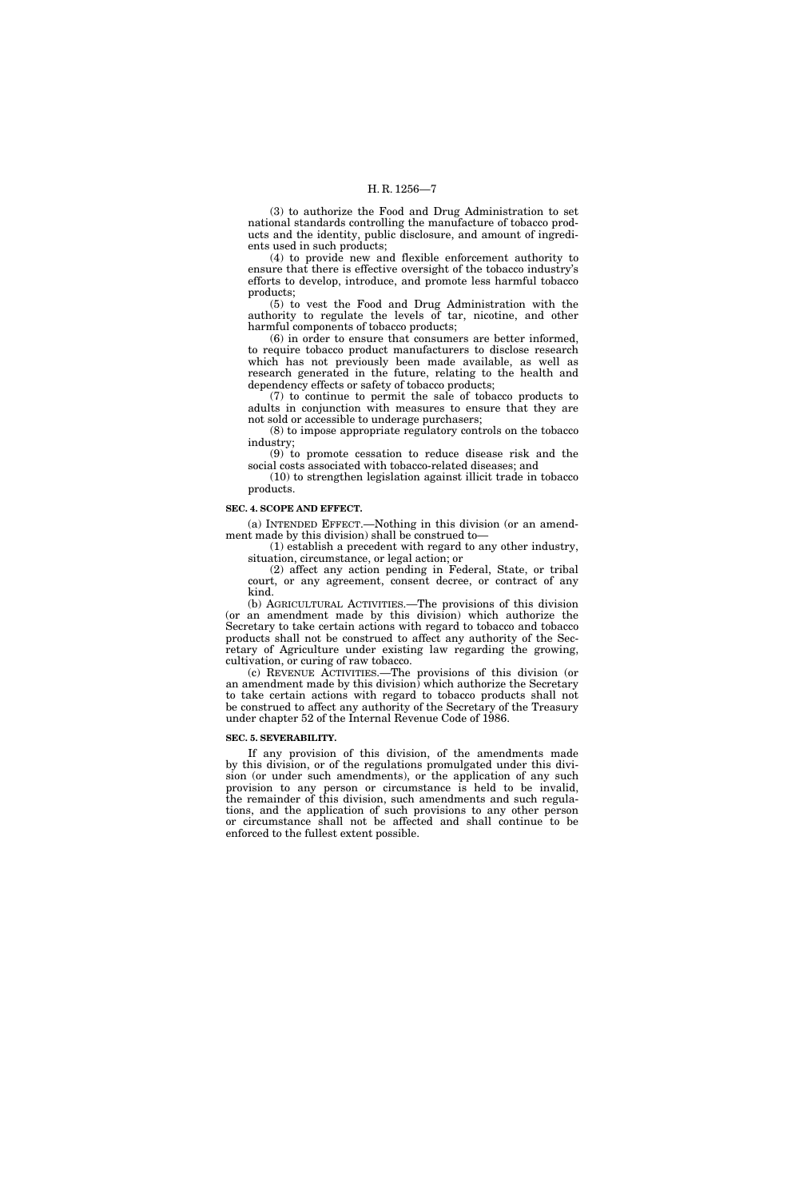(3) to authorize the Food and Drug Administration to set national standards controlling the manufacture of tobacco products and the identity, public disclosure, and amount of ingredients used in such products;

(4) to provide new and flexible enforcement authority to ensure that there is effective oversight of the tobacco industry's efforts to develop, introduce, and promote less harmful tobacco products;

(5) to vest the Food and Drug Administration with the authority to regulate the levels of tar, nicotine, and other harmful components of tobacco products;

(6) in order to ensure that consumers are better informed, to require tobacco product manufacturers to disclose research which has not previously been made available, as well as research generated in the future, relating to the health and dependency effects or safety of tobacco products;

(7) to continue to permit the sale of tobacco products to adults in conjunction with measures to ensure that they are not sold or accessible to underage purchasers;

(8) to impose appropriate regulatory controls on the tobacco industry;

(9) to promote cessation to reduce disease risk and the social costs associated with tobacco-related diseases; and

(10) to strengthen legislation against illicit trade in tobacco products.

**SEC. 4. SCOPE AND EFFECT.**

(a) INTENDED EFFECT.—Nothing in this division (or an amendment made by this division) shall be construed to—

(1) establish a precedent with regard to any other industry, situation, circumstance, or legal action; or

(2) affect any action pending in Federal, State, or tribal court, or any agreement, consent decree, or contract of any kind.

(b) AGRICULTURAL ACTIVITIES.—The provisions of this division (or an amendment made by this division) which authorize the Secretary to take certain actions with regard to tobacco and tobacco products shall not be construed to affect any authority of the Secretary of Agriculture under existing law regarding the growing, cultivation, or curing of raw tobacco.

(c) REVENUE ACTIVITIES.—The provisions of this division (or an amendment made by this division) which authorize the Secretary to take certain actions with regard to tobacco products shall not be construed to affect any authority of the Secretary of the Treasury under chapter 52 of the Internal Revenue Code of 1986.

**SEC. 5. SEVERABILITY.**

If any provision of this division, of the amendments made by this division, or of the regulations promulgated under this division (or under such amendments), or the application of any such provision to any person or circumstance is held to be invalid, the remainder of this division, such amendments and such regulations, and the application of such provisions to any other person or circumstance shall not be affected and shall continue to be enforced to the fullest extent possible.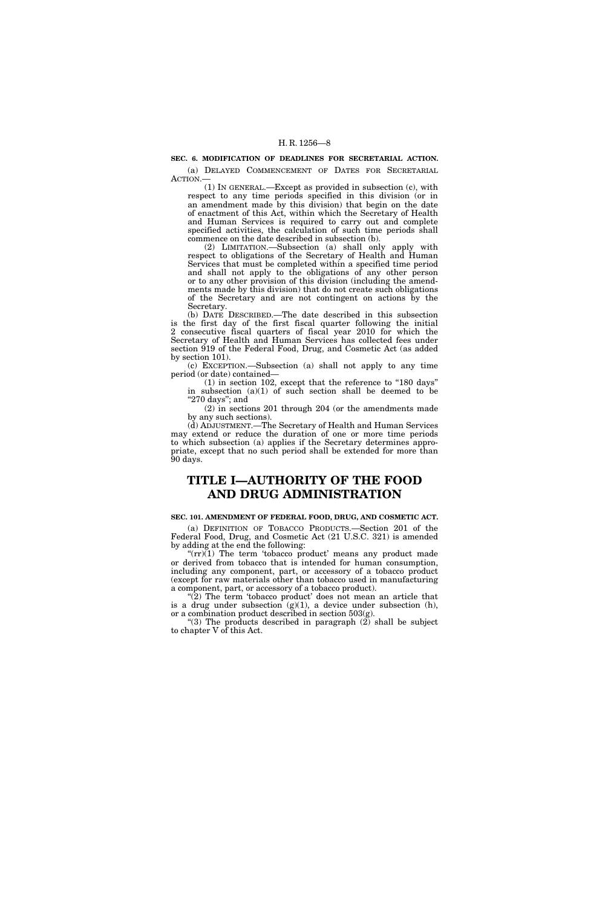**SEC. 6. MODIFICATION OF DEADLINES FOR SECRETARIAL ACTION.**

(a) DELAYED COMMENCEMENT OF DATES FOR SECRETARIAL ACTION.—

(1) IN GENERAL.—Except as provided in subsection (c), with respect to any time periods specified in this division (or in an amendment made by this division) that begin on the date of enactment of this Act, within which the Secretary of Health and Human Services is required to carry out and complete specified activities, the calculation of such time periods shall commence on the date described in subsection (b).

(2) LIMITATION.—Subsection (a) shall only apply with respect to obligations of the Secretary of Health and Human Services that must be completed within a specified time period and shall not apply to the obligations of any other person or to any other provision of this division (including the amendments made by this division) that do not create such obligations of the Secretary and are not contingent on actions by the Secretary.

(b) DATE DESCRIBED.—The date described in this subsection is the first day of the first fiscal quarter following the initial 2 consecutive fiscal quarters of fiscal year 2010 for which the Secretary of Health and Human Services has collected fees under section 919 of the Federal Food, Drug, and Cosmetic Act (as added by section 101).

(c) EXCEPTION.—Subsection (a) shall not apply to any time period (or date) contained—

(1) in section 102, except that the reference to "180 days" in subsection (a)(1) of such section shall be deemed to be "270 days"; and

(2) in sections 201 through 204 (or the amendments made by any such sections).

(d) ADJUSTMENT.—The Secretary of Health and Human Services may extend or reduce the duration of one or more time periods to which subsection (a) applies if the Secretary determines appropriate, except that no such period shall be extended for more than 90 days.

# TITLE I—AUTHORITY OF THE FOOD AND DRUG ADMINISTRATION

**SEC. 101. AMENDMENT OF FEDERAL FOOD, DRUG, AND COSMETIC ACT.**

(a) DEFINITION OF TOBACCO PRODUCTS.—Section 201 of the Federal Food, Drug, and Cosmetic Act (21 U.S.C. 321) is amended by adding at the end the following:

"(rr)(1) The term 'tobacco product' means any product made or derived from tobacco that is intended for human consumption, including any component, part, or accessory of a tobacco product (except for raw materials other than tobacco used in manufacturing a component, part, or accessory of a tobacco product).

"(2) The term 'tobacco product' does not mean an article that is a drug under subsection (g)(1), a device under subsection (h), or a combination product described in section 503(g).

"(3) The products described in paragraph (2) shall be subject to chapter V of this Act.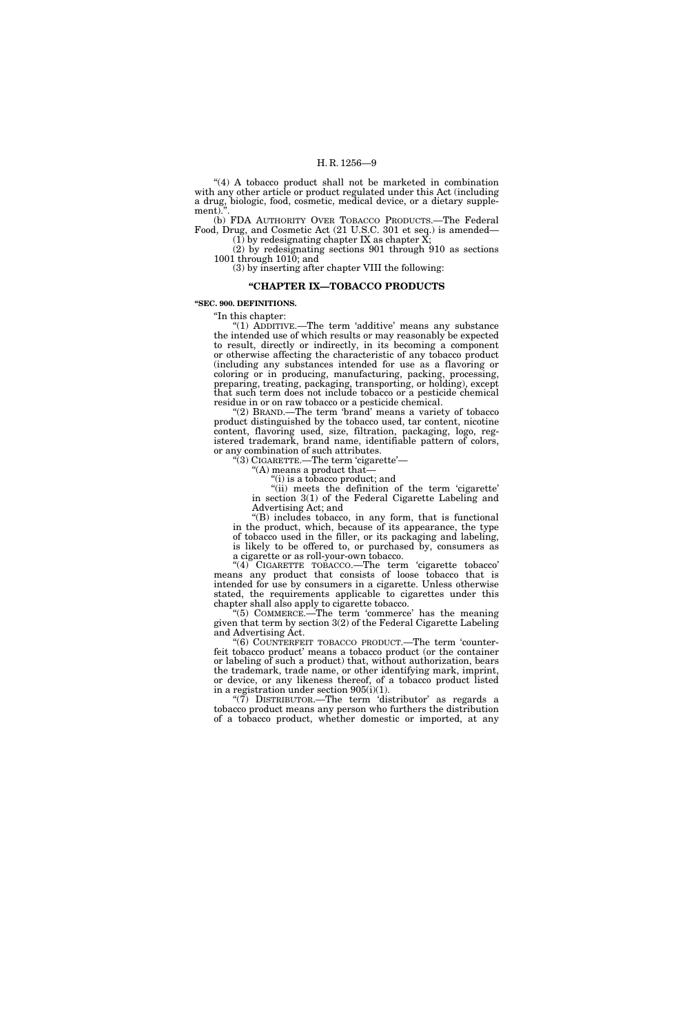"(4) A tobacco product shall not be marketed in combination with any other article or product regulated under this Act (including a drug, biologic, food, cosmetic, medical device, or a dietary supplement).".

(b) FDA AUTHORITY OVER TOBACCO PRODUCTS.—The Federal Food, Drug, and Cosmetic Act (21 U.S.C. 301 et seq.) is amended—

(1) by redesignating chapter IX as chapter X;

(2) by redesignating sections 901 through 910 as sections 1001 through 1010; and

(3) by inserting after chapter VIII the following:

## "CHAPTER IX—TOBACCO PRODUCTS

**"SEC. 900. DEFINITIONS.**

"In this chapter:

"(1) ADDITIVE.—The term 'additive' means any substance the intended use of which results or may reasonably be expected to result, directly or indirectly, in its becoming a component or otherwise affecting the characteristic of any tobacco product (including any substances intended for use as a flavoring or coloring or in producing, manufacturing, packing, processing, preparing, treating, packaging, transporting, or holding), except that such term does not include tobacco or a pesticide chemical residue in or on raw tobacco or a pesticide chemical.

"(2) BRAND.—The term 'brand' means a variety of tobacco product distinguished by the tobacco used, tar content, nicotine content, flavoring used, size, filtration, packaging, logo, registered trademark, brand name, identifiable pattern of colors, or any combination of such attributes.

"(3) CIGARETTE.—The term 'cigarette'—

"(A) means a product that—

"(i) is a tobacco product; and

"(ii) meets the definition of the term 'cigarette' in section 3(1) of the Federal Cigarette Labeling and Advertising Act; and

"(B) includes tobacco, in any form, that is functional in the product, which, because of its appearance, the type of tobacco used in the filler, or its packaging and labeling, is likely to be offered to, or purchased by, consumers as a cigarette or as roll-your-own tobacco.

"(4) CIGARETTE TOBACCO.—The term 'cigarette tobacco' means any product that consists of loose tobacco that is intended for use by consumers in a cigarette. Unless otherwise stated, the requirements applicable to cigarettes under this chapter shall also apply to cigarette tobacco.

"(5) COMMERCE.—The term 'commerce' has the meaning given that term by section 3(2) of the Federal Cigarette Labeling and Advertising Act.

"(6) COUNTERFEIT TOBACCO PRODUCT.—The term 'counterfeit tobacco product' means a tobacco product (or the container or labeling of such a product) that, without authorization, bears the trademark, trade name, or other identifying mark, imprint, or device, or any likeness thereof, of a tobacco product listed in a registration under section 905(i)(1).

"(7) DISTRIBUTOR.—The term 'distributor' as regards a tobacco product means any person who furthers the distribution of a tobacco product, whether domestic or imported, at any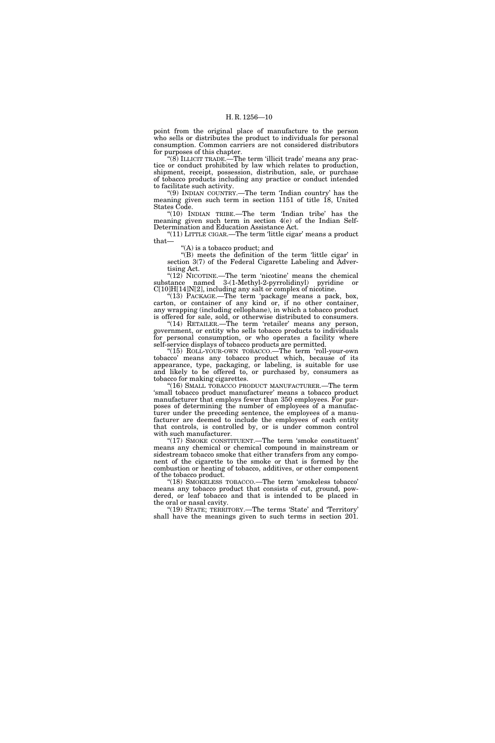point from the original place of manufacture to the person who sells or distributes the product to individuals for personal consumption. Common carriers are not considered distributors for purposes of this chapter.

"(8) ILLICIT TRADE.—The term 'illicit trade' means any practice or conduct prohibited by law which relates to production, shipment, receipt, possession, distribution, sale, or purchase of tobacco products including any practice or conduct intended to facilitate such activity.

"(9) INDIAN COUNTRY.—The term 'Indian country' has the meaning given such term in section 1151 of title 18, United States Code.

"(10) INDIAN TRIBE.—The term 'Indian tribe' has the meaning given such term in section 4(e) of the Indian Self-Determination and Education Assistance Act.

"(11) LITTLE CIGAR.—The term 'little cigar' means a product that—

"(A) is a tobacco product; and

"(B) meets the definition of the term 'little cigar' in section 3(7) of the Federal Cigarette Labeling and Advertising Act.

"(12) NICOTINE.—The term 'nicotine' means the chemical substance named 3-(1-Methyl-2-pyrrolidinyl) pyridine or C[10]H[14]N[2], including any salt or complex of nicotine.

"(13) PACKAGE.—The term 'package' means a pack, box, carton, or container of any kind or, if no other container, any wrapping (including cellophane), in which a tobacco product is offered for sale, sold, or otherwise distributed to consumers.

"(14) RETAILER.—The term 'retailer' means any person, government, or entity who sells tobacco products to individuals for personal consumption, or who operates a facility where self-service displays of tobacco products are permitted.

"(15) ROLL-YOUR-OWN TOBACCO.—The term 'roll-your-own tobacco' means any tobacco product which, because of its appearance, type, packaging, or labeling, is suitable for use and likely to be offered to, or purchased by, consumers as tobacco for making cigarettes.

"(16) SMALL TOBACCO PRODUCT MANUFACTURER.—The term 'small tobacco product manufacturer' means a tobacco product manufacturer that employs fewer than 350 employees. For purposes of determining the number of employees of a manufacturer under the preceding sentence, the employees of a manufacturer are deemed to include the employees of each entity that controls, is controlled by, or is under common control with such manufacturer.

"(17) SMOKE CONSTITUENT.—The term 'smoke constituent' means any chemical or chemical compound in mainstream or sidestream tobacco smoke that either transfers from any component of the cigarette to the smoke or that is formed by the combustion or heating of tobacco, additives, or other component of the tobacco product.

"(18) SMOKELESS TOBACCO.—The term 'smokeless tobacco' means any tobacco product that consists of cut, ground, powdered, or leaf tobacco and that is intended to be placed in the oral or nasal cavity.

"(19) STATE; TERRITORY.—The terms 'State' and 'Territory' shall have the meanings given to such terms in section 201.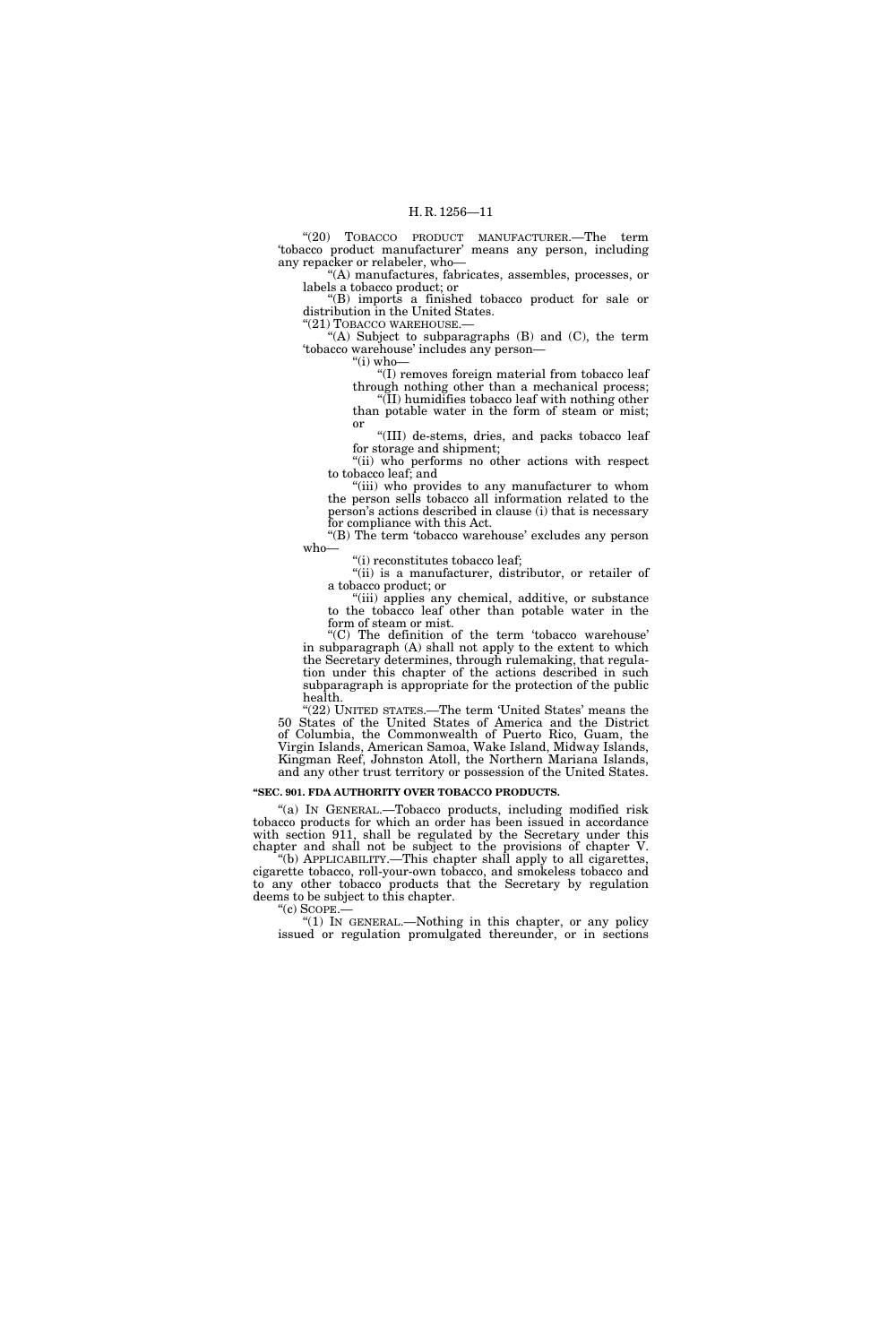"(20) TOBACCO PRODUCT MANUFACTURER.—The term 'tobacco product manufacturer' means any person, including any repacker or relabeler, who—

"(A) manufactures, fabricates, assembles, processes, or labels a tobacco product; or

"(B) imports a finished tobacco product for sale or distribution in the United States.

"(21) TOBACCO WAREHOUSE.—

"(A) Subject to subparagraphs (B) and (C), the term 'tobacco warehouse' includes any person—

"(i) who—

"(I) removes foreign material from tobacco leaf through nothing other than a mechanical process;

"(II) humidifies tobacco leaf with nothing other than potable water in the form of steam or mist; or

"(III) de-stems, dries, and packs tobacco leaf for storage and shipment;

"(ii) who performs no other actions with respect to tobacco leaf; and

"(iii) who provides to any manufacturer to whom the person sells tobacco all information related to the person's actions described in clause (i) that is necessary for compliance with this Act.

"(B) The term 'tobacco warehouse' excludes any person who—

"(i) reconstitutes tobacco leaf;

"(ii) is a manufacturer, distributor, or retailer of a tobacco product; or

"(iii) applies any chemical, additive, or substance to the tobacco leaf other than potable water in the form of steam or mist.

"(C) The definition of the term 'tobacco warehouse' in subparagraph (A) shall not apply to the extent to which the Secretary determines, through rulemaking, that regulation under this chapter of the actions described in such subparagraph is appropriate for the protection of the public health.

"(22) UNITED STATES.—The term 'United States' means the 50 States of the United States of America and the District of Columbia, the Commonwealth of Puerto Rico, Guam, the Virgin Islands, American Samoa, Wake Island, Midway Islands, Kingman Reef, Johnston Atoll, the Northern Mariana Islands, and any other trust territory or possession of the United States.

**"SEC. 901. FDA AUTHORITY OVER TOBACCO PRODUCTS.**

"(a) IN GENERAL.—Tobacco products, including modified risk tobacco products for which an order has been issued in accordance with section 911, shall be regulated by the Secretary under this chapter and shall not be subject to the provisions of chapter V.

"(b) APPLICABILITY.—This chapter shall apply to all cigarettes, cigarette tobacco, roll-your-own tobacco, and smokeless tobacco and to any other tobacco products that the Secretary by regulation deems to be subject to this chapter.

"(c) SCOPE.—

"(1) IN GENERAL.—Nothing in this chapter, or any policy issued or regulation promulgated thereunder, or in sections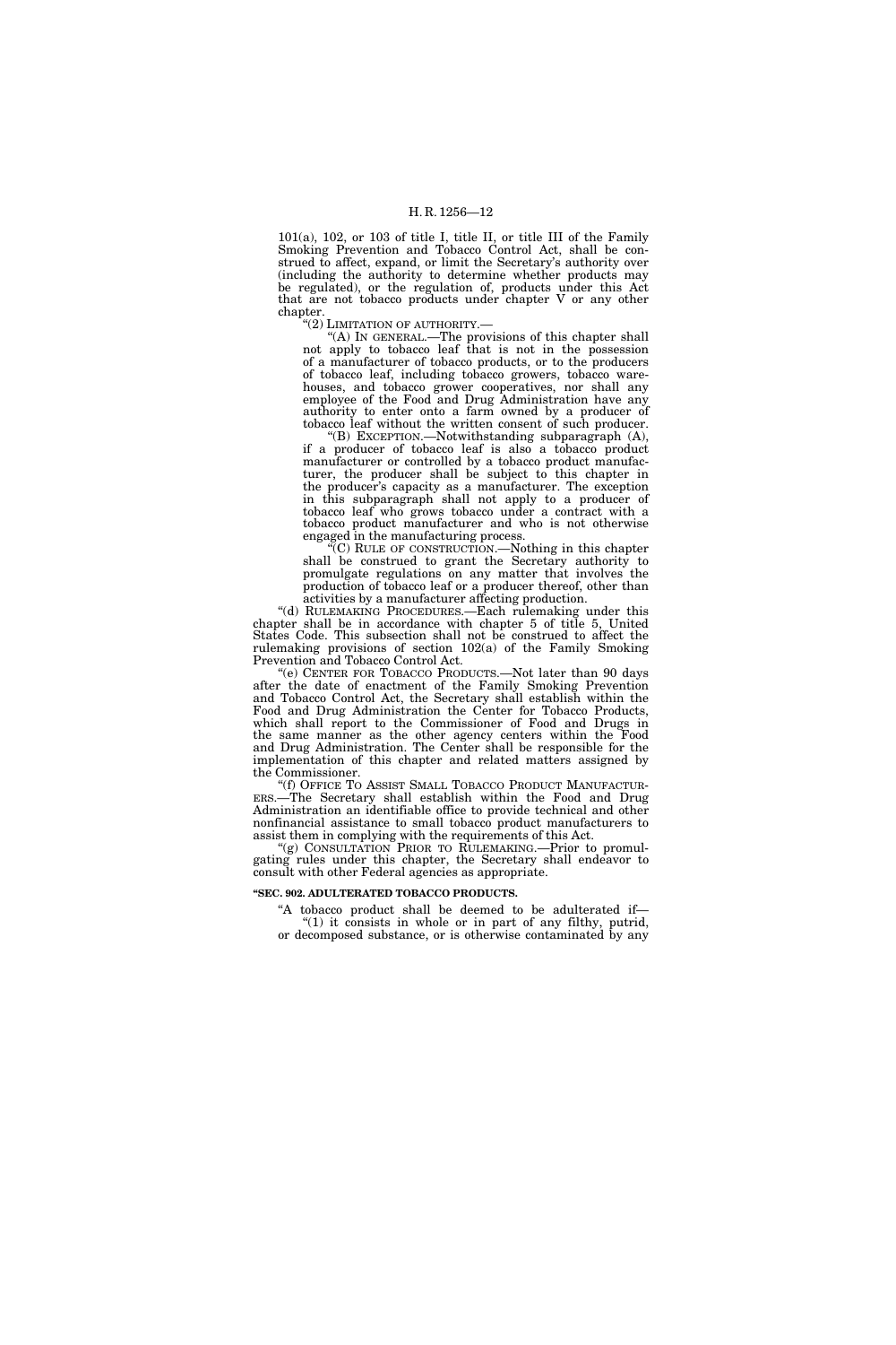101(a), 102, or 103 of title I, title II, or title III of the Family Smoking Prevention and Tobacco Control Act, shall be construed to affect, expand, or limit the Secretary's authority over (including the authority to determine whether products may be regulated), or the regulation of, products under this Act that are not tobacco products under chapter V or any other chapter.

"(2) LIMITATION OF AUTHORITY.—

"(A) IN GENERAL.—The provisions of this chapter shall not apply to tobacco leaf that is not in the possession of a manufacturer of tobacco products, or to the producers of tobacco leaf, including tobacco growers, tobacco warehouses, and tobacco grower cooperatives, nor shall any employee of the Food and Drug Administration have any authority to enter onto a farm owned by a producer of tobacco leaf without the written consent of such producer.

"(B) EXCEPTION.—Notwithstanding subparagraph (A), if a producer of tobacco leaf is also a tobacco product manufacturer or controlled by a tobacco product manufacturer, the producer shall be subject to this chapter in the producer's capacity as a manufacturer. The exception in this subparagraph shall not apply to a producer of tobacco leaf who grows tobacco under a contract with a tobacco product manufacturer and who is not otherwise engaged in the manufacturing process.

"(C) RULE OF CONSTRUCTION.—Nothing in this chapter shall be construed to grant the Secretary authority to promulgate regulations on any matter that involves the production of tobacco leaf or a producer thereof, other than activities by a manufacturer affecting production.

"(d) RULEMAKING PROCEDURES.—Each rulemaking under this chapter shall be in accordance with chapter 5 of title 5, United States Code. This subsection shall not be construed to affect the rulemaking provisions of section 102(a) of the Family Smoking Prevention and Tobacco Control Act.

"(e) CENTER FOR TOBACCO PRODUCTS.—Not later than 90 days after the date of enactment of the Family Smoking Prevention and Tobacco Control Act, the Secretary shall establish within the Food and Drug Administration the Center for Tobacco Products, which shall report to the Commissioner of Food and Drugs in the same manner as the other agency centers within the Food and Drug Administration. The Center shall be responsible for the implementation of this chapter and related matters assigned by the Commissioner.

"(f) OFFICE TO ASSIST SMALL TOBACCO PRODUCT MANUFACTURERS.—The Secretary shall establish within the Food and Drug Administration an identifiable office to provide technical and other nonfinancial assistance to small tobacco product manufacturers to assist them in complying with the requirements of this Act.

"(g) CONSULTATION PRIOR TO RULEMAKING.—Prior to promulgating rules under this chapter, the Secretary shall endeavor to consult with other Federal agencies as appropriate.

**"SEC. 902. ADULTERATED TOBACCO PRODUCTS.**

"A tobacco product shall be deemed to be adulterated if—

"(1) it consists in whole or in part of any filthy, putrid, or decomposed substance, or is otherwise contaminated by any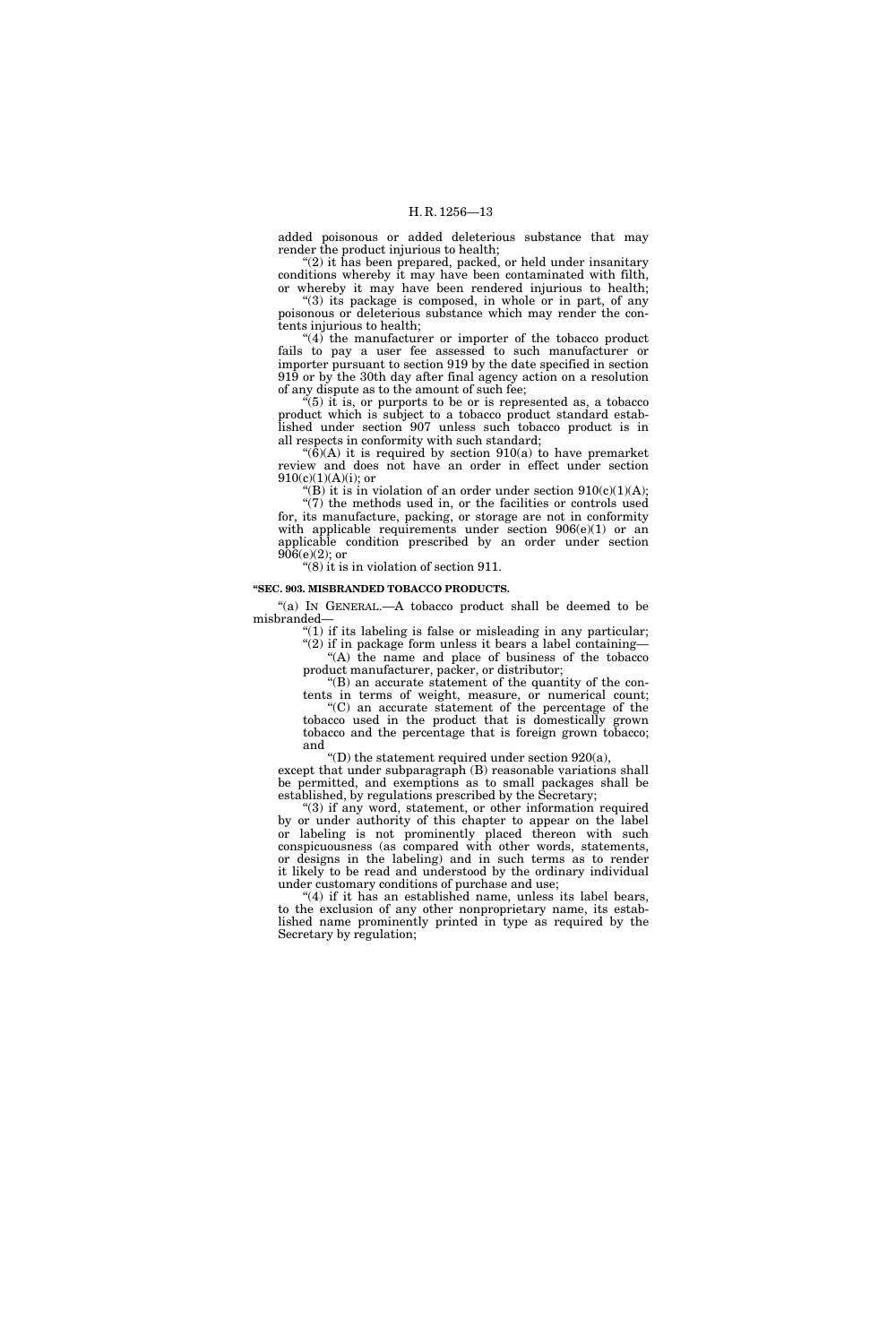added poisonous or added deleterious substance that may render the product injurious to health;

"(2) it has been prepared, packed, or held under insanitary conditions whereby it may have been contaminated with filth, or whereby it may have been rendered injurious to health;

"(3) its package is composed, in whole or in part, of any poisonous or deleterious substance which may render the contents injurious to health;

"(4) the manufacturer or importer of the tobacco product fails to pay a user fee assessed to such manufacturer or importer pursuant to section 919 by the date specified in section 919 or by the 30th day after final agency action on a resolution of any dispute as to the amount of such fee;

"(5) it is, or purports to be or is represented as, a tobacco product which is subject to a tobacco product standard established under section 907 unless such tobacco product is in all respects in conformity with such standard;

"(6)(A) it is required by section 910(a) to have premarket review and does not have an order in effect under section 910(c)(1)(A)(i); or

"(B) it is in violation of an order under section 910(c)(1)(A);

"(7) the methods used in, or the facilities or controls used for, its manufacture, packing, or storage are not in conformity with applicable requirements under section 906(e)(1) or an applicable condition prescribed by an order under section 906(e)(2); or

"(8) it is in violation of section 911.

**"SEC. 903. MISBRANDED TOBACCO PRODUCTS.**

"(a) IN GENERAL.—A tobacco product shall be deemed to be misbranded—

"(1) if its labeling is false or misleading in any particular;

"(2) if in package form unless it bears a label containing—

"(A) the name and place of business of the tobacco product manufacturer, packer, or distributor;

"(B) an accurate statement of the quantity of the contents in terms of weight, measure, or numerical count;

"(C) an accurate statement of the percentage of the tobacco used in the product that is domestically grown tobacco and the percentage that is foreign grown tobacco; and

"(D) the statement required under section 920(a),

except that under subparagraph (B) reasonable variations shall be permitted, and exemptions as to small packages shall be established, by regulations prescribed by the Secretary;

"(3) if any word, statement, or other information required by or under authority of this chapter to appear on the label or labeling is not prominently placed thereon with such conspicuousness (as compared with other words, statements, or designs in the labeling) and in such terms as to render it likely to be read and understood by the ordinary individual under customary conditions of purchase and use;

"(4) if it has an established name, unless its label bears, to the exclusion of any other nonproprietary name, its established name prominently printed in type as required by the Secretary by regulation;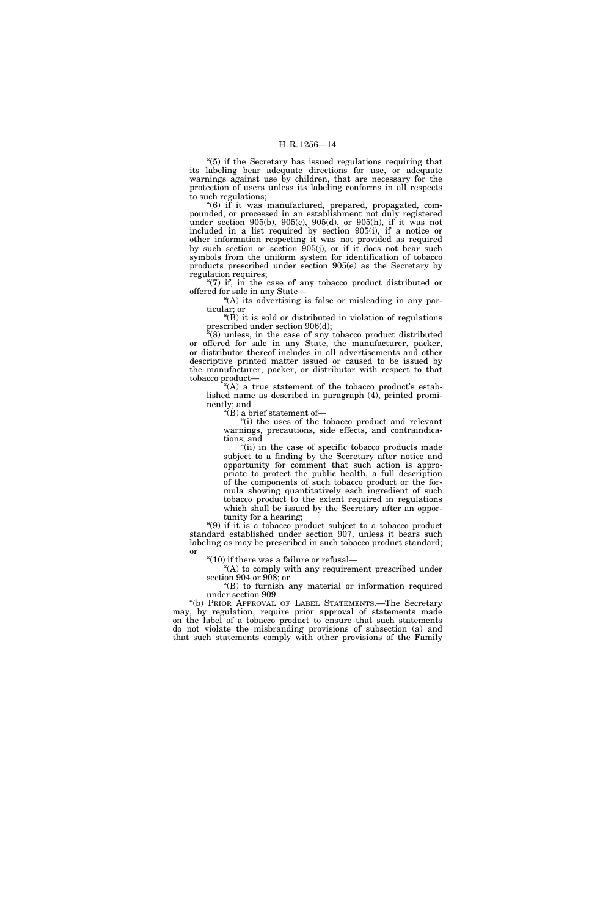"(5) if the Secretary has issued regulations requiring that its labeling bear adequate directions for use, or adequate warnings against use by children, that are necessary for the protection of users unless its labeling conforms in all respects to such regulations;

"(6) if it was manufactured, prepared, propagated, compounded, or processed in an establishment not duly registered under section 905(b), 905(c), 905(d), or 905(h), if it was not included in a list required by section 905(i), if a notice or other information respecting it was not provided as required by such section or section 905(j), or if it does not bear such symbols from the uniform system for identification of tobacco products prescribed under section 905(e) as the Secretary by regulation requires;

"(7) if, in the case of any tobacco product distributed or offered for sale in any State—

"(A) its advertising is false or misleading in any particular; or

"(B) it is sold or distributed in violation of regulations prescribed under section 906(d);

"(8) unless, in the case of any tobacco product distributed or offered for sale in any State, the manufacturer, packer, or distributor thereof includes in all advertisements and other descriptive printed matter issued or caused to be issued by the manufacturer, packer, or distributor with respect to that tobacco product—

"(A) a true statement of the tobacco product's established name as described in paragraph (4), printed prominently; and

"(B) a brief statement of—

"(i) the uses of the tobacco product and relevant warnings, precautions, side effects, and contraindications; and

"(ii) in the case of specific tobacco products made subject to a finding by the Secretary after notice and opportunity for comment that such action is appropriate to protect the public health, a full description of the components of such tobacco product or the formula showing quantitatively each ingredient of such tobacco product to the extent required in regulations which shall be issued by the Secretary after an opportunity for a hearing;

"(9) if it is a tobacco product subject to a tobacco product standard established under section 907, unless it bears such labeling as may be prescribed in such tobacco product standard; or

"(10) if there was a failure or refusal—

"(A) to comply with any requirement prescribed under section 904 or 908; or

"(B) to furnish any material or information required under section 909.

"(b) PRIOR APPROVAL OF LABEL STATEMENTS.—The Secretary may, by regulation, require prior approval of statements made on the label of a tobacco product to ensure that such statements do not violate the misbranding provisions of subsection (a) and that such statements comply with other provisions of the Family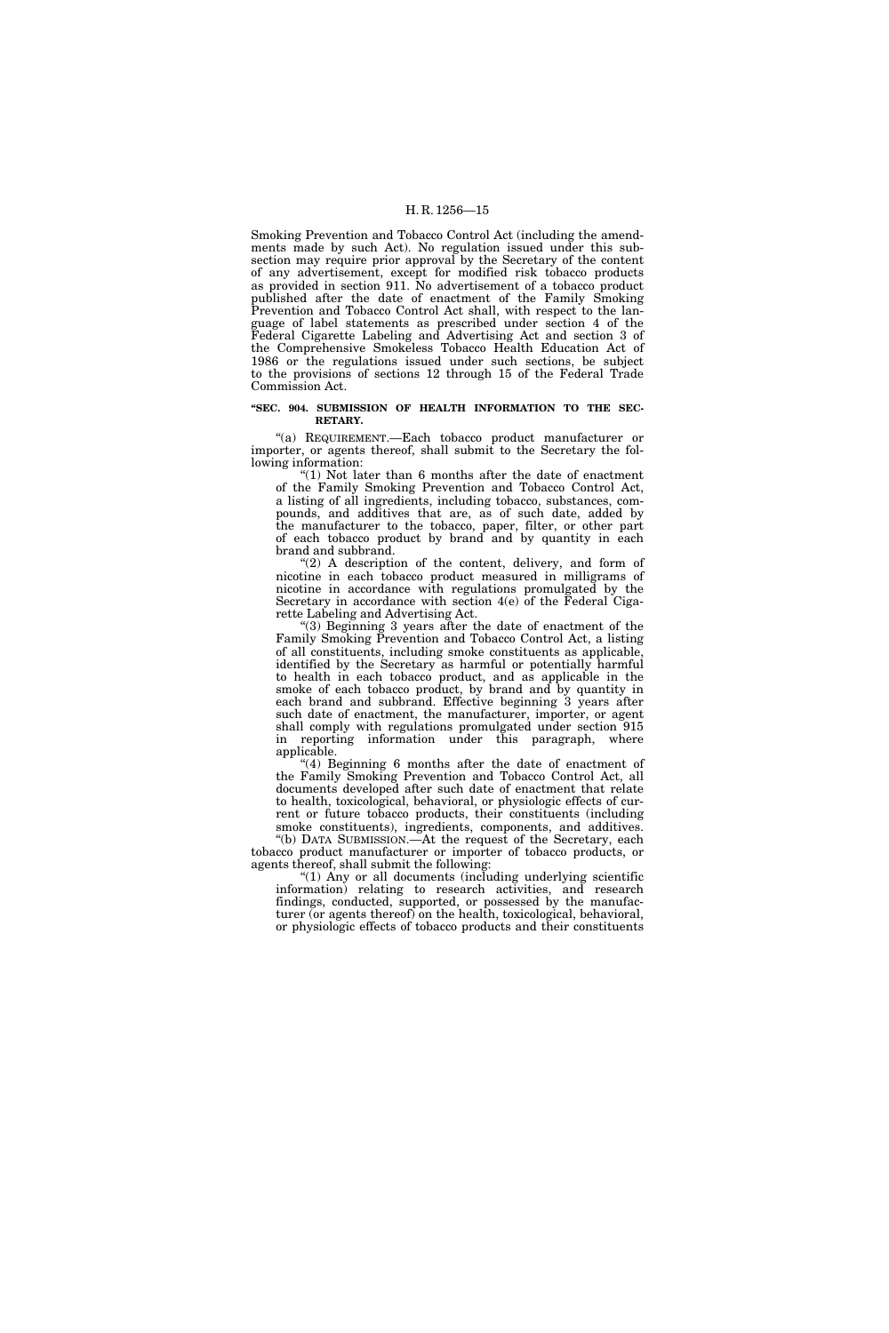Smoking Prevention and Tobacco Control Act (including the amendments made by such Act). No regulation issued under this subsection may require prior approval by the Secretary of the content of any advertisement, except for modified risk tobacco products as provided in section 911. No advertisement of a tobacco product published after the date of enactment of the Family Smoking Prevention and Tobacco Control Act shall, with respect to the language of label statements as prescribed under section 4 of the Federal Cigarette Labeling and Advertising Act and section 3 of the Comprehensive Smokeless Tobacco Health Education Act of 1986 or the regulations issued under such sections, be subject to the provisions of sections 12 through 15 of the Federal Trade Commission Act.

**"SEC. 904. SUBMISSION OF HEALTH INFORMATION TO THE SECRETARY.**

"(a) REQUIREMENT.—Each tobacco product manufacturer or importer, or agents thereof, shall submit to the Secretary the following information:

"(1) Not later than 6 months after the date of enactment of the Family Smoking Prevention and Tobacco Control Act, a listing of all ingredients, including tobacco, substances, compounds, and additives that are, as of such date, added by the manufacturer to the tobacco, paper, filter, or other part of each tobacco product by brand and by quantity in each brand and subbrand.

"(2) A description of the content, delivery, and form of nicotine in each tobacco product measured in milligrams of nicotine in accordance with regulations promulgated by the Secretary in accordance with section 4(e) of the Federal Cigarette Labeling and Advertising Act.

"(3) Beginning 3 years after the date of enactment of the Family Smoking Prevention and Tobacco Control Act, a listing of all constituents, including smoke constituents as applicable, identified by the Secretary as harmful or potentially harmful to health in each tobacco product, and as applicable in the smoke of each tobacco product, by brand and by quantity in each brand and subbrand. Effective beginning 3 years after such date of enactment, the manufacturer, importer, or agent shall comply with regulations promulgated under section 915 in reporting information under this paragraph, where applicable.

"(4) Beginning 6 months after the date of enactment of the Family Smoking Prevention and Tobacco Control Act, all documents developed after such date of enactment that relate to health, toxicological, behavioral, or physiologic effects of current or future tobacco products, their constituents (including smoke constituents), ingredients, components, and additives.

"(b) DATA SUBMISSION.—At the request of the Secretary, each tobacco product manufacturer or importer of tobacco products, or agents thereof, shall submit the following:

"(1) Any or all documents (including underlying scientific information) relating to research activities, and research findings, conducted, supported, or possessed by the manufacturer (or agents thereof) on the health, toxicological, behavioral, or physiologic effects of tobacco products and their constituents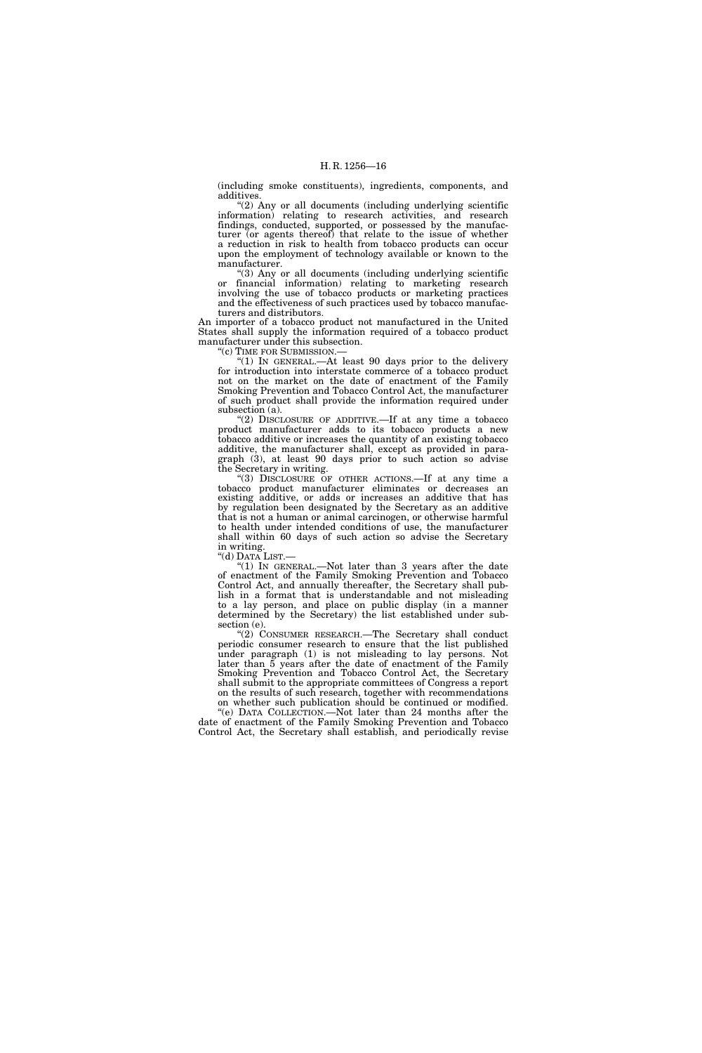(including smoke constituents), ingredients, components, and additives.

"(2) Any or all documents (including underlying scientific information) relating to research activities, and research findings, conducted, supported, or possessed by the manufacturer (or agents thereof) that relate to the issue of whether a reduction in risk to health from tobacco products can occur upon the employment of technology available or known to the manufacturer.

"(3) Any or all documents (including underlying scientific or financial information) relating to marketing research involving the use of tobacco products or marketing practices and the effectiveness of such practices used by tobacco manufacturers and distributors.

An importer of a tobacco product not manufactured in the United States shall supply the information required of a tobacco product manufacturer under this subsection.

"(c) TIME FOR SUBMISSION.—

"(1) IN GENERAL.—At least 90 days prior to the delivery for introduction into interstate commerce of a tobacco product not on the market on the date of enactment of the Family Smoking Prevention and Tobacco Control Act, the manufacturer of such product shall provide the information required under subsection (a).

"(2) DISCLOSURE OF ADDITIVE.—If at any time a tobacco product manufacturer adds to its tobacco products a new tobacco additive or increases the quantity of an existing tobacco additive, the manufacturer shall, except as provided in paragraph (3), at least 90 days prior to such action so advise the Secretary in writing.

"(3) DISCLOSURE OF OTHER ACTIONS.—If at any time a tobacco product manufacturer eliminates or decreases an existing additive, or adds or increases an additive that has by regulation been designated by the Secretary as an additive that is not a human or animal carcinogen, or otherwise harmful to health under intended conditions of use, the manufacturer shall within 60 days of such action so advise the Secretary in writing.

"(d) DATA LIST.—

"(1) IN GENERAL.—Not later than 3 years after the date of enactment of the Family Smoking Prevention and Tobacco Control Act, and annually thereafter, the Secretary shall publish in a format that is understandable and not misleading to a lay person, and place on public display (in a manner determined by the Secretary) the list established under subsection (e).

"(2) CONSUMER RESEARCH.—The Secretary shall conduct periodic consumer research to ensure that the list published under paragraph (1) is not misleading to lay persons. Not later than 5 years after the date of enactment of the Family Smoking Prevention and Tobacco Control Act, the Secretary shall submit to the appropriate committees of Congress a report on the results of such research, together with recommendations on whether such publication should be continued or modified.

"(e) DATA COLLECTION.—Not later than 24 months after the date of enactment of the Family Smoking Prevention and Tobacco Control Act, the Secretary shall establish, and periodically revise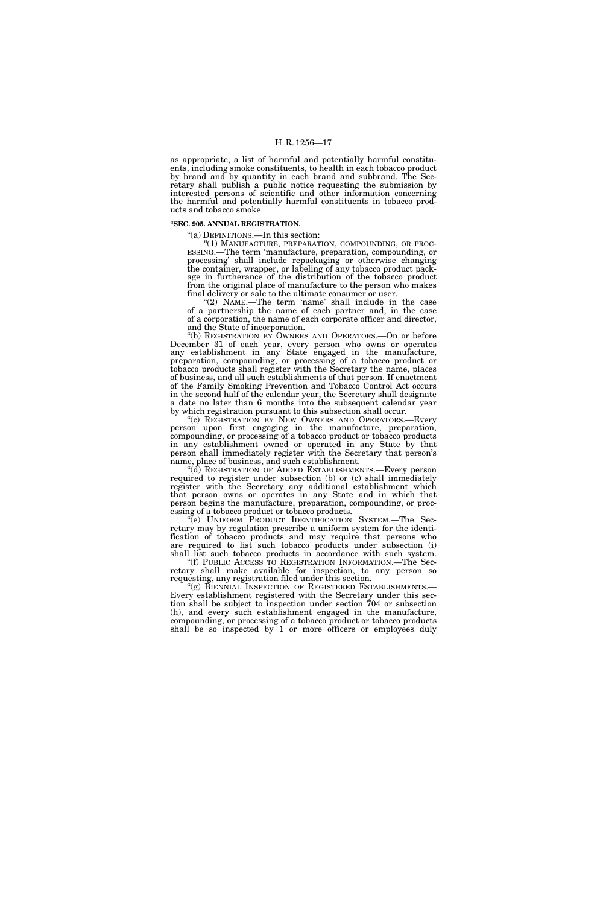as appropriate, a list of harmful and potentially harmful constituents, including smoke constituents, to health in each tobacco product by brand and by quantity in each brand and subbrand. The Secretary shall publish a public notice requesting the submission by interested persons of scientific and other information concerning the harmful and potentially harmful constituents in tobacco products and tobacco smoke.

**"SEC. 905. ANNUAL REGISTRATION.**

"(a) DEFINITIONS.—In this section:

"(1) MANUFACTURE, PREPARATION, COMPOUNDING, OR PROCESSING.—The term 'manufacture, preparation, compounding, or processing' shall include repackaging or otherwise changing the container, wrapper, or labeling of any tobacco product package in furtherance of the distribution of the tobacco product from the original place of manufacture to the person who makes final delivery or sale to the ultimate consumer or user.

"(2) NAME.—The term 'name' shall include in the case of a partnership the name of each partner and, in the case of a corporation, the name of each corporate officer and director, and the State of incorporation.

"(b) REGISTRATION BY OWNERS AND OPERATORS.—On or before December 31 of each year, every person who owns or operates any establishment in any State engaged in the manufacture, preparation, compounding, or processing of a tobacco product or tobacco products shall register with the Secretary the name, places of business, and all such establishments of that person. If enactment of the Family Smoking Prevention and Tobacco Control Act occurs in the second half of the calendar year, the Secretary shall designate a date no later than 6 months into the subsequent calendar year by which registration pursuant to this subsection shall occur.

"(c) REGISTRATION BY NEW OWNERS AND OPERATORS.—Every person upon first engaging in the manufacture, preparation, compounding, or processing of a tobacco product or tobacco products in any establishment owned or operated in any State by that person shall immediately register with the Secretary that person's name, place of business, and such establishment.

"(d) REGISTRATION OF ADDED ESTABLISHMENTS.—Every person required to register under subsection (b) or (c) shall immediately register with the Secretary any additional establishment which that person owns or operates in any State and in which that person begins the manufacture, preparation, compounding, or processing of a tobacco product or tobacco products.

"(e) UNIFORM PRODUCT IDENTIFICATION SYSTEM.—The Secretary may by regulation prescribe a uniform system for the identification of tobacco products and may require that persons who are required to list such tobacco products under subsection (i) shall list such tobacco products in accordance with such system.

"(f) PUBLIC ACCESS TO REGISTRATION INFORMATION.—The Secretary shall make available for inspection, to any person so requesting, any registration filed under this section.

"(g) BIENNIAL INSPECTION OF REGISTERED ESTABLISHMENTS.—Every establishment registered with the Secretary under this section shall be subject to inspection under section 704 or subsection (h), and every such establishment engaged in the manufacture, compounding, or processing of a tobacco product or tobacco products shall be so inspected by 1 or more officers or employees duly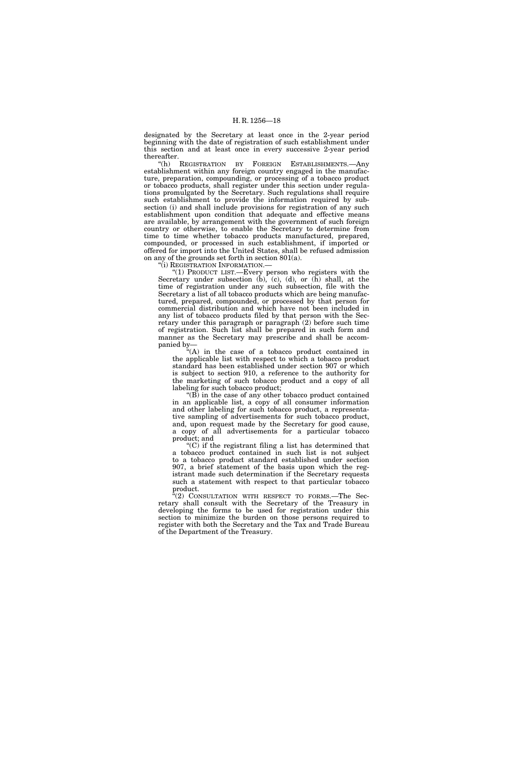designated by the Secretary at least once in the 2-year period beginning with the date of registration of such establishment under this section and at least once in every successive 2-year period thereafter.

"(h) REGISTRATION BY FOREIGN ESTABLISHMENTS.—Any establishment within any foreign country engaged in the manufacture, preparation, compounding, or processing of a tobacco product or tobacco products, shall register under this section under regulations promulgated by the Secretary. Such regulations shall require such establishment to provide the information required by subsection (i) and shall include provisions for registration of any such establishment upon condition that adequate and effective means are available, by arrangement with the government of such foreign country or otherwise, to enable the Secretary to determine from time to time whether tobacco products manufactured, prepared, compounded, or processed in such establishment, if imported or offered for import into the United States, shall be refused admission on any of the grounds set forth in section 801(a).

"(i) REGISTRATION INFORMATION.—

"(1) PRODUCT LIST.—Every person who registers with the Secretary under subsection (b), (c), (d), or (h) shall, at the time of registration under any such subsection, file with the Secretary a list of all tobacco products which are being manufactured, prepared, compounded, or processed by that person for commercial distribution and which have not been included in any list of tobacco products filed by that person with the Secretary under this paragraph or paragraph (2) before such time of registration. Such list shall be prepared in such form and manner as the Secretary may prescribe and shall be accompanied by—

"(A) in the case of a tobacco product contained in the applicable list with respect to which a tobacco product standard has been established under section 907 or which is subject to section 910, a reference to the authority for the marketing of such tobacco product and a copy of all labeling for such tobacco product;

"(B) in the case of any other tobacco product contained in an applicable list, a copy of all consumer information and other labeling for such tobacco product, a representative sampling of advertisements for such tobacco product, and, upon request made by the Secretary for good cause, a copy of all advertisements for a particular tobacco product; and

"(C) if the registrant filing a list has determined that a tobacco product contained in such list is not subject to a tobacco product standard established under section 907, a brief statement of the basis upon which the registrant made such determination if the Secretary requests such a statement with respect to that particular tobacco product.

"(2) CONSULTATION WITH RESPECT TO FORMS.—The Secretary shall consult with the Secretary of the Treasury in developing the forms to be used for registration under this section to minimize the burden on those persons required to register with both the Secretary and the Tax and Trade Bureau of the Department of the Treasury.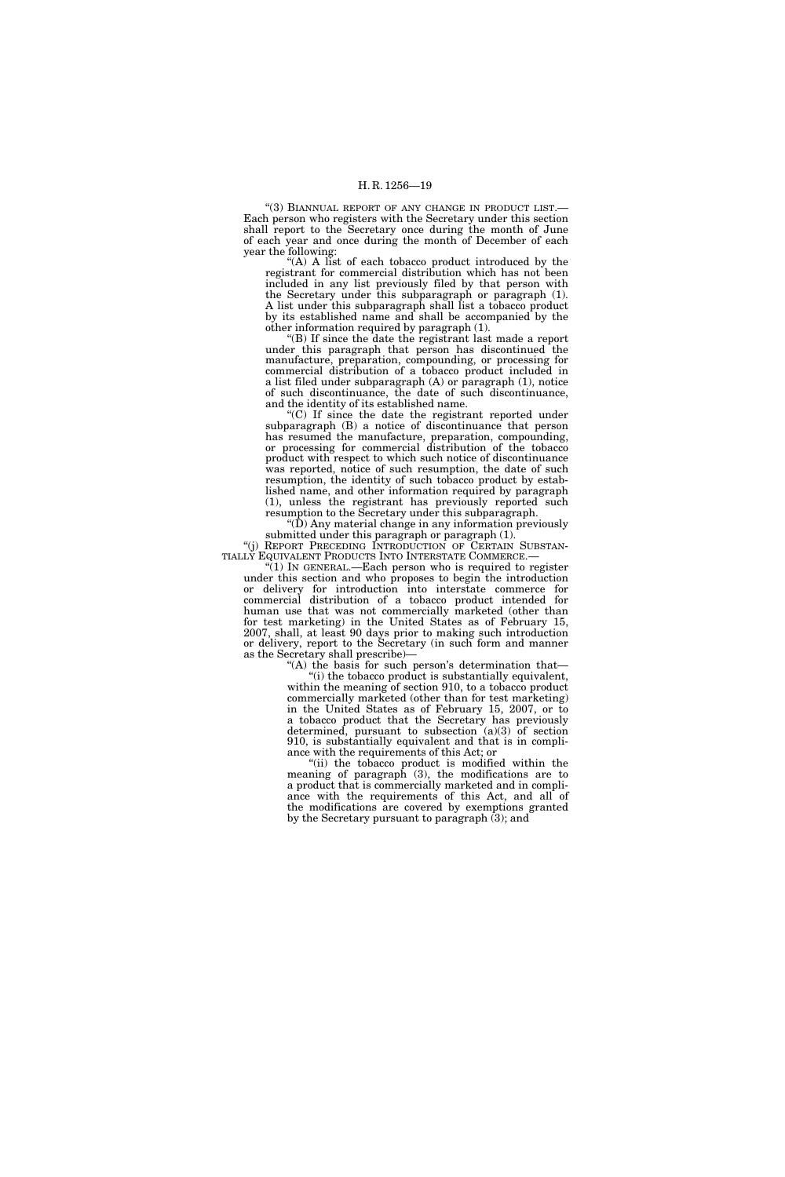"(3) BIANNUAL REPORT OF ANY CHANGE IN PRODUCT LIST.—Each person who registers with the Secretary under this section shall report to the Secretary once during the month of June of each year and once during the month of December of each year the following:

"(A) A list of each tobacco product introduced by the registrant for commercial distribution which has not been included in any list previously filed by that person with the Secretary under this subparagraph or paragraph (1). A list under this subparagraph shall list a tobacco product by its established name and shall be accompanied by the other information required by paragraph (1).

"(B) If since the date the registrant last made a report under this paragraph that person has discontinued the manufacture, preparation, compounding, or processing for commercial distribution of a tobacco product included in a list filed under subparagraph (A) or paragraph (1), notice of such discontinuance, the date of such discontinuance, and the identity of its established name.

"(C) If since the date the registrant reported under subparagraph (B) a notice of discontinuance that person has resumed the manufacture, preparation, compounding, or processing for commercial distribution of the tobacco product with respect to which such notice of discontinuance was reported, notice of such resumption, the date of such resumption, the identity of such tobacco product by established name, and other information required by paragraph (1), unless the registrant has previously reported such resumption to the Secretary under this subparagraph.

"(D) Any material change in any information previously submitted under this paragraph or paragraph (1).

"(j) REPORT PRECEDING INTRODUCTION OF CERTAIN SUBSTANTIALLY EQUIVALENT PRODUCTS INTO INTERSTATE COMMERCE.—

"(1) IN GENERAL.—Each person who is required to register under this section and who proposes to begin the introduction or delivery for introduction into interstate commerce for commercial distribution of a tobacco product intended for human use that was not commercially marketed (other than for test marketing) in the United States as of February 15, 2007, shall, at least 90 days prior to making such introduction or delivery, report to the Secretary (in such form and manner as the Secretary shall prescribe)—

"(A) the basis for such person's determination that—

"(i) the tobacco product is substantially equivalent, within the meaning of section 910, to a tobacco product commercially marketed (other than for test marketing) in the United States as of February 15, 2007, or to a tobacco product that the Secretary has previously determined, pursuant to subsection (a)(3) of section 910, is substantially equivalent and that is in compliance with the requirements of this Act; or

"(ii) the tobacco product is modified within the meaning of paragraph (3), the modifications are to a product that is commercially marketed and in compliance with the requirements of this Act, and all of the modifications are covered by exemptions granted by the Secretary pursuant to paragraph (3); and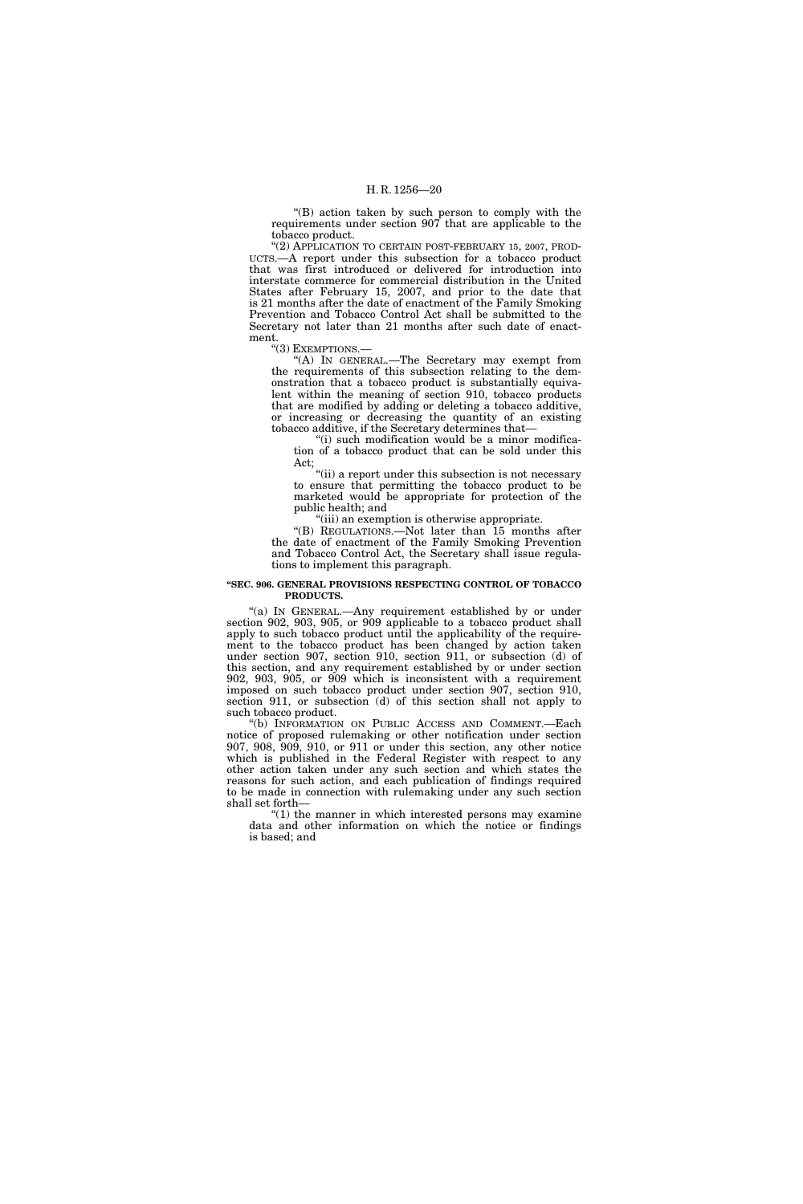"(B) action taken by such person to comply with the requirements under section 907 that are applicable to the tobacco product.

"(2) APPLICATION TO CERTAIN POST-FEBRUARY 15, 2007, PRODUCTS.—A report under this subsection for a tobacco product that was first introduced or delivered for introduction into interstate commerce for commercial distribution in the United States after February 15, 2007, and prior to the date that is 21 months after the date of enactment of the Family Smoking Prevention and Tobacco Control Act shall be submitted to the Secretary not later than 21 months after such date of enactment.

"(3) EXEMPTIONS.—

"(A) IN GENERAL.—The Secretary may exempt from the requirements of this subsection relating to the demonstration that a tobacco product is substantially equivalent within the meaning of section 910, tobacco products that are modified by adding or deleting a tobacco additive, or increasing or decreasing the quantity of an existing tobacco additive, if the Secretary determines that—

"(i) such modification would be a minor modification of a tobacco product that can be sold under this Act;

"(ii) a report under this subsection is not necessary to ensure that permitting the tobacco product to be marketed would be appropriate for protection of the public health; and

"(iii) an exemption is otherwise appropriate.

"(B) REGULATIONS.—Not later than 15 months after the date of enactment of the Family Smoking Prevention and Tobacco Control Act, the Secretary shall issue regulations to implement this paragraph.

**"SEC. 906. GENERAL PROVISIONS RESPECTING CONTROL OF TOBACCO PRODUCTS.**

"(a) IN GENERAL.—Any requirement established by or under section 902, 903, 905, or 909 applicable to a tobacco product shall apply to such tobacco product until the applicability of the requirement to the tobacco product has been changed by action taken under section 907, section 910, section 911, or subsection (d) of this section, and any requirement established by or under section 902, 903, 905, or 909 which is inconsistent with a requirement imposed on such tobacco product under section 907, section 910, section 911, or subsection (d) of this section shall not apply to such tobacco product.

"(b) INFORMATION ON PUBLIC ACCESS AND COMMENT.—Each notice of proposed rulemaking or other notification under section 907, 908, 909, 910, or 911 or under this section, any other notice which is published in the Federal Register with respect to any other action taken under any such section and which states the reasons for such action, and each publication of findings required to be made in connection with rulemaking under any such section shall set forth—

"(1) the manner in which interested persons may examine data and other information on which the notice or findings is based; and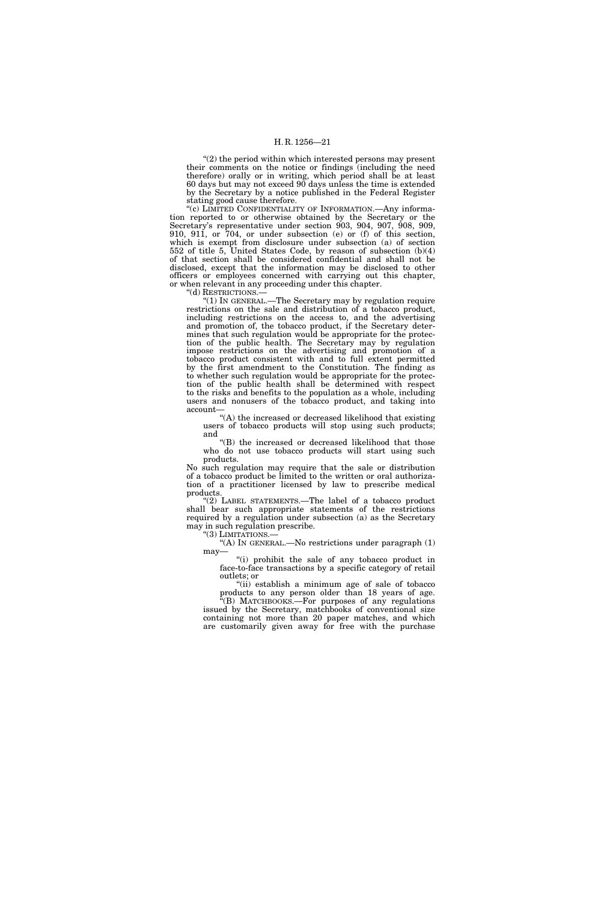"(2) the period within which interested persons may present their comments on the notice or findings (including the need therefore) orally or in writing, which period shall be at least 60 days but may not exceed 90 days unless the time is extended by the Secretary by a notice published in the Federal Register stating good cause therefore.

"(c) LIMITED CONFIDENTIALITY OF INFORMATION.—Any information reported to or otherwise obtained by the Secretary or the Secretary's representative under section 903, 904, 907, 908, 909, 910, 911, or 704, or under subsection (e) or (f) of this section, which is exempt from disclosure under subsection (a) of section 552 of title 5, United States Code, by reason of subsection (b)(4) of that section shall be considered confidential and shall not be disclosed, except that the information may be disclosed to other officers or employees concerned with carrying out this chapter, or when relevant in any proceeding under this chapter.

"(d) RESTRICTIONS.—

"(1) IN GENERAL.—The Secretary may by regulation require restrictions on the sale and distribution of a tobacco product, including restrictions on the access to, and the advertising and promotion of, the tobacco product, if the Secretary determines that such regulation would be appropriate for the protection of the public health. The Secretary may by regulation impose restrictions on the advertising and promotion of a tobacco product consistent with and to full extent permitted by the first amendment to the Constitution. The finding as to whether such regulation would be appropriate for the protection of the public health shall be determined with respect to the risks and benefits to the population as a whole, including users and nonusers of the tobacco product, and taking into account—

"(A) the increased or decreased likelihood that existing users of tobacco products will stop using such products; and

"(B) the increased or decreased likelihood that those who do not use tobacco products will start using such products.

No such regulation may require that the sale or distribution of a tobacco product be limited to the written or oral authorization of a practitioner licensed by law to prescribe medical products.

"(2) LABEL STATEMENTS.—The label of a tobacco product shall bear such appropriate statements of the restrictions required by a regulation under subsection (a) as the Secretary may in such regulation prescribe.

"(3) LIMITATIONS.—

"(A) IN GENERAL.—No restrictions under paragraph (1) may—

"(i) prohibit the sale of any tobacco product in face-to-face transactions by a specific category of retail outlets; or

"(ii) establish a minimum age of sale of tobacco products to any person older than 18 years of age.

"(B) MATCHBOOKS.—For purposes of any regulations issued by the Secretary, matchbooks of conventional size containing not more than 20 paper matches, and which are customarily given away for free with the purchase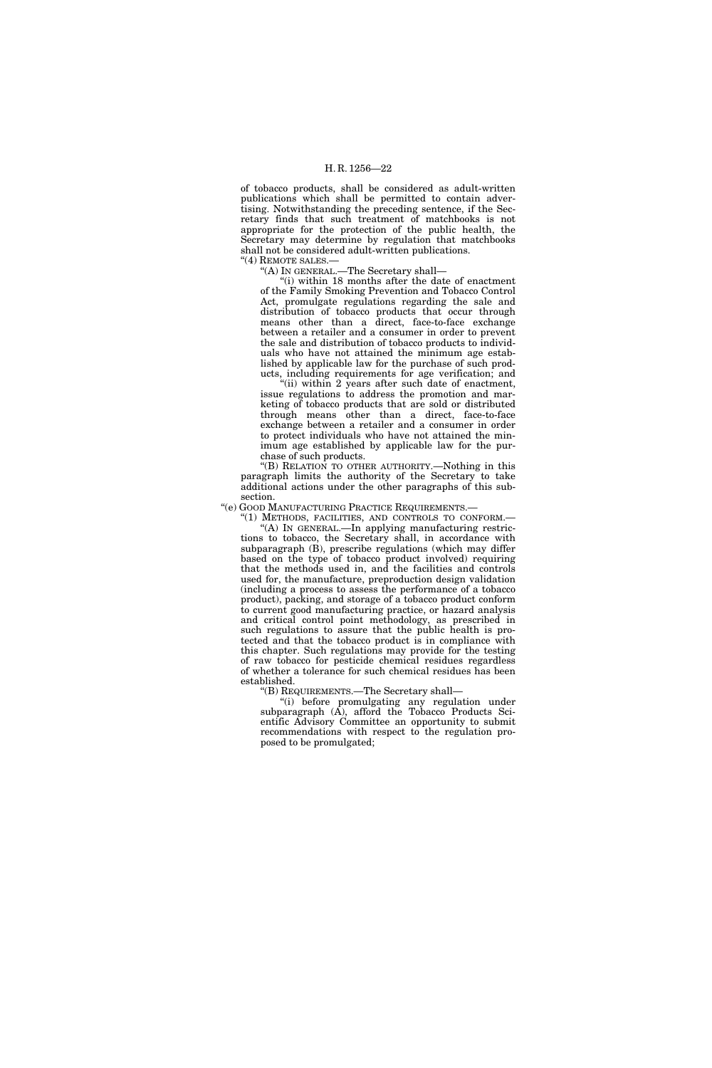of tobacco products, shall be considered as adult-written publications which shall be permitted to contain advertising. Notwithstanding the preceding sentence, if the Secretary finds that such treatment of matchbooks is not appropriate for the protection of the public health, the Secretary may determine by regulation that matchbooks shall not be considered adult-written publications.

"(4) REMOTE SALES.—

"(A) IN GENERAL.—The Secretary shall—

"(i) within 18 months after the date of enactment of the Family Smoking Prevention and Tobacco Control Act, promulgate regulations regarding the sale and distribution of tobacco products that occur through means other than a direct, face-to-face exchange between a retailer and a consumer in order to prevent the sale and distribution of tobacco products to individuals who have not attained the minimum age established by applicable law for the purchase of such products, including requirements for age verification; and

"(ii) within 2 years after such date of enactment, issue regulations to address the promotion and marketing of tobacco products that are sold or distributed through means other than a direct, face-to-face exchange between a retailer and a consumer in order to protect individuals who have not attained the minimum age established by applicable law for the purchase of such products.

"(B) RELATION TO OTHER AUTHORITY.—Nothing in this paragraph limits the authority of the Secretary to take additional actions under the other paragraphs of this subsection.

"(e) GOOD MANUFACTURING PRACTICE REQUIREMENTS.—

"(1) METHODS, FACILITIES, AND CONTROLS TO CONFORM.—

"(A) IN GENERAL.—In applying manufacturing restrictions to tobacco, the Secretary shall, in accordance with subparagraph (B), prescribe regulations (which may differ based on the type of tobacco product involved) requiring that the methods used in, and the facilities and controls used for, the manufacture, preproduction design validation (including a process to assess the performance of a tobacco product), packing, and storage of a tobacco product conform to current good manufacturing practice, or hazard analysis and critical control point methodology, as prescribed in such regulations to assure that the public health is protected and that the tobacco product is in compliance with this chapter. Such regulations may provide for the testing of raw tobacco for pesticide chemical residues regardless of whether a tolerance for such chemical residues has been established.

"(B) REQUIREMENTS.—The Secretary shall—

"(i) before promulgating any regulation under subparagraph (A), afford the Tobacco Products Scientific Advisory Committee an opportunity to submit recommendations with respect to the regulation proposed to be promulgated;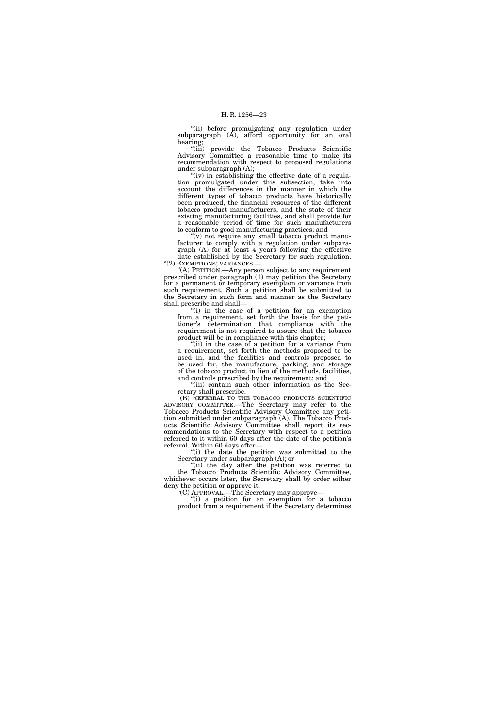"(ii) before promulgating any regulation under subparagraph (A), afford opportunity for an oral hearing;

"(iii) provide the Tobacco Products Scientific Advisory Committee a reasonable time to make its recommendation with respect to proposed regulations under subparagraph (A);

"(iv) in establishing the effective date of a regulation promulgated under this subsection, take into account the differences in the manner in which the different types of tobacco products have historically been produced, the financial resources of the different tobacco product manufacturers, and the state of their existing manufacturing facilities, and shall provide for a reasonable period of time for such manufacturers to conform to good manufacturing practices; and

"(v) not require any small tobacco product manufacturer to comply with a regulation under subparagraph (A) for at least 4 years following the effective date established by the Secretary for such regulation.

"(2) EXEMPTIONS; VARIANCES.—

"(A) PETITION.—Any person subject to any requirement prescribed under paragraph (1) may petition the Secretary for a permanent or temporary exemption or variance from such requirement. Such a petition shall be submitted to the Secretary in such form and manner as the Secretary shall prescribe and shall—

"(i) in the case of a petition for an exemption from a requirement, set forth the basis for the petitioner's determination that compliance with the requirement is not required to assure that the tobacco product will be in compliance with this chapter;

"(ii) in the case of a petition for a variance from a requirement, set forth the methods proposed to be used in, and the facilities and controls proposed to be used for, the manufacture, packing, and storage of the tobacco product in lieu of the methods, facilities, and controls prescribed by the requirement; and

"(iii) contain such other information as the Secretary shall prescribe.

"(B) REFERRAL TO THE TOBACCO PRODUCTS SCIENTIFIC ADVISORY COMMITTEE.—The Secretary may refer to the Tobacco Products Scientific Advisory Committee any petition submitted under subparagraph (A). The Tobacco Products Scientific Advisory Committee shall report its recommendations to the Secretary with respect to a petition referred to it within 60 days after the date of the petition's referral. Within 60 days after—

"(i) the date the petition was submitted to the Secretary under subparagraph (A); or

"(ii) the day after the petition was referred to the Tobacco Products Scientific Advisory Committee,

whichever occurs later, the Secretary shall by order either deny the petition or approve it.

"(C) APPROVAL.—The Secretary may approve—

"(i) a petition for an exemption for a tobacco product from a requirement if the Secretary determines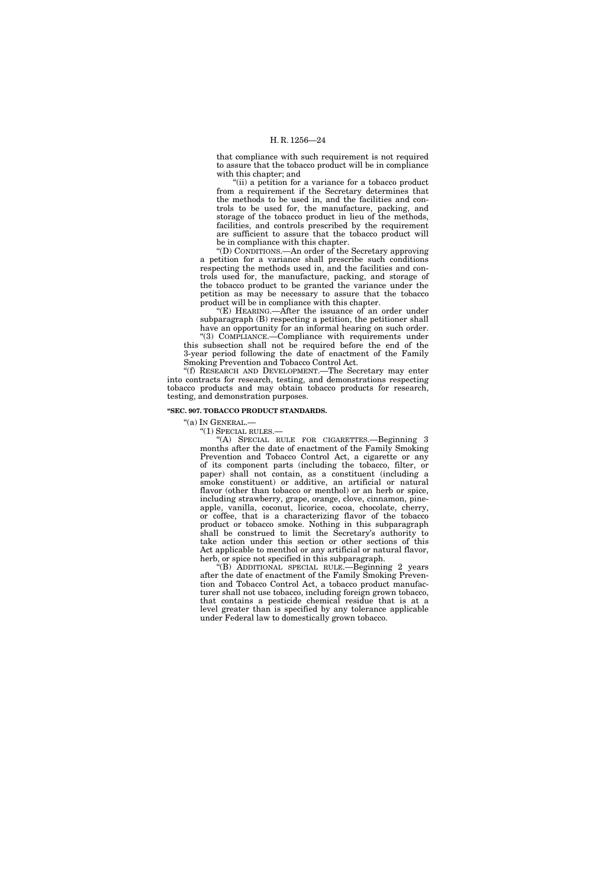that compliance with such requirement is not required to assure that the tobacco product will be in compliance with this chapter; and

"(ii) a petition for a variance for a tobacco product from a requirement if the Secretary determines that the methods to be used in, and the facilities and controls to be used for, the manufacture, packing, and storage of the tobacco product in lieu of the methods, facilities, and controls prescribed by the requirement are sufficient to assure that the tobacco product will be in compliance with this chapter.

"(D) CONDITIONS.—An order of the Secretary approving a petition for a variance shall prescribe such conditions respecting the methods used in, and the facilities and controls used for, the manufacture, packing, and storage of the tobacco product to be granted the variance under the petition as may be necessary to assure that the tobacco product will be in compliance with this chapter.

"(E) HEARING.—After the issuance of an order under subparagraph (B) respecting a petition, the petitioner shall have an opportunity for an informal hearing on such order.

"(3) COMPLIANCE.—Compliance with requirements under this subsection shall not be required before the end of the 3-year period following the date of enactment of the Family Smoking Prevention and Tobacco Control Act.

"(f) RESEARCH AND DEVELOPMENT.—The Secretary may enter into contracts for research, testing, and demonstrations respecting tobacco products and may obtain tobacco products for research, testing, and demonstration purposes.

**"SEC. 907. TOBACCO PRODUCT STANDARDS.**

"(a) IN GENERAL.—

"(1) SPECIAL RULES.—

"(A) SPECIAL RULE FOR CIGARETTES.—Beginning 3 months after the date of enactment of the Family Smoking Prevention and Tobacco Control Act, a cigarette or any of its component parts (including the tobacco, filter, or paper) shall not contain, as a constituent (including a smoke constituent) or additive, an artificial or natural flavor (other than tobacco or menthol) or an herb or spice, including strawberry, grape, orange, clove, cinnamon, pineapple, vanilla, coconut, licorice, cocoa, chocolate, cherry, or coffee, that is a characterizing flavor of the tobacco product or tobacco smoke. Nothing in this subparagraph shall be construed to limit the Secretary's authority to take action under this section or other sections of this Act applicable to menthol or any artificial or natural flavor, herb, or spice not specified in this subparagraph.

"(B) ADDITIONAL SPECIAL RULE.—Beginning 2 years after the date of enactment of the Family Smoking Prevention and Tobacco Control Act, a tobacco product manufacturer shall not use tobacco, including foreign grown tobacco, that contains a pesticide chemical residue that is at a level greater than is specified by any tolerance applicable under Federal law to domestically grown tobacco.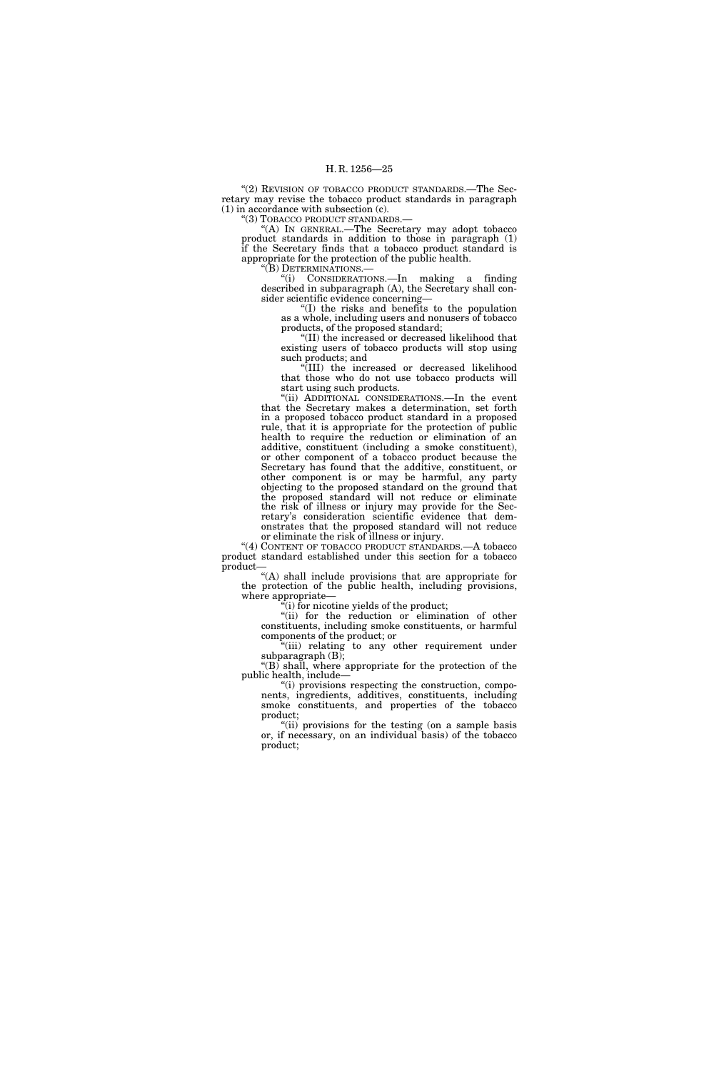"(2) REVISION OF TOBACCO PRODUCT STANDARDS.—The Secretary may revise the tobacco product standards in paragraph (1) in accordance with subsection (c).

"(3) TOBACCO PRODUCT STANDARDS.—

"(A) IN GENERAL.—The Secretary may adopt tobacco product standards in addition to those in paragraph (1) if the Secretary finds that a tobacco product standard is appropriate for the protection of the public health.

"(B) DETERMINATIONS.—

"(i) CONSIDERATIONS.—In making a finding described in subparagraph (A), the Secretary shall consider scientific evidence concerning—

"(I) the risks and benefits to the population as a whole, including users and nonusers of tobacco products, of the proposed standard;

"(II) the increased or decreased likelihood that existing users of tobacco products will stop using such products; and

"(III) the increased or decreased likelihood that those who do not use tobacco products will start using such products.

"(ii) ADDITIONAL CONSIDERATIONS.—In the event that the Secretary makes a determination, set forth in a proposed tobacco product standard in a proposed rule, that it is appropriate for the protection of public health to require the reduction or elimination of an additive, constituent (including a smoke constituent), or other component of a tobacco product because the Secretary has found that the additive, constituent, or other component is or may be harmful, any party objecting to the proposed standard on the ground that the proposed standard will not reduce or eliminate the risk of illness or injury may provide for the Secretary's consideration scientific evidence that demonstrates that the proposed standard will not reduce or eliminate the risk of illness or injury.

"(4) CONTENT OF TOBACCO PRODUCT STANDARDS.—A tobacco product standard established under this section for a tobacco product—

"(A) shall include provisions that are appropriate for the protection of the public health, including provisions, where appropriate—

"(i) for nicotine yields of the product;

"(ii) for the reduction or elimination of other constituents, including smoke constituents, or harmful components of the product; or

"(iii) relating to any other requirement under subparagraph (B);

"(B) shall, where appropriate for the protection of the public health, include—

"(i) provisions respecting the construction, components, ingredients, additives, constituents, including smoke constituents, and properties of the tobacco product;

"(ii) provisions for the testing (on a sample basis or, if necessary, on an individual basis) of the tobacco product;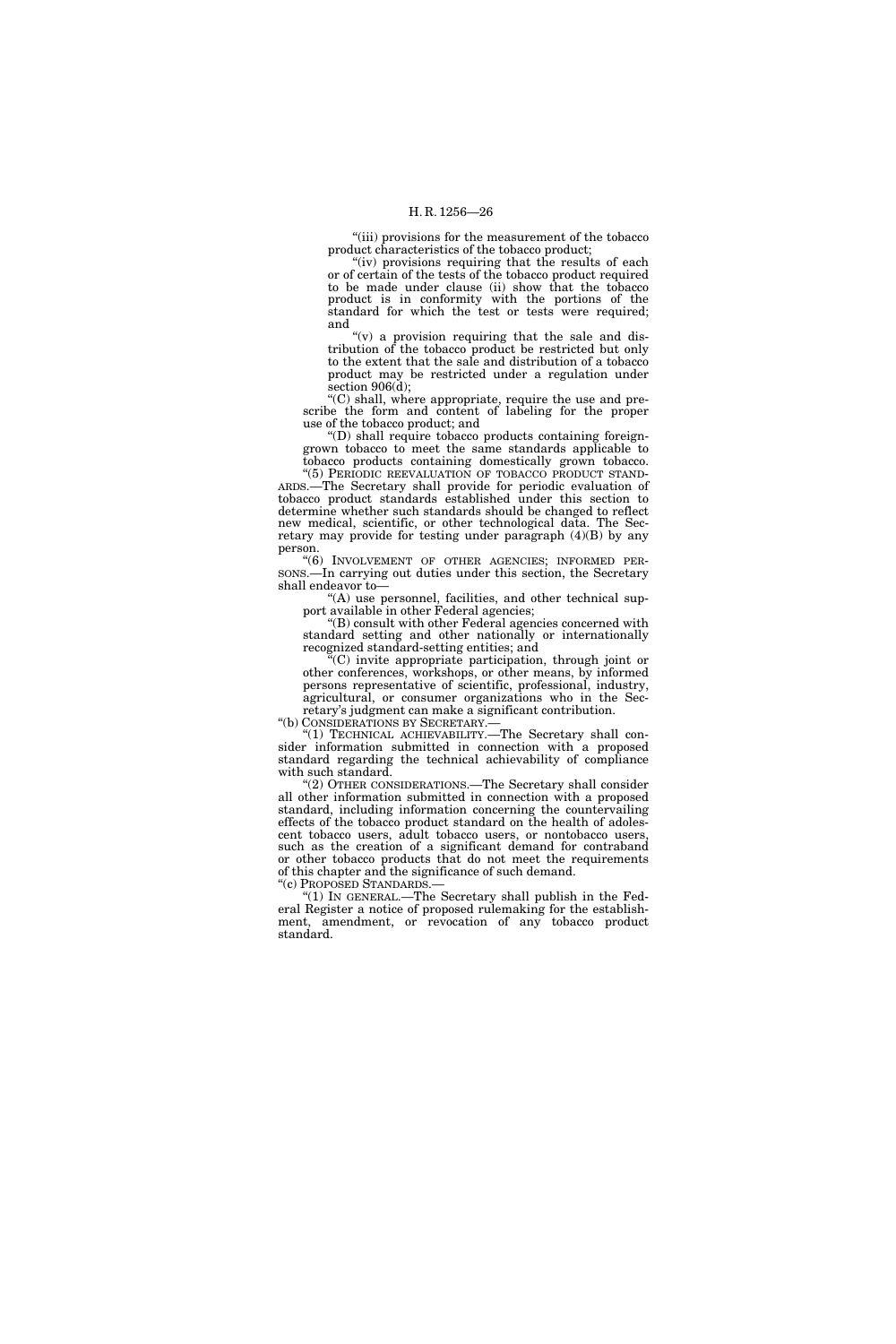"(iii) provisions for the measurement of the tobacco product characteristics of the tobacco product;

"(iv) provisions requiring that the results of each or of certain of the tests of the tobacco product required to be made under clause (ii) show that the tobacco product is in conformity with the portions of the standard for which the test or tests were required; and

"(v) a provision requiring that the sale and distribution of the tobacco product be restricted but only to the extent that the sale and distribution of a tobacco product may be restricted under a regulation under section 906(d);

"(C) shall, where appropriate, require the use and prescribe the form and content of labeling for the proper use of the tobacco product; and

"(D) shall require tobacco products containing foreign-grown tobacco to meet the same standards applicable to tobacco products containing domestically grown tobacco.

"(5) PERIODIC REEVALUATION OF TOBACCO PRODUCT STANDARDS.—The Secretary shall provide for periodic evaluation of tobacco product standards established under this section to determine whether such standards should be changed to reflect new medical, scientific, or other technological data. The Secretary may provide for testing under paragraph (4)(B) by any person.

"(6) INVOLVEMENT OF OTHER AGENCIES; INFORMED PERSONS.—In carrying out duties under this section, the Secretary shall endeavor to—

"(A) use personnel, facilities, and other technical support available in other Federal agencies;

"(B) consult with other Federal agencies concerned with standard setting and other nationally or internationally recognized standard-setting entities; and

"(C) invite appropriate participation, through joint or other conferences, workshops, or other means, by informed persons representative of scientific, professional, industry, agricultural, or consumer organizations who in the Secretary's judgment can make a significant contribution.

"(b) CONSIDERATIONS BY SECRETARY.—

"(1) TECHNICAL ACHIEVABILITY.—The Secretary shall consider information submitted in connection with a proposed standard regarding the technical achievability of compliance with such standard.

"(2) OTHER CONSIDERATIONS.—The Secretary shall consider all other information submitted in connection with a proposed standard, including information concerning the countervailing effects of the tobacco product standard on the health of adolescent tobacco users, adult tobacco users, or nontobacco users, such as the creation of a significant demand for contraband or other tobacco products that do not meet the requirements of this chapter and the significance of such demand.

"(c) PROPOSED STANDARDS.—

"(1) IN GENERAL.—The Secretary shall publish in the Federal Register a notice of proposed rulemaking for the establishment, amendment, or revocation of any tobacco product standard.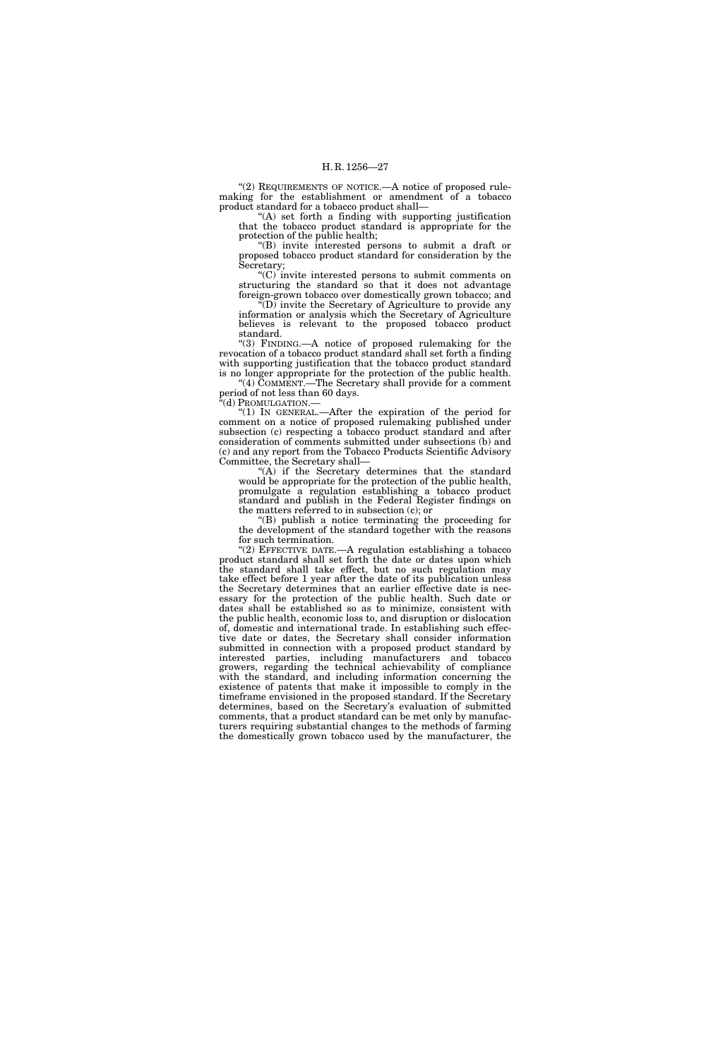"(2) REQUIREMENTS OF NOTICE.—A notice of proposed rulemaking for the establishment or amendment of a tobacco product standard for a tobacco product shall—

"(A) set forth a finding with supporting justification that the tobacco product standard is appropriate for the protection of the public health;

"(B) invite interested persons to submit a draft or proposed tobacco product standard for consideration by the Secretary;

"(C) invite interested persons to submit comments on structuring the standard so that it does not advantage foreign-grown tobacco over domestically grown tobacco; and

"(D) invite the Secretary of Agriculture to provide any information or analysis which the Secretary of Agriculture believes is relevant to the proposed tobacco product standard.

"(3) FINDING.—A notice of proposed rulemaking for the revocation of a tobacco product standard shall set forth a finding with supporting justification that the tobacco product standard is no longer appropriate for the protection of the public health.

"(4) COMMENT.—The Secretary shall provide for a comment period of not less than 60 days.

"(d) PROMULGATION.—

"(1) IN GENERAL.—After the expiration of the period for comment on a notice of proposed rulemaking published under subsection (c) respecting a tobacco product standard and after consideration of comments submitted under subsections (b) and (c) and any report from the Tobacco Products Scientific Advisory Committee, the Secretary shall—

"(A) if the Secretary determines that the standard would be appropriate for the protection of the public health, promulgate a regulation establishing a tobacco product standard and publish in the Federal Register findings on the matters referred to in subsection (c); or

"(B) publish a notice terminating the proceeding for the development of the standard together with the reasons for such termination.

"(2) EFFECTIVE DATE.—A regulation establishing a tobacco product standard shall set forth the date or dates upon which the standard shall take effect, but no such regulation may take effect before 1 year after the date of its publication unless the Secretary determines that an earlier effective date is necessary for the protection of the public health. Such date or dates shall be established so as to minimize, consistent with the public health, economic loss to, and disruption or dislocation of, domestic and international trade. In establishing such effective date or dates, the Secretary shall consider information submitted in connection with a proposed product standard by interested parties, including manufacturers and tobacco growers, regarding the technical achievability of compliance with the standard, and including information concerning the existence of patents that make it impossible to comply in the timeframe envisioned in the proposed standard. If the Secretary determines, based on the Secretary's evaluation of submitted comments, that a product standard can be met only by manufacturers requiring substantial changes to the methods of farming the domestically grown tobacco used by the manufacturer, the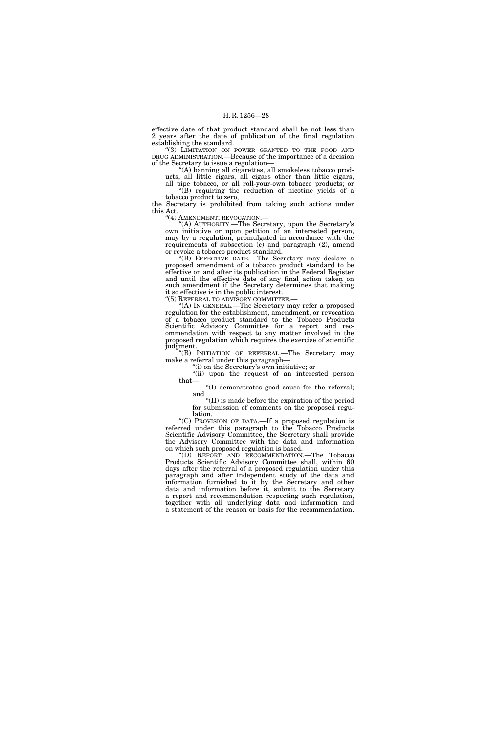effective date of that product standard shall be not less than 2 years after the date of publication of the final regulation establishing the standard.

"(3) LIMITATION ON POWER GRANTED TO THE FOOD AND DRUG ADMINISTRATION.—Because of the importance of a decision of the Secretary to issue a regulation—

"(A) banning all cigarettes, all smokeless tobacco products, all little cigars, all cigars other than little cigars, all pipe tobacco, or all roll-your-own tobacco products; or

"(B) requiring the reduction of nicotine yields of a tobacco product to zero,

the Secretary is prohibited from taking such actions under this Act.

"(4) AMENDMENT; REVOCATION.—

"(A) AUTHORITY.—The Secretary, upon the Secretary's own initiative or upon petition of an interested person, may by a regulation, promulgated in accordance with the requirements of subsection (c) and paragraph (2), amend or revoke a tobacco product standard.

"(B) EFFECTIVE DATE.—The Secretary may declare a proposed amendment of a tobacco product standard to be effective on and after its publication in the Federal Register and until the effective date of any final action taken on such amendment if the Secretary determines that making it so effective is in the public interest.

"(5) REFERRAL TO ADVISORY COMMITTEE.—

"(A) IN GENERAL.—The Secretary may refer a proposed regulation for the establishment, amendment, or revocation of a tobacco product standard to the Tobacco Products Scientific Advisory Committee for a report and recommendation with respect to any matter involved in the proposed regulation which requires the exercise of scientific judgment.

"(B) INITIATION OF REFERRAL.—The Secretary may make a referral under this paragraph—

"(i) on the Secretary's own initiative; or

"(ii) upon the request of an interested person that—

"(I) demonstrates good cause for the referral; and

"(II) is made before the expiration of the period for submission of comments on the proposed regulation.

"(C) PROVISION OF DATA.—If a proposed regulation is referred under this paragraph to the Tobacco Products Scientific Advisory Committee, the Secretary shall provide the Advisory Committee with the data and information on which such proposed regulation is based.

"(D) REPORT AND RECOMMENDATION.—The Tobacco Products Scientific Advisory Committee shall, within 60 days after the referral of a proposed regulation under this paragraph and after independent study of the data and information furnished to it by the Secretary and other data and information before it, submit to the Secretary a report and recommendation respecting such regulation, together with all underlying data and information and a statement of the reason or basis for the recommendation.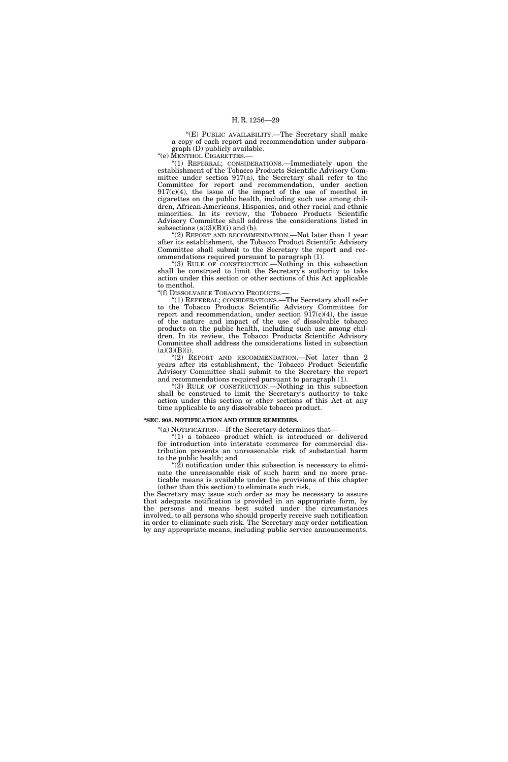"(E) PUBLIC AVAILABILITY.—The Secretary shall make a copy of each report and recommendation under subparagraph (D) publicly available.

"(e) MENTHOL CIGARETTES.—

"(1) REFERRAL; CONSIDERATIONS.—Immediately upon the establishment of the Tobacco Products Scientific Advisory Committee under section 917(a), the Secretary shall refer to the Committee for report and recommendation, under section 917(c)(4), the issue of the impact of the use of menthol in cigarettes on the public health, including such use among children, African-Americans, Hispanics, and other racial and ethnic minorities. In its review, the Tobacco Products Scientific Advisory Committee shall address the considerations listed in subsections (a)(3)(B)(i) and (b).

"(2) REPORT AND RECOMMENDATION.—Not later than 1 year after its establishment, the Tobacco Product Scientific Advisory Committee shall submit to the Secretary the report and recommendations required pursuant to paragraph (1).

"(3) RULE OF CONSTRUCTION.—Nothing in this subsection shall be construed to limit the Secretary's authority to take action under this section or other sections of this Act applicable to menthol.

"(f) DISSOLVABLE TOBACCO PRODUCTS.—

"(1) REFERRAL; CONSIDERATIONS.—The Secretary shall refer to the Tobacco Products Scientific Advisory Committee for report and recommendation, under section 917(c)(4), the issue of the nature and impact of the use of dissolvable tobacco products on the public health, including such use among children. In its review, the Tobacco Products Scientific Advisory Committee shall address the considerations listed in subsection (a)(3)(B)(i).

"(2) REPORT AND RECOMMENDATION.—Not later than 2 years after its establishment, the Tobacco Product Scientific Advisory Committee shall submit to the Secretary the report and recommendations required pursuant to paragraph (1).

"(3) RULE OF CONSTRUCTION.—Nothing in this subsection shall be construed to limit the Secretary's authority to take action under this section or other sections of this Act at any time applicable to any dissolvable tobacco product.

**"SEC. 908. NOTIFICATION AND OTHER REMEDIES.**

"(a) NOTIFICATION.—If the Secretary determines that—

"(1) a tobacco product which is introduced or delivered for introduction into interstate commerce for commercial distribution presents an unreasonable risk of substantial harm to the public health; and

"(2) notification under this subsection is necessary to eliminate the unreasonable risk of such harm and no more practicable means is available under the provisions of this chapter (other than this section) to eliminate such risk,

the Secretary may issue such order as may be necessary to assure that adequate notification is provided in an appropriate form, by the persons and means best suited under the circumstances involved, to all persons who should properly receive such notification in order to eliminate such risk. The Secretary may order notification by any appropriate means, including public service announcements.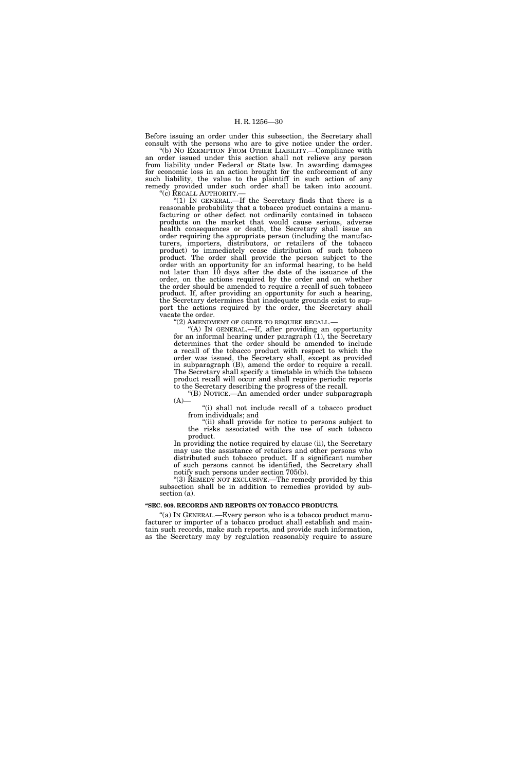Before issuing an order under this subsection, the Secretary shall consult with the persons who are to give notice under the order.

"(b) NO EXEMPTION FROM OTHER LIABILITY.—Compliance with an order issued under this section shall not relieve any person from liability under Federal or State law. In awarding damages for economic loss in an action brought for the enforcement of any such liability, the value to the plaintiff in such action of any remedy provided under such order shall be taken into account.

"(c) RECALL AUTHORITY.—

"(1) IN GENERAL.—If the Secretary finds that there is a reasonable probability that a tobacco product contains a manufacturing or other defect not ordinarily contained in tobacco products on the market that would cause serious, adverse health consequences or death, the Secretary shall issue an order requiring the appropriate person (including the manufacturers, importers, distributors, or retailers of the tobacco product) to immediately cease distribution of such tobacco product. The order shall provide the person subject to the order with an opportunity for an informal hearing, to be held not later than 10 days after the date of the issuance of the order, on the actions required by the order and on whether the order should be amended to require a recall of such tobacco product. If, after providing an opportunity for such a hearing, the Secretary determines that inadequate grounds exist to support the actions required by the order, the Secretary shall vacate the order.

"(2) AMENDMENT OF ORDER TO REQUIRE RECALL.—

"(A) IN GENERAL.—If, after providing an opportunity for an informal hearing under paragraph (1), the Secretary determines that the order should be amended to include a recall of the tobacco product with respect to which the order was issued, the Secretary shall, except as provided in subparagraph (B), amend the order to require a recall. The Secretary shall specify a timetable in which the tobacco product recall will occur and shall require periodic reports to the Secretary describing the progress of the recall.

"(B) NOTICE.—An amended order under subparagraph (A)—

"(i) shall not include recall of a tobacco product from individuals; and

"(ii) shall provide for notice to persons subject to the risks associated with the use of such tobacco product.

In providing the notice required by clause (ii), the Secretary may use the assistance of retailers and other persons who distributed such tobacco product. If a significant number of such persons cannot be identified, the Secretary shall notify such persons under section 705(b).

"(3) REMEDY NOT EXCLUSIVE.—The remedy provided by this subsection shall be in addition to remedies provided by subsection (a).

**"SEC. 909. RECORDS AND REPORTS ON TOBACCO PRODUCTS.**

"(a) IN GENERAL.—Every person who is a tobacco product manufacturer or importer of a tobacco product shall establish and maintain such records, make such reports, and provide such information, as the Secretary may by regulation reasonably require to assure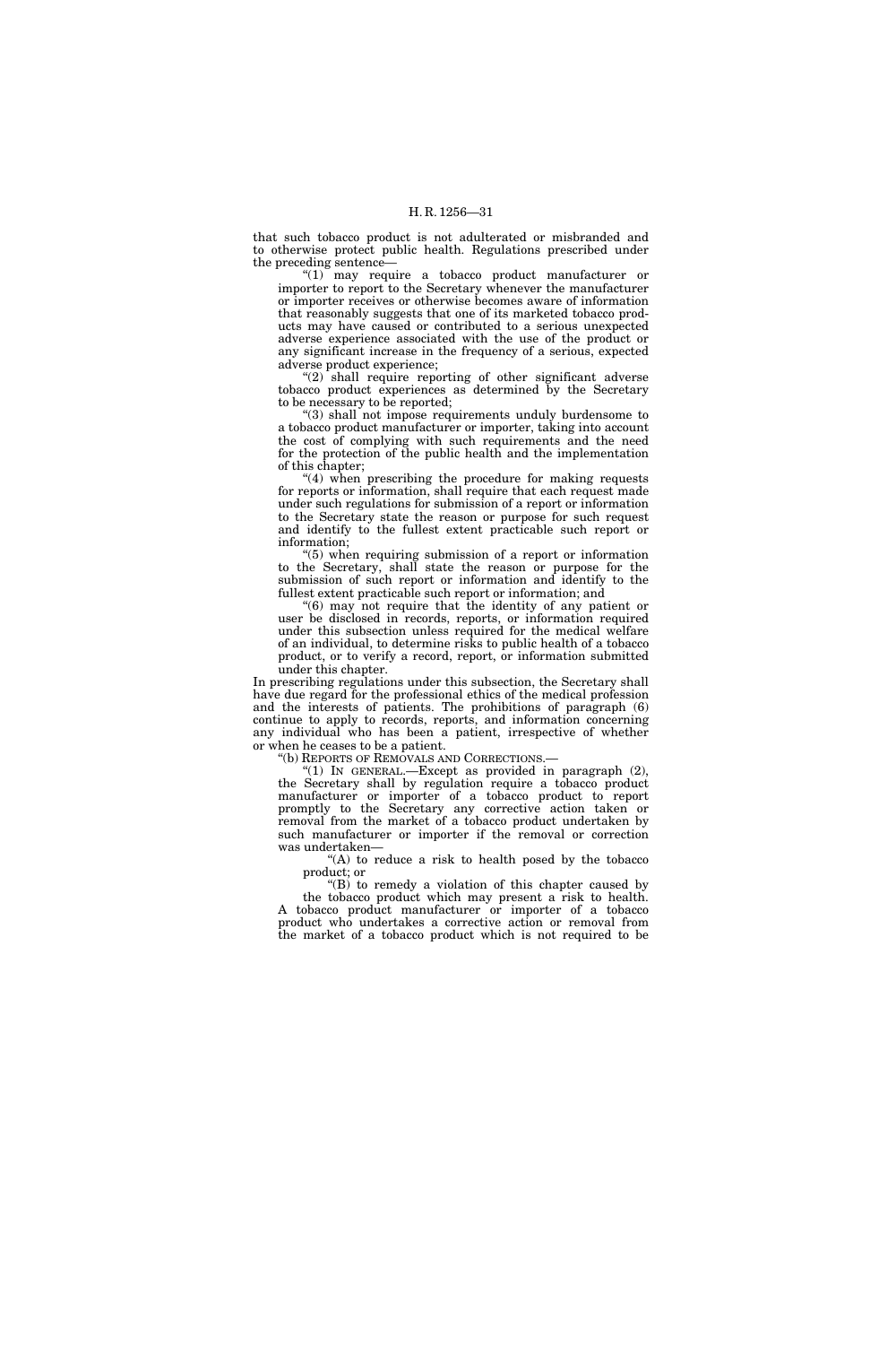that such tobacco product is not adulterated or misbranded and to otherwise protect public health. Regulations prescribed under the preceding sentence—

"(1) may require a tobacco product manufacturer or importer to report to the Secretary whenever the manufacturer or importer receives or otherwise becomes aware of information that reasonably suggests that one of its marketed tobacco products may have caused or contributed to a serious unexpected adverse experience associated with the use of the product or any significant increase in the frequency of a serious, expected adverse product experience;

"(2) shall require reporting of other significant adverse tobacco product experiences as determined by the Secretary to be necessary to be reported;

"(3) shall not impose requirements unduly burdensome to a tobacco product manufacturer or importer, taking into account the cost of complying with such requirements and the need for the protection of the public health and the implementation of this chapter;

"(4) when prescribing the procedure for making requests for reports or information, shall require that each request made under such regulations for submission of a report or information to the Secretary state the reason or purpose for such request and identify to the fullest extent practicable such report or information;

"(5) when requiring submission of a report or information to the Secretary, shall state the reason or purpose for the submission of such report or information and identify to the fullest extent practicable such report or information; and

"(6) may not require that the identity of any patient or user be disclosed in records, reports, or information required under this subsection unless required for the medical welfare of an individual, to determine risks to public health of a tobacco product, or to verify a record, report, or information submitted under this chapter.

In prescribing regulations under this subsection, the Secretary shall have due regard for the professional ethics of the medical profession and the interests of patients. The prohibitions of paragraph (6) continue to apply to records, reports, and information concerning any individual who has been a patient, irrespective of whether or when he ceases to be a patient.

"(b) REPORTS OF REMOVALS AND CORRECTIONS.—

"(1) IN GENERAL.—Except as provided in paragraph (2), the Secretary shall by regulation require a tobacco product manufacturer or importer of a tobacco product to report promptly to the Secretary any corrective action taken or removal from the market of a tobacco product undertaken by such manufacturer or importer if the removal or correction was undertaken—

"(A) to reduce a risk to health posed by the tobacco product; or

"(B) to remedy a violation of this chapter caused by the tobacco product which may present a risk to health.

A tobacco product manufacturer or importer of a tobacco product who undertakes a corrective action or removal from the market of a tobacco product which is not required to be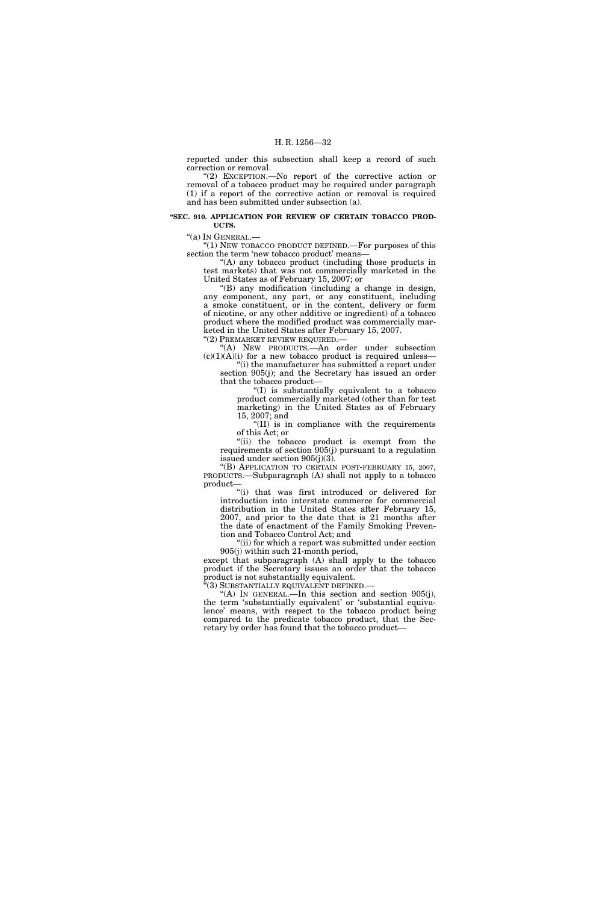reported under this subsection shall keep a record of such correction or removal.

"(2) EXCEPTION.—No report of the corrective action or removal of a tobacco product may be required under paragraph (1) if a report of the corrective action or removal is required and has been submitted under subsection (a).

**"SEC. 910. APPLICATION FOR REVIEW OF CERTAIN TOBACCO PRODUCTS.**

"(a) IN GENERAL.—

"(1) NEW TOBACCO PRODUCT DEFINED.—For purposes of this section the term 'new tobacco product' means—

"(A) any tobacco product (including those products in test markets) that was not commercially marketed in the United States as of February 15, 2007; or

"(B) any modification (including a change in design, any component, any part, or any constituent, including a smoke constituent, or in the content, delivery or form of nicotine, or any other additive or ingredient) of a tobacco product where the modified product was commercially marketed in the United States after February 15, 2007.

"(2) PREMARKET REVIEW REQUIRED.—

"(A) NEW PRODUCTS.—An order under subsection (c)(1)(A)(i) for a new tobacco product is required unless—

"(i) the manufacturer has submitted a report under section 905(j); and the Secretary has issued an order that the tobacco product—

"(I) is substantially equivalent to a tobacco product commercially marketed (other than for test marketing) in the United States as of February 15, 2007; and

"(II) is in compliance with the requirements of this Act; or

"(ii) the tobacco product is exempt from the requirements of section 905(j) pursuant to a regulation issued under section 905(j)(3).

"(B) APPLICATION TO CERTAIN POST-FEBRUARY 15, 2007, PRODUCTS.—Subparagraph (A) shall not apply to a tobacco product—

"(i) that was first introduced or delivered for introduction into interstate commerce for commercial distribution in the United States after February 15, 2007, and prior to the date that is 21 months after the date of enactment of the Family Smoking Prevention and Tobacco Control Act; and

"(ii) for which a report was submitted under section 905(j) within such 21-month period,

except that subparagraph (A) shall apply to the tobacco product if the Secretary issues an order that the tobacco product is not substantially equivalent.

"(3) SUBSTANTIALLY EQUIVALENT DEFINED.—

"(A) IN GENERAL.—In this section and section 905(j), the term 'substantially equivalent' or 'substantial equivalence' means, with respect to the tobacco product being compared to the predicate tobacco product, that the Secretary by order has found that the tobacco product—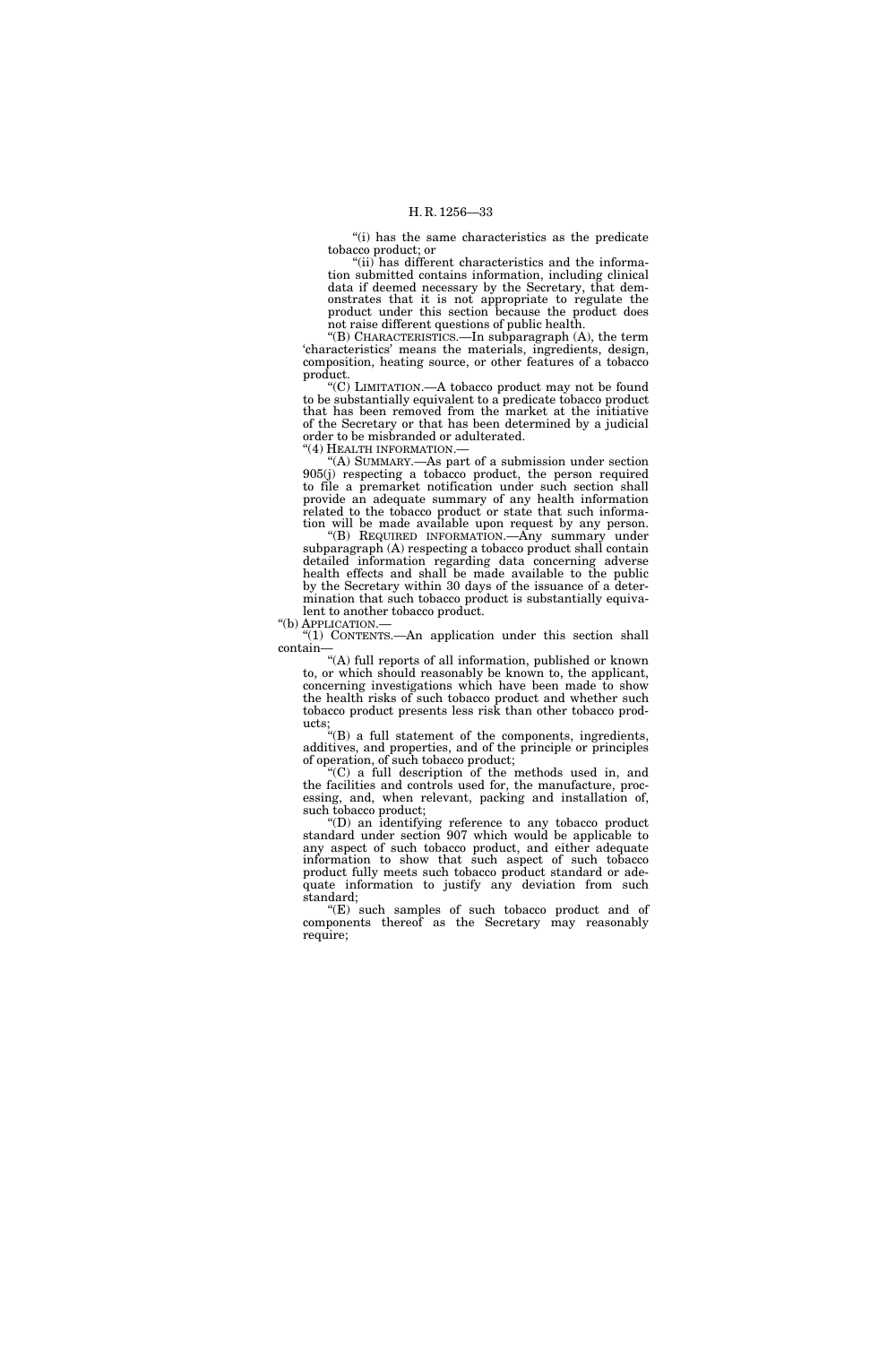"(i) has the same characteristics as the predicate tobacco product; or

"(ii) has different characteristics and the information submitted contains information, including clinical data if deemed necessary by the Secretary, that demonstrates that it is not appropriate to regulate the product under this section because the product does not raise different questions of public health.

"(B) CHARACTERISTICS.—In subparagraph (A), the term 'characteristics' means the materials, ingredients, design, composition, heating source, or other features of a tobacco product.

"(C) LIMITATION.—A tobacco product may not be found to be substantially equivalent to a predicate tobacco product that has been removed from the market at the initiative of the Secretary or that has been determined by a judicial order to be misbranded or adulterated.

"(4) HEALTH INFORMATION.—

"(A) SUMMARY.—As part of a submission under section 905(j) respecting a tobacco product, the person required to file a premarket notification under such section shall provide an adequate summary of any health information related to the tobacco product or state that such information will be made available upon request by any person.

"(B) REQUIRED INFORMATION.—Any summary under subparagraph (A) respecting a tobacco product shall contain detailed information regarding data concerning adverse health effects and shall be made available to the public by the Secretary within 30 days of the issuance of a determination that such tobacco product is substantially equivalent to another tobacco product.

"(b) APPLICATION.—

"(1) CONTENTS.—An application under this section shall contain—

"(A) full reports of all information, published or known to, or which should reasonably be known to, the applicant, concerning investigations which have been made to show the health risks of such tobacco product and whether such tobacco product presents less risk than other tobacco products;

"(B) a full statement of the components, ingredients, additives, and properties, and of the principle or principles of operation, of such tobacco product;

"(C) a full description of the methods used in, and the facilities and controls used for, the manufacture, processing, and, when relevant, packing and installation of, such tobacco product;

"(D) an identifying reference to any tobacco product standard under section 907 which would be applicable to any aspect of such tobacco product, and either adequate information to show that such aspect of such tobacco product fully meets such tobacco product standard or adequate information to justify any deviation from such standard;

"(E) such samples of such tobacco product and of components thereof as the Secretary may reasonably require;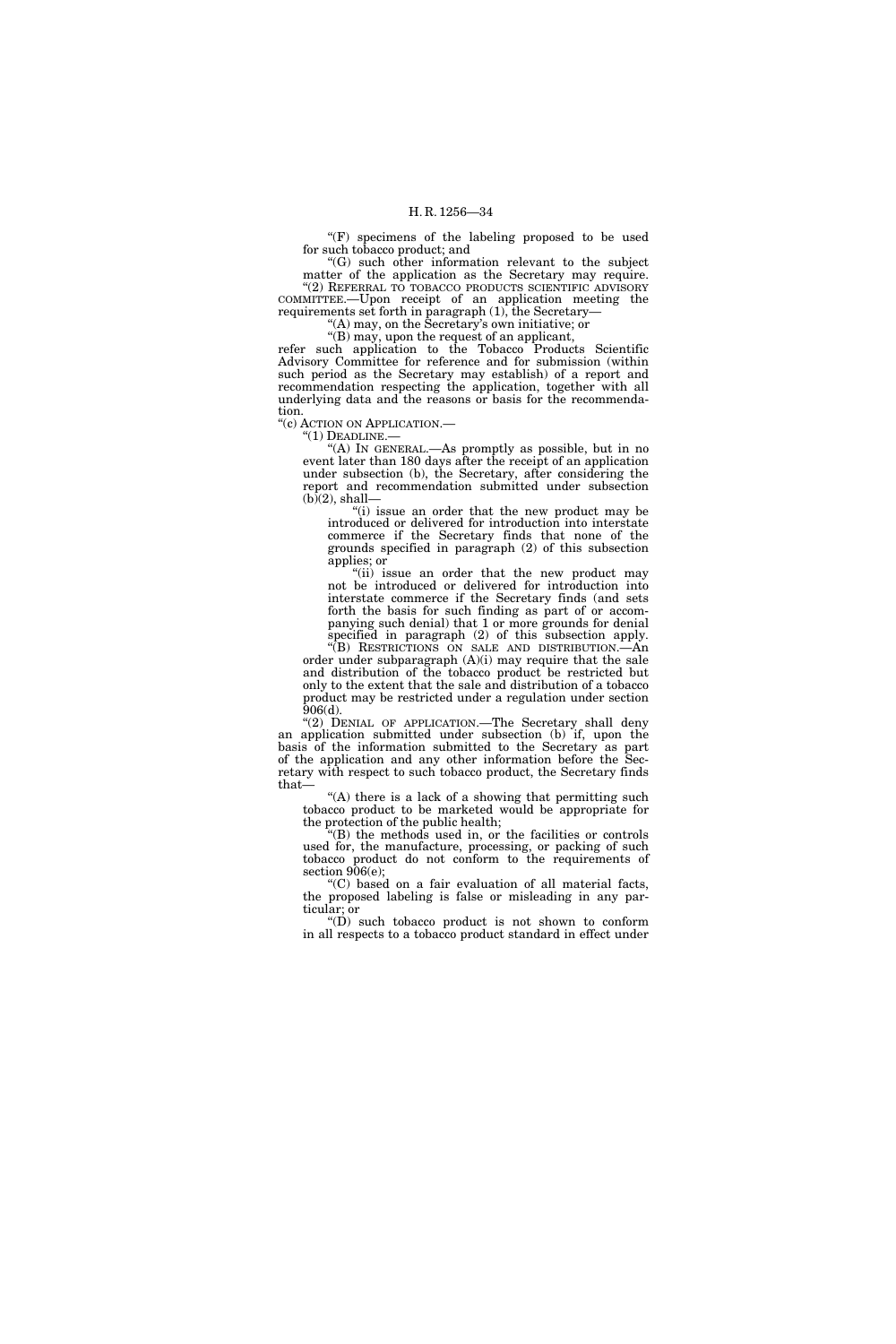"(F) specimens of the labeling proposed to be used for such tobacco product; and

"(G) such other information relevant to the subject matter of the application as the Secretary may require.

"(2) REFERRAL TO TOBACCO PRODUCTS SCIENTIFIC ADVISORY COMMITTEE.—Upon receipt of an application meeting the requirements set forth in paragraph (1), the Secretary—

"(A) may, on the Secretary's own initiative; or

"(B) may, upon the request of an applicant,

refer such application to the Tobacco Products Scientific Advisory Committee for reference and for submission (within such period as the Secretary may establish) of a report and recommendation respecting the application, together with all underlying data and the reasons or basis for the recommendation.

"(c) ACTION ON APPLICATION.—

"(1) DEADLINE.—

"(A) IN GENERAL.—As promptly as possible, but in no event later than 180 days after the receipt of an application under subsection (b), the Secretary, after considering the report and recommendation submitted under subsection (b)(2), shall—

"(i) issue an order that the new product may be introduced or delivered for introduction into interstate commerce if the Secretary finds that none of the grounds specified in paragraph (2) of this subsection applies; or

"(ii) issue an order that the new product may not be introduced or delivered for introduction into interstate commerce if the Secretary finds (and sets forth the basis for such finding as part of or accompanying such denial) that 1 or more grounds for denial specified in paragraph (2) of this subsection apply.

"(B) RESTRICTIONS ON SALE AND DISTRIBUTION.—An order under subparagraph (A)(i) may require that the sale and distribution of the tobacco product be restricted but only to the extent that the sale and distribution of a tobacco product may be restricted under a regulation under section 906(d).

"(2) DENIAL OF APPLICATION.—The Secretary shall deny an application submitted under subsection (b) if, upon the basis of the information submitted to the Secretary as part of the application and any other information before the Secretary with respect to such tobacco product, the Secretary finds that—

"(A) there is a lack of a showing that permitting such tobacco product to be marketed would be appropriate for the protection of the public health;

"(B) the methods used in, or the facilities or controls used for, the manufacture, processing, or packing of such tobacco product do not conform to the requirements of section 906(e);

"(C) based on a fair evaluation of all material facts, the proposed labeling is false or misleading in any particular; or

"(D) such tobacco product is not shown to conform in all respects to a tobacco product standard in effect under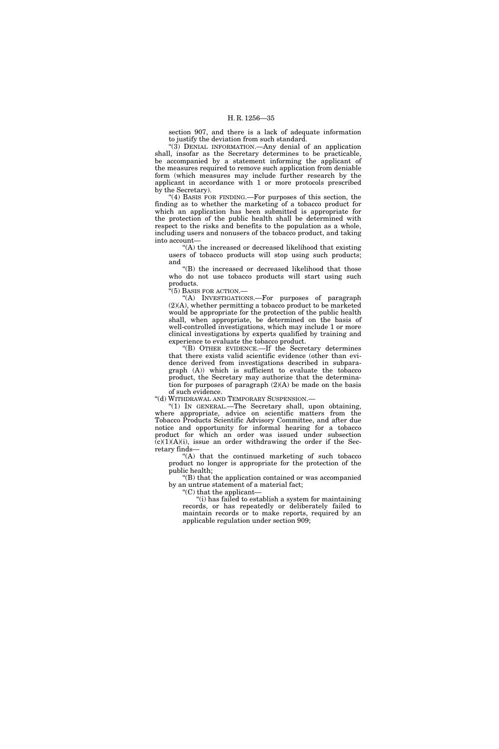section 907, and there is a lack of adequate information to justify the deviation from such standard.

"(3) DENIAL INFORMATION.—Any denial of an application shall, insofar as the Secretary determines to be practicable, be accompanied by a statement informing the applicant of the measures required to remove such application from deniable form (which measures may include further research by the applicant in accordance with 1 or more protocols prescribed by the Secretary).

"(4) BASIS FOR FINDING.—For purposes of this section, the finding as to whether the marketing of a tobacco product for which an application has been submitted is appropriate for the protection of the public health shall be determined with respect to the risks and benefits to the population as a whole, including users and nonusers of the tobacco product, and taking into account—

"(A) the increased or decreased likelihood that existing users of tobacco products will stop using such products; and

"(B) the increased or decreased likelihood that those who do not use tobacco products will start using such products.

"(5) BASIS FOR ACTION.—

"(A) INVESTIGATIONS.—For purposes of paragraph (2)(A), whether permitting a tobacco product to be marketed would be appropriate for the protection of the public health shall, when appropriate, be determined on the basis of well-controlled investigations, which may include 1 or more clinical investigations by experts qualified by training and experience to evaluate the tobacco product.

"(B) OTHER EVIDENCE.—If the Secretary determines that there exists valid scientific evidence (other than evidence derived from investigations described in subparagraph (A)) which is sufficient to evaluate the tobacco product, the Secretary may authorize that the determination for purposes of paragraph (2)(A) be made on the basis of such evidence.

"(d) WITHDRAWAL AND TEMPORARY SUSPENSION.—

"(1) IN GENERAL.—The Secretary shall, upon obtaining, where appropriate, advice on scientific matters from the Tobacco Products Scientific Advisory Committee, and after due notice and opportunity for informal hearing for a tobacco product for which an order was issued under subsection (c)(1)(A)(i), issue an order withdrawing the order if the Secretary finds—

"(A) that the continued marketing of such tobacco product no longer is appropriate for the protection of the public health;

"(B) that the application contained or was accompanied by an untrue statement of a material fact;

"(C) that the applicant—

"(i) has failed to establish a system for maintaining records, or has repeatedly or deliberately failed to maintain records or to make reports, required by an applicable regulation under section 909;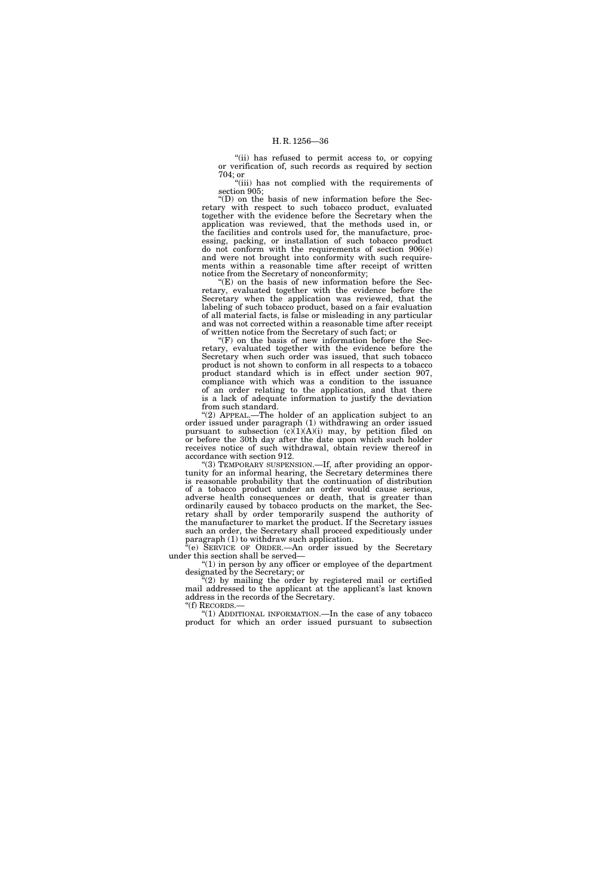"(ii) has refused to permit access to, or copying or verification of, such records as required by section 704; or

"(iii) has not complied with the requirements of section 905;

"(D) on the basis of new information before the Secretary with respect to such tobacco product, evaluated together with the evidence before the Secretary when the application was reviewed, that the methods used in, or the facilities and controls used for, the manufacture, processing, packing, or installation of such tobacco product do not conform with the requirements of section 906(e) and were not brought into conformity with such requirements within a reasonable time after receipt of written notice from the Secretary of nonconformity;

"(E) on the basis of new information before the Secretary, evaluated together with the evidence before the Secretary when the application was reviewed, that the labeling of such tobacco product, based on a fair evaluation of all material facts, is false or misleading in any particular and was not corrected within a reasonable time after receipt of written notice from the Secretary of such fact; or

"(F) on the basis of new information before the Secretary, evaluated together with the evidence before the Secretary when such order was issued, that such tobacco product is not shown to conform in all respects to a tobacco product standard which is in effect under section 907, compliance with which was a condition to the issuance of an order relating to the application, and that there is a lack of adequate information to justify the deviation from such standard.

"(2) APPEAL.—The holder of an application subject to an order issued under paragraph (1) withdrawing an order issued pursuant to subsection (c)(1)(A)(i) may, by petition filed on or before the 30th day after the date upon which such holder receives notice of such withdrawal, obtain review thereof in accordance with section 912.

"(3) TEMPORARY SUSPENSION.—If, after providing an opportunity for an informal hearing, the Secretary determines there is reasonable probability that the continuation of distribution of a tobacco product under an order would cause serious, adverse health consequences or death, that is greater than ordinarily caused by tobacco products on the market, the Secretary shall by order temporarily suspend the authority of the manufacturer to market the product. If the Secretary issues such an order, the Secretary shall proceed expeditiously under paragraph (1) to withdraw such application.

"(e) SERVICE OF ORDER.—An order issued by the Secretary under this section shall be served—

"(1) in person by any officer or employee of the department designated by the Secretary; or

"(2) by mailing the order by registered mail or certified mail addressed to the applicant at the applicant's last known address in the records of the Secretary.

"(f) RECORDS.—

"(1) ADDITIONAL INFORMATION.—In the case of any tobacco product for which an order issued pursuant to subsection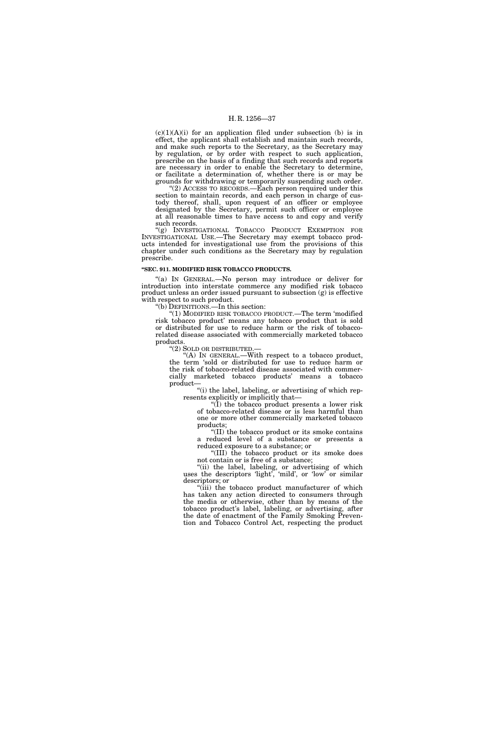(c)(1)(A)(i) for an application filed under subsection (b) is in effect, the applicant shall establish and maintain such records, and make such reports to the Secretary, as the Secretary may by regulation, or by order with respect to such application, prescribe on the basis of a finding that such records and reports are necessary in order to enable the Secretary to determine, or facilitate a determination of, whether there is or may be grounds for withdrawing or temporarily suspending such order.

"(2) ACCESS TO RECORDS.—Each person required under this section to maintain records, and each person in charge of custody thereof, shall, upon request of an officer or employee designated by the Secretary, permit such officer or employee at all reasonable times to have access to and copy and verify such records.

"(g) INVESTIGATIONAL TOBACCO PRODUCT EXEMPTION FOR INVESTIGATIONAL USE.—The Secretary may exempt tobacco products intended for investigational use from the provisions of this chapter under such conditions as the Secretary may by regulation prescribe.

**"SEC. 911. MODIFIED RISK TOBACCO PRODUCTS.**

"(a) IN GENERAL.—No person may introduce or deliver for introduction into interstate commerce any modified risk tobacco product unless an order issued pursuant to subsection (g) is effective with respect to such product.

"(b) DEFINITIONS.—In this section:

"(1) MODIFIED RISK TOBACCO PRODUCT.—The term 'modified risk tobacco product' means any tobacco product that is sold or distributed for use to reduce harm or the risk of tobacco-related disease associated with commercially marketed tobacco products.

"(2) SOLD OR DISTRIBUTED.—

"(A) IN GENERAL.—With respect to a tobacco product, the term 'sold or distributed for use to reduce harm or the risk of tobacco-related disease associated with commercially marketed tobacco products' means a tobacco product—

"(i) the label, labeling, or advertising of which represents explicitly or implicitly that—

"(I) the tobacco product presents a lower risk of tobacco-related disease or is less harmful than one or more other commercially marketed tobacco products;

"(II) the tobacco product or its smoke contains a reduced level of a substance or presents a reduced exposure to a substance; or

"(III) the tobacco product or its smoke does not contain or is free of a substance;

"(ii) the label, labeling, or advertising of which uses the descriptors 'light', 'mild', or 'low' or similar descriptors; or

"(iii) the tobacco product manufacturer of which has taken any action directed to consumers through the media or otherwise, other than by means of the tobacco product's label, labeling, or advertising, after the date of enactment of the Family Smoking Prevention and Tobacco Control Act, respecting the product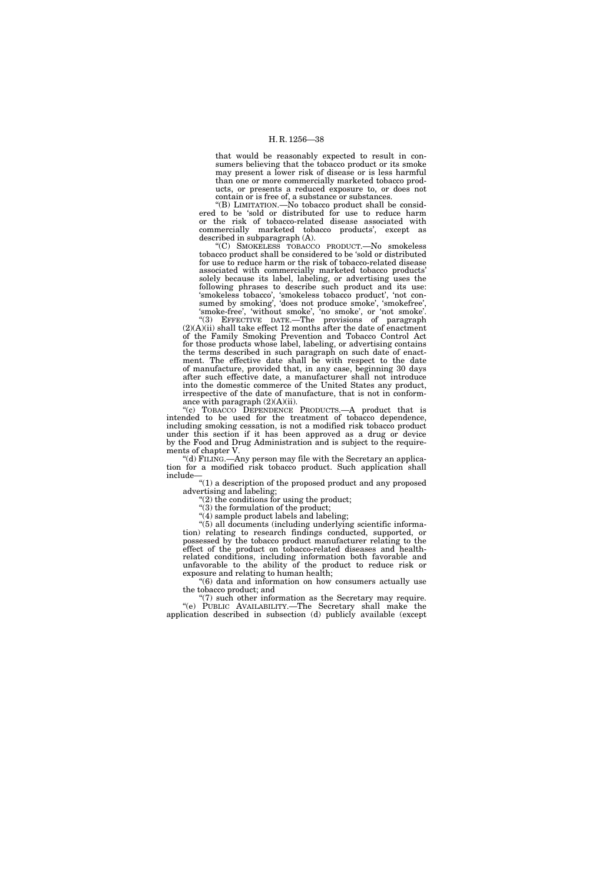that would be reasonably expected to result in consumers believing that the tobacco product or its smoke may present a lower risk of disease or is less harmful than one or more commercially marketed tobacco products, or presents a reduced exposure to, or does not contain or is free of, a substance or substances.

"(B) LIMITATION.—No tobacco product shall be considered to be 'sold or distributed for use to reduce harm or the risk of tobacco-related disease associated with commercially marketed tobacco products', except as described in subparagraph (A).

"(C) SMOKELESS TOBACCO PRODUCT.—No smokeless tobacco product shall be considered to be 'sold or distributed for use to reduce harm or the risk of tobacco-related disease associated with commercially marketed tobacco products' solely because its label, labeling, or advertising uses the following phrases to describe such product and its use: 'smokeless tobacco', 'smokeless tobacco product', 'not consumed by smoking', 'does not produce smoke', 'smokefree', 'smoke-free', 'without smoke', 'no smoke', or 'not smoke'.

"(3) EFFECTIVE DATE.—The provisions of paragraph (2)(A)(ii) shall take effect 12 months after the date of enactment of the Family Smoking Prevention and Tobacco Control Act for those products whose label, labeling, or advertising contains the terms described in such paragraph on such date of enactment. The effective date shall be with respect to the date of manufacture, provided that, in any case, beginning 30 days after such effective date, a manufacturer shall not introduce into the domestic commerce of the United States any product, irrespective of the date of manufacture, that is not in conformance with paragraph (2)(A)(ii).

"(c) TOBACCO DEPENDENCE PRODUCTS.—A product that is intended to be used for the treatment of tobacco dependence, including smoking cessation, is not a modified risk tobacco product under this section if it has been approved as a drug or device by the Food and Drug Administration and is subject to the requirements of chapter V.

"(d) FILING.—Any person may file with the Secretary an application for a modified risk tobacco product. Such application shall include—

"(1) a description of the proposed product and any proposed advertising and labeling;

"(2) the conditions for using the product;

"(3) the formulation of the product;

"(4) sample product labels and labeling;

"(5) all documents (including underlying scientific information) relating to research findings conducted, supported, or possessed by the tobacco product manufacturer relating to the effect of the product on tobacco-related diseases and health-related conditions, including information both favorable and unfavorable to the ability of the product to reduce risk or exposure and relating to human health;

"(6) data and information on how consumers actually use the tobacco product; and

"(7) such other information as the Secretary may require.

"(e) PUBLIC AVAILABILITY.—The Secretary shall make the application described in subsection (d) publicly available (except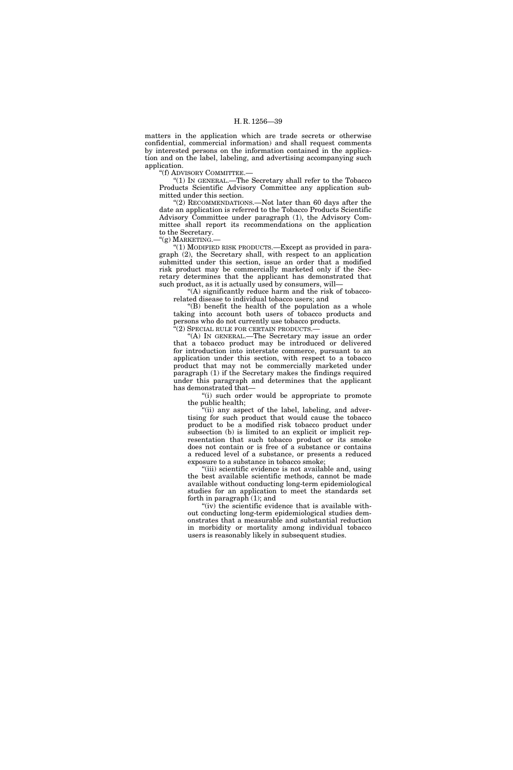matters in the application which are trade secrets or otherwise confidential, commercial information) and shall request comments by interested persons on the information contained in the application and on the label, labeling, and advertising accompanying such application.

"(f) ADVISORY COMMITTEE.—

"(1) IN GENERAL.—The Secretary shall refer to the Tobacco Products Scientific Advisory Committee any application submitted under this section.

"(2) RECOMMENDATIONS.—Not later than 60 days after the date an application is referred to the Tobacco Products Scientific Advisory Committee under paragraph (1), the Advisory Committee shall report its recommendations on the application to the Secretary.

"(g) MARKETING.—

"(1) MODIFIED RISK PRODUCTS.—Except as provided in paragraph (2), the Secretary shall, with respect to an application submitted under this section, issue an order that a modified risk product may be commercially marketed only if the Secretary determines that the applicant has demonstrated that such product, as it is actually used by consumers, will—

"(A) significantly reduce harm and the risk of tobacco-related disease to individual tobacco users; and

"(B) benefit the health of the population as a whole taking into account both users of tobacco products and persons who do not currently use tobacco products.

"(2) SPECIAL RULE FOR CERTAIN PRODUCTS.—

"(A) IN GENERAL.—The Secretary may issue an order that a tobacco product may be introduced or delivered for introduction into interstate commerce, pursuant to an application under this section, with respect to a tobacco product that may not be commercially marketed under paragraph (1) if the Secretary makes the findings required under this paragraph and determines that the applicant has demonstrated that—

"(i) such order would be appropriate to promote the public health;

"(ii) any aspect of the label, labeling, and advertising for such product that would cause the tobacco product to be a modified risk tobacco product under subsection (b) is limited to an explicit or implicit representation that such tobacco product or its smoke does not contain or is free of a substance or contains a reduced level of a substance, or presents a reduced exposure to a substance in tobacco smoke;

"(iii) scientific evidence is not available and, using the best available scientific methods, cannot be made available without conducting long-term epidemiological studies for an application to meet the standards set forth in paragraph (1); and

"(iv) the scientific evidence that is available without conducting long-term epidemiological studies demonstrates that a measurable and substantial reduction in morbidity or mortality among individual tobacco users is reasonably likely in subsequent studies.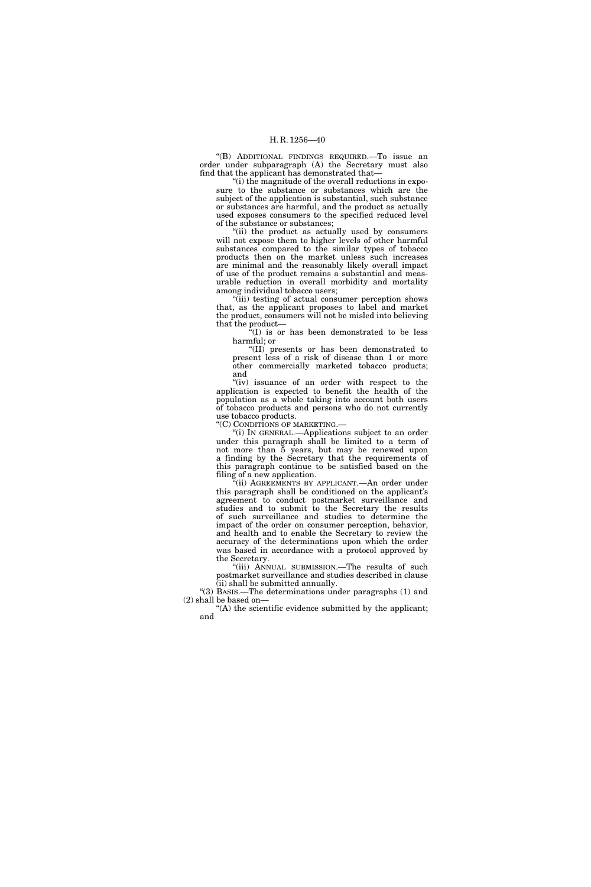"(B) ADDITIONAL FINDINGS REQUIRED.—To issue an order under subparagraph (A) the Secretary must also find that the applicant has demonstrated that—

"(i) the magnitude of the overall reductions in exposure to the substance or substances which are the subject of the application is substantial, such substance or substances are harmful, and the product as actually used exposes consumers to the specified reduced level of the substance or substances;

"(ii) the product as actually used by consumers will not expose them to higher levels of other harmful substances compared to the similar types of tobacco products then on the market unless such increases are minimal and the reasonably likely overall impact of use of the product remains a substantial and measurable reduction in overall morbidity and mortality among individual tobacco users;

"(iii) testing of actual consumer perception shows that, as the applicant proposes to label and market the product, consumers will not be misled into believing that the product—

"(I) is or has been demonstrated to be less harmful; or

"(II) presents or has been demonstrated to present less of a risk of disease than 1 or more other commercially marketed tobacco products; and

"(iv) issuance of an order with respect to the application is expected to benefit the health of the population as a whole taking into account both users of tobacco products and persons who do not currently use tobacco products.

"(C) CONDITIONS OF MARKETING.—

"(i) IN GENERAL.—Applications subject to an order under this paragraph shall be limited to a term of not more than 5 years, but may be renewed upon a finding by the Secretary that the requirements of this paragraph continue to be satisfied based on the filing of a new application.

"(ii) AGREEMENTS BY APPLICANT.—An order under this paragraph shall be conditioned on the applicant's agreement to conduct postmarket surveillance and studies and to submit to the Secretary the results of such surveillance and studies to determine the impact of the order on consumer perception, behavior, and health and to enable the Secretary to review the accuracy of the determinations upon which the order was based in accordance with a protocol approved by the Secretary.

"(iii) ANNUAL SUBMISSION.—The results of such postmarket surveillance and studies described in clause (ii) shall be submitted annually.

"(3) BASIS.—The determinations under paragraphs (1) and (2) shall be based on—

"(A) the scientific evidence submitted by the applicant; and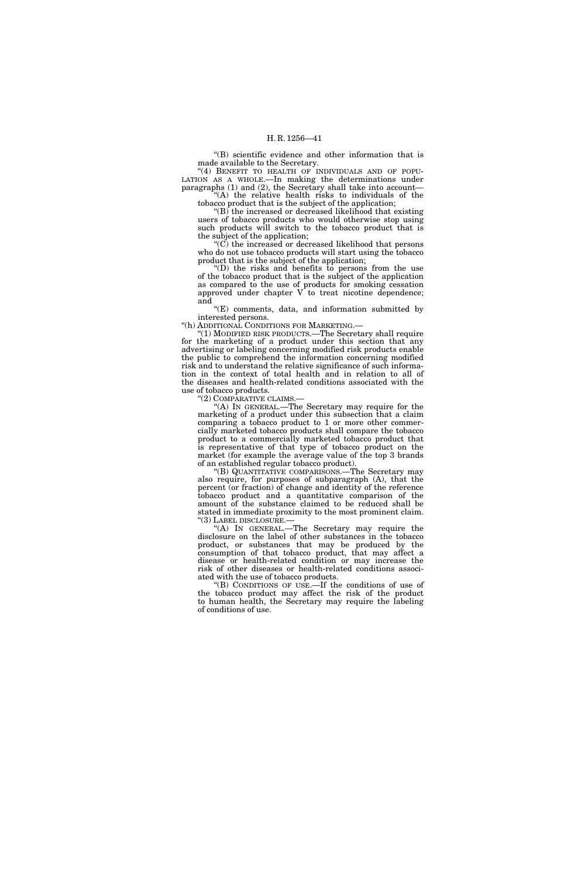"(B) scientific evidence and other information that is made available to the Secretary.

"(4) BENEFIT TO HEALTH OF INDIVIDUALS AND OF POPULATION AS A WHOLE.—In making the determinations under paragraphs (1) and (2), the Secretary shall take into account—

"(A) the relative health risks to individuals of the tobacco product that is the subject of the application;

"(B) the increased or decreased likelihood that existing users of tobacco products who would otherwise stop using such products will switch to the tobacco product that is the subject of the application;

"(C) the increased or decreased likelihood that persons who do not use tobacco products will start using the tobacco product that is the subject of the application;

"(D) the risks and benefits to persons from the use of the tobacco product that is the subject of the application as compared to the use of products for smoking cessation approved under chapter V to treat nicotine dependence; and

"(E) comments, data, and information submitted by interested persons.

"(h) ADDITIONAL CONDITIONS FOR MARKETING.—

"(1) MODIFIED RISK PRODUCTS.—The Secretary shall require for the marketing of a product under this section that any advertising or labeling concerning modified risk products enable the public to comprehend the information concerning modified risk and to understand the relative significance of such information in the context of total health and in relation to all of the diseases and health-related conditions associated with the use of tobacco products.

"(2) COMPARATIVE CLAIMS.—

"(A) IN GENERAL.—The Secretary may require for the marketing of a product under this subsection that a claim comparing a tobacco product to 1 or more other commercially marketed tobacco products shall compare the tobacco product to a commercially marketed tobacco product that is representative of that type of tobacco product on the market (for example the average value of the top 3 brands of an established regular tobacco product).

"(B) QUANTITATIVE COMPARISONS.—The Secretary may also require, for purposes of subparagraph (A), that the percent (or fraction) of change and identity of the reference tobacco product and a quantitative comparison of the amount of the substance claimed to be reduced shall be stated in immediate proximity to the most prominent claim.

"(3) LABEL DISCLOSURE.—

"(A) IN GENERAL.—The Secretary may require the disclosure on the label of other substances in the tobacco product, or substances that may be produced by the consumption of that tobacco product, that may affect a disease or health-related condition or may increase the risk of other diseases or health-related conditions associated with the use of tobacco products.

"(B) CONDITIONS OF USE.—If the conditions of use of the tobacco product may affect the risk of the product to human health, the Secretary may require the labeling of conditions of use.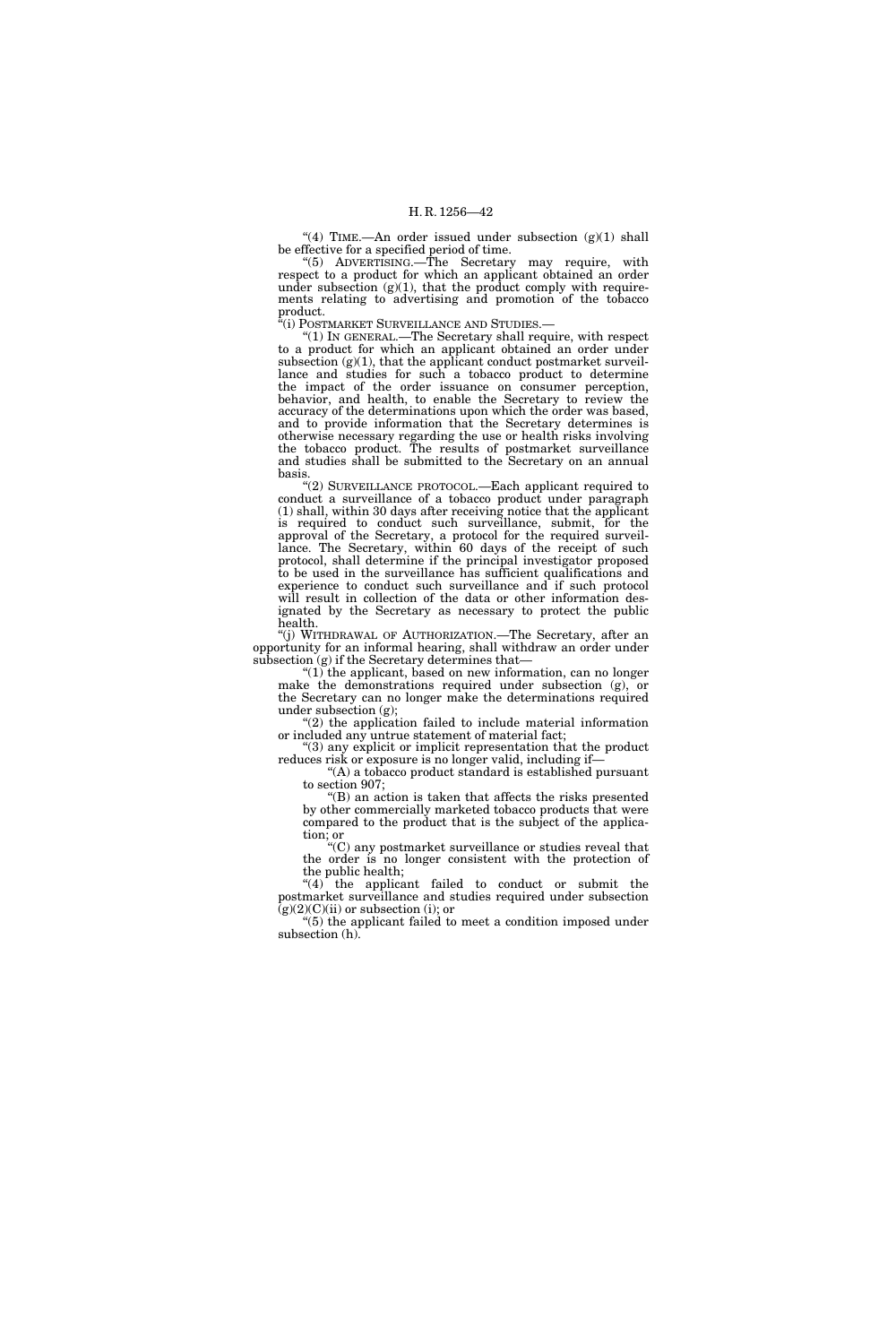"(4) TIME.—An order issued under subsection (g)(1) shall be effective for a specified period of time.

"(5) ADVERTISING.—The Secretary may require, with respect to a product for which an applicant obtained an order under subsection (g)(1), that the product comply with requirements relating to advertising and promotion of the tobacco product.

"(i) POSTMARKET SURVEILLANCE AND STUDIES.—

"(1) IN GENERAL.—The Secretary shall require, with respect to a product for which an applicant obtained an order under subsection (g)(1), that the applicant conduct postmarket surveillance and studies for such a tobacco product to determine the impact of the order issuance on consumer perception, behavior, and health, to enable the Secretary to review the accuracy of the determinations upon which the order was based, and to provide information that the Secretary determines is otherwise necessary regarding the use or health risks involving the tobacco product. The results of postmarket surveillance and studies shall be submitted to the Secretary on an annual basis.

"(2) SURVEILLANCE PROTOCOL.—Each applicant required to conduct a surveillance of a tobacco product under paragraph (1) shall, within 30 days after receiving notice that the applicant is required to conduct such surveillance, submit, for the approval of the Secretary, a protocol for the required surveillance. The Secretary, within 60 days of the receipt of such protocol, shall determine if the principal investigator proposed to be used in the surveillance has sufficient qualifications and experience to conduct such surveillance and if such protocol will result in collection of the data or other information designated by the Secretary as necessary to protect the public health.

"(j) WITHDRAWAL OF AUTHORIZATION.—The Secretary, after an opportunity for an informal hearing, shall withdraw an order under subsection (g) if the Secretary determines that—

"(1) the applicant, based on new information, can no longer make the demonstrations required under subsection (g), or the Secretary can no longer make the determinations required under subsection (g);

"(2) the application failed to include material information or included any untrue statement of material fact;

"(3) any explicit or implicit representation that the product reduces risk or exposure is no longer valid, including if—

"(A) a tobacco product standard is established pursuant to section 907;

"(B) an action is taken that affects the risks presented by other commercially marketed tobacco products that were compared to the product that is the subject of the application; or

"(C) any postmarket surveillance or studies reveal that the order is no longer consistent with the protection of the public health;

"(4) the applicant failed to conduct or submit the postmarket surveillance and studies required under subsection (g)(2)(C)(ii) or subsection (i); or

"(5) the applicant failed to meet a condition imposed under subsection (h).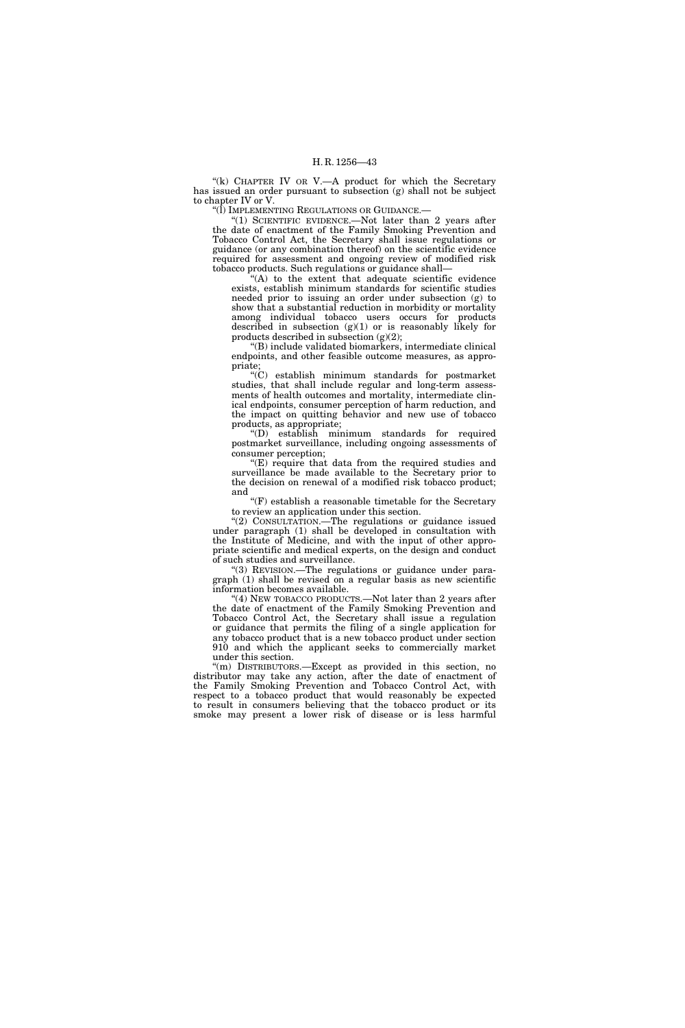"(k) CHAPTER IV OR V.—A product for which the Secretary has issued an order pursuant to subsection (g) shall not be subject to chapter IV or V.

"(l) IMPLEMENTING REGULATIONS OR GUIDANCE.—

"(1) SCIENTIFIC EVIDENCE.—Not later than 2 years after the date of enactment of the Family Smoking Prevention and Tobacco Control Act, the Secretary shall issue regulations or guidance (or any combination thereof) on the scientific evidence required for assessment and ongoing review of modified risk tobacco products. Such regulations or guidance shall—

"(A) to the extent that adequate scientific evidence exists, establish minimum standards for scientific studies needed prior to issuing an order under subsection (g) to show that a substantial reduction in morbidity or mortality among individual tobacco users occurs for products described in subsection (g)(1) or is reasonably likely for products described in subsection (g)(2);

"(B) include validated biomarkers, intermediate clinical endpoints, and other feasible outcome measures, as appropriate;

"(C) establish minimum standards for postmarket studies, that shall include regular and long-term assessments of health outcomes and mortality, intermediate clinical endpoints, consumer perception of harm reduction, and the impact on quitting behavior and new use of tobacco products, as appropriate;

"(D) establish minimum standards for required postmarket surveillance, including ongoing assessments of consumer perception;

"(E) require that data from the required studies and surveillance be made available to the Secretary prior to the decision on renewal of a modified risk tobacco product; and

"(F) establish a reasonable timetable for the Secretary to review an application under this section.

"(2) CONSULTATION.—The regulations or guidance issued under paragraph (1) shall be developed in consultation with the Institute of Medicine, and with the input of other appropriate scientific and medical experts, on the design and conduct of such studies and surveillance.

"(3) REVISION.—The regulations or guidance under paragraph (1) shall be revised on a regular basis as new scientific information becomes available.

"(4) NEW TOBACCO PRODUCTS.—Not later than 2 years after the date of enactment of the Family Smoking Prevention and Tobacco Control Act, the Secretary shall issue a regulation or guidance that permits the filing of a single application for any tobacco product that is a new tobacco product under section 910 and which the applicant seeks to commercially market under this section.

"(m) DISTRIBUTORS.—Except as provided in this section, no distributor may take any action, after the date of enactment of the Family Smoking Prevention and Tobacco Control Act, with respect to a tobacco product that would reasonably be expected to result in consumers believing that the tobacco product or its smoke may present a lower risk of disease or is less harmful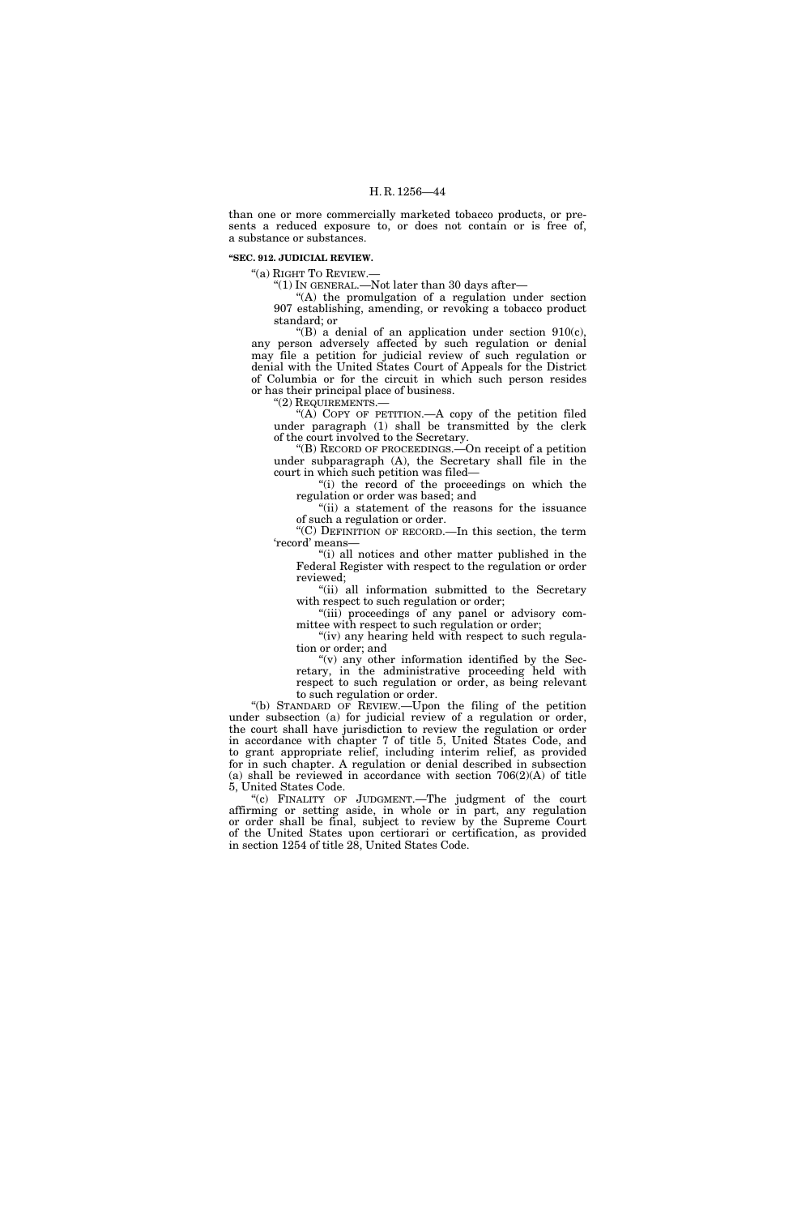than one or more commercially marketed tobacco products, or presents a reduced exposure to, or does not contain or is free of, a substance or substances.

**"SEC. 912. JUDICIAL REVIEW.**

"(a) RIGHT TO REVIEW.—

"(1) IN GENERAL.—Not later than 30 days after—

"(A) the promulgation of a regulation under section 907 establishing, amending, or revoking a tobacco product standard; or

"(B) a denial of an application under section 910(c), any person adversely affected by such regulation or denial may file a petition for judicial review of such regulation or denial with the United States Court of Appeals for the District of Columbia or for the circuit in which such person resides or has their principal place of business.

"(2) REQUIREMENTS.—

"(A) COPY OF PETITION.—A copy of the petition filed under paragraph (1) shall be transmitted by the clerk of the court involved to the Secretary.

"(B) RECORD OF PROCEEDINGS.—On receipt of a petition under subparagraph (A), the Secretary shall file in the court in which such petition was filed—

"(i) the record of the proceedings on which the regulation or order was based; and

"(ii) a statement of the reasons for the issuance of such a regulation or order.

"(C) DEFINITION OF RECORD.—In this section, the term 'record' means—

"(i) all notices and other matter published in the Federal Register with respect to the regulation or order reviewed;

"(ii) all information submitted to the Secretary with respect to such regulation or order;

"(iii) proceedings of any panel or advisory committee with respect to such regulation or order;

"(iv) any hearing held with respect to such regulation or order; and

"(v) any other information identified by the Secretary, in the administrative proceeding held with respect to such regulation or order, as being relevant to such regulation or order.

"(b) STANDARD OF REVIEW.—Upon the filing of the petition under subsection (a) for judicial review of a regulation or order, the court shall have jurisdiction to review the regulation or order in accordance with chapter 7 of title 5, United States Code, and to grant appropriate relief, including interim relief, as provided for in such chapter. A regulation or denial described in subsection (a) shall be reviewed in accordance with section 706(2)(A) of title 5, United States Code.

"(c) FINALITY OF JUDGMENT.—The judgment of the court affirming or setting aside, in whole or in part, any regulation or order shall be final, subject to review by the Supreme Court of the United States upon certiorari or certification, as provided in section 1254 of title 28, United States Code.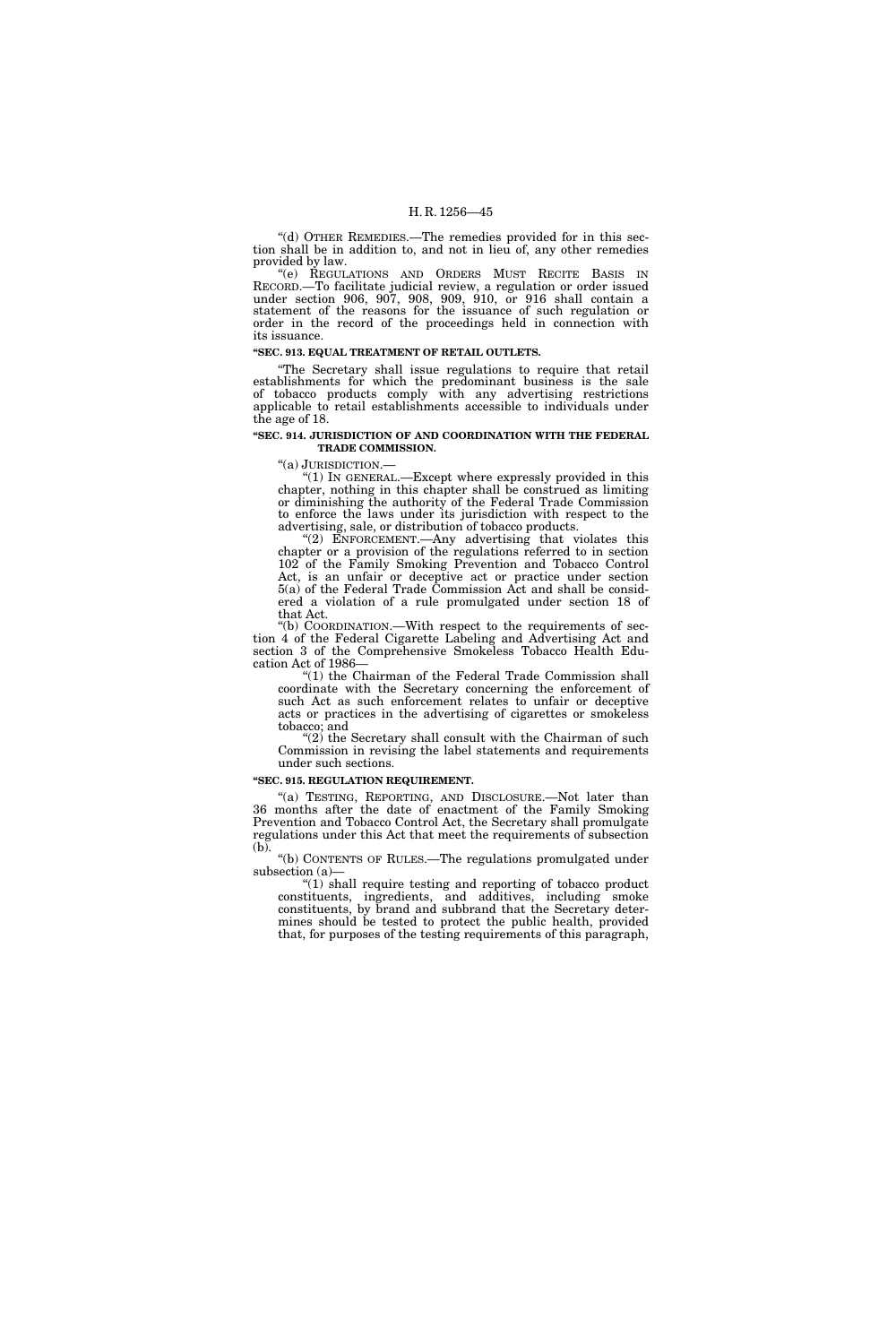"(d) OTHER REMEDIES.—The remedies provided for in this section shall be in addition to, and not in lieu of, any other remedies provided by law.

"(e) REGULATIONS AND ORDERS MUST RECITE BASIS IN RECORD.—To facilitate judicial review, a regulation or order issued under section 906, 907, 908, 909, 910, or 916 shall contain a statement of the reasons for the issuance of such regulation or order in the record of the proceedings held in connection with its issuance.

**"SEC. 913. EQUAL TREATMENT OF RETAIL OUTLETS.**

"The Secretary shall issue regulations to require that retail establishments for which the predominant business is the sale of tobacco products comply with any advertising restrictions applicable to retail establishments accessible to individuals under the age of 18.

**"SEC. 914. JURISDICTION OF AND COORDINATION WITH THE FEDERAL TRADE COMMISSION.**

"(a) JURISDICTION.—

"(1) IN GENERAL.—Except where expressly provided in this chapter, nothing in this chapter shall be construed as limiting or diminishing the authority of the Federal Trade Commission to enforce the laws under its jurisdiction with respect to the advertising, sale, or distribution of tobacco products.

"(2) ENFORCEMENT.—Any advertising that violates this chapter or a provision of the regulations referred to in section 102 of the Family Smoking Prevention and Tobacco Control Act, is an unfair or deceptive act or practice under section 5(a) of the Federal Trade Commission Act and shall be considered a violation of a rule promulgated under section 18 of that Act.

"(b) COORDINATION.—With respect to the requirements of section 4 of the Federal Cigarette Labeling and Advertising Act and section 3 of the Comprehensive Smokeless Tobacco Health Education Act of 1986—

"(1) the Chairman of the Federal Trade Commission shall coordinate with the Secretary concerning the enforcement of such Act as such enforcement relates to unfair or deceptive acts or practices in the advertising of cigarettes or smokeless tobacco; and

"(2) the Secretary shall consult with the Chairman of such Commission in revising the label statements and requirements under such sections.

**"SEC. 915. REGULATION REQUIREMENT.**

"(a) TESTING, REPORTING, AND DISCLOSURE.—Not later than 36 months after the date of enactment of the Family Smoking Prevention and Tobacco Control Act, the Secretary shall promulgate regulations under this Act that meet the requirements of subsection (b).

"(b) CONTENTS OF RULES.—The regulations promulgated under subsection (a)—

"(1) shall require testing and reporting of tobacco product constituents, ingredients, and additives, including smoke constituents, by brand and subbrand that the Secretary determines should be tested to protect the public health, provided that, for purposes of the testing requirements of this paragraph,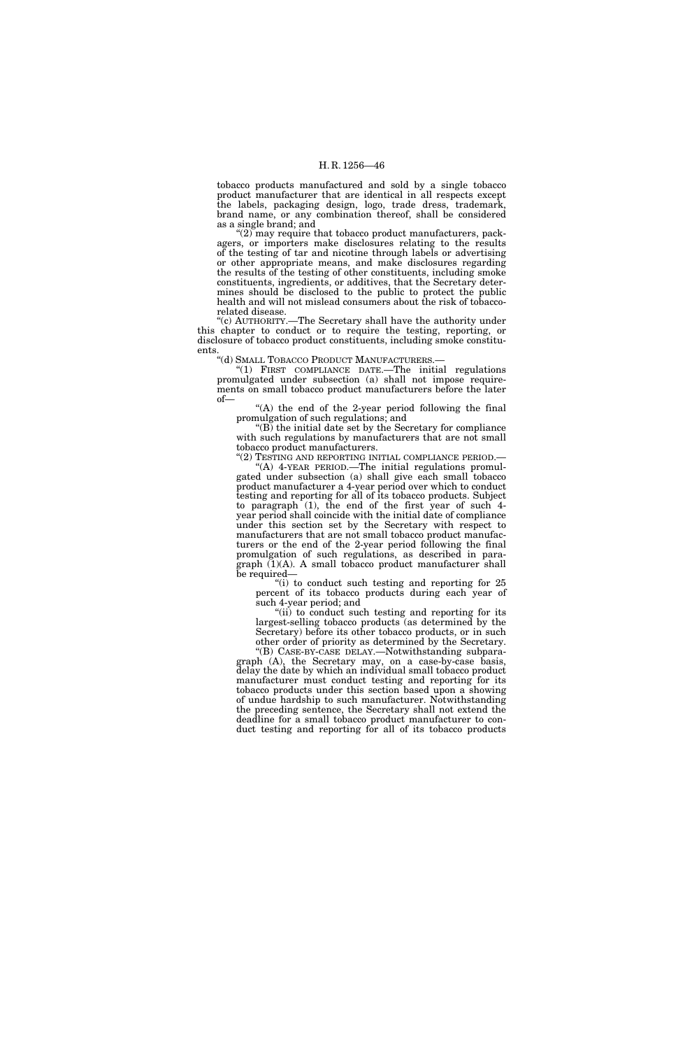tobacco products manufactured and sold by a single tobacco product manufacturer that are identical in all respects except the labels, packaging design, logo, trade dress, trademark, brand name, or any combination thereof, shall be considered as a single brand; and

"(2) may require that tobacco product manufacturers, packagers, or importers make disclosures relating to the results of the testing of tar and nicotine through labels or advertising or other appropriate means, and make disclosures regarding the results of the testing of other constituents, including smoke constituents, ingredients, or additives, that the Secretary determines should be disclosed to the public to protect the public health and will not mislead consumers about the risk of tobacco-related disease.

"(c) AUTHORITY.—The Secretary shall have the authority under this chapter to conduct or to require the testing, reporting, or disclosure of tobacco product constituents, including smoke constituents.

"(d) SMALL TOBACCO PRODUCT MANUFACTURERS.—

"(1) FIRST COMPLIANCE DATE.—The initial regulations promulgated under subsection (a) shall not impose requirements on small tobacco product manufacturers before the later of—

"(A) the end of the 2-year period following the final promulgation of such regulations; and

"(B) the initial date set by the Secretary for compliance with such regulations by manufacturers that are not small tobacco product manufacturers.

"(2) TESTING AND REPORTING INITIAL COMPLIANCE PERIOD.—

"(A) 4-YEAR PERIOD.—The initial regulations promulgated under subsection (a) shall give each small tobacco product manufacturer a 4-year period over which to conduct testing and reporting for all of its tobacco products. Subject to paragraph (1), the end of the first year of such 4-year period shall coincide with the initial date of compliance under this section set by the Secretary with respect to manufacturers that are not small tobacco product manufacturers or the end of the 2-year period following the final promulgation of such regulations, as described in paragraph (1)(A). A small tobacco product manufacturer shall be required—

"(i) to conduct such testing and reporting for 25 percent of its tobacco products during each year of such 4-year period; and

"(ii) to conduct such testing and reporting for its largest-selling tobacco products (as determined by the Secretary) before its other tobacco products, or in such other order of priority as determined by the Secretary.

"(B) CASE-BY-CASE DELAY.—Notwithstanding subparagraph (A), the Secretary may, on a case-by-case basis, delay the date by which an individual small tobacco product manufacturer must conduct testing and reporting for its tobacco products under this section based upon a showing of undue hardship to such manufacturer. Notwithstanding the preceding sentence, the Secretary shall not extend the deadline for a small tobacco product manufacturer to conduct testing and reporting for all of its tobacco products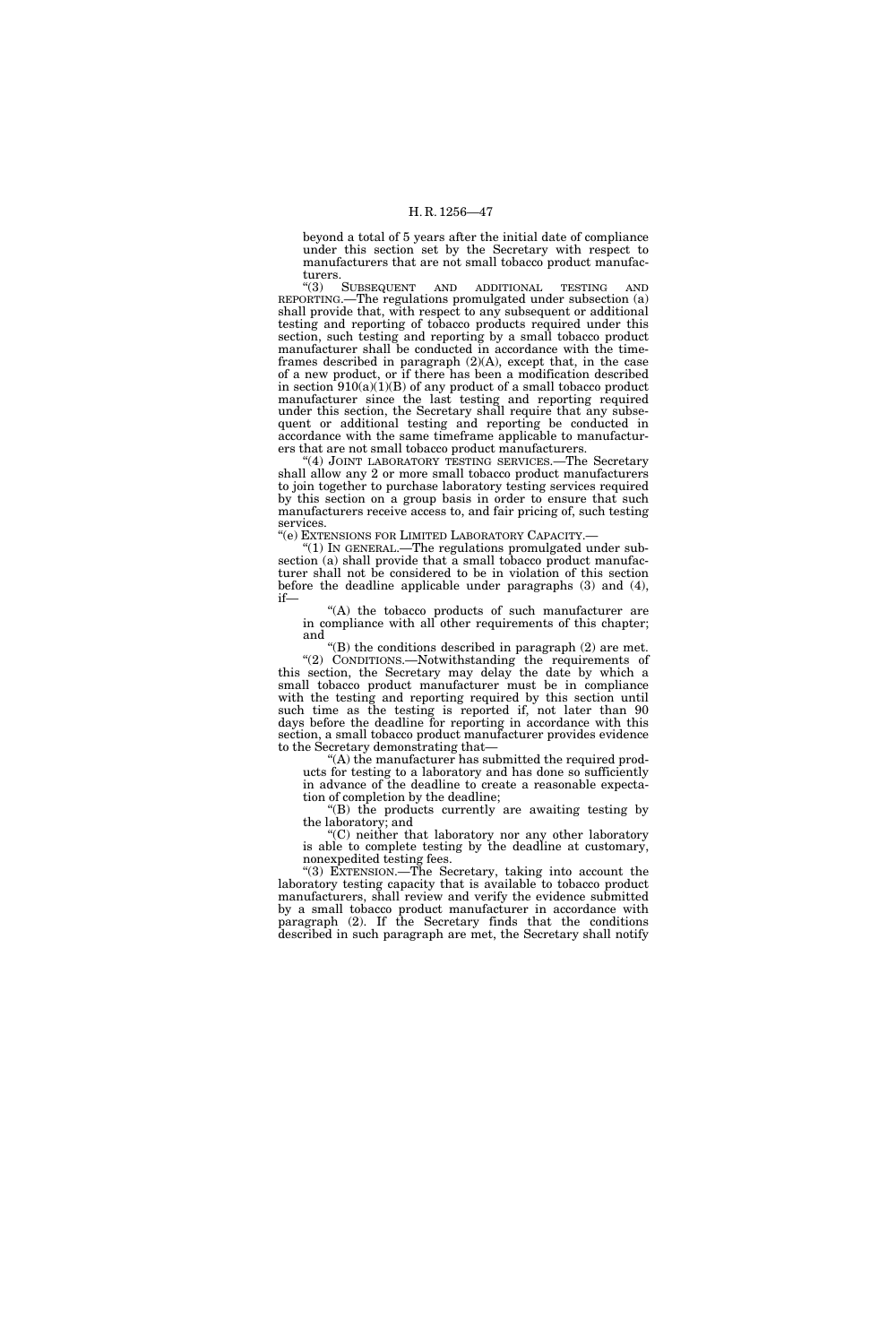beyond a total of 5 years after the initial date of compliance under this section set by the Secretary with respect to manufacturers that are not small tobacco product manufacturers.

"(3) SUBSEQUENT AND ADDITIONAL TESTING AND REPORTING.—The regulations promulgated under subsection (a) shall provide that, with respect to any subsequent or additional testing and reporting of tobacco products required under this section, such testing and reporting by a small tobacco product manufacturer shall be conducted in accordance with the timeframes described in paragraph (2)(A), except that, in the case of a new product, or if there has been a modification described in section 910(a)(1)(B) of any product of a small tobacco product manufacturer since the last testing and reporting required under this section, the Secretary shall require that any subsequent or additional testing and reporting be conducted in accordance with the same timeframe applicable to manufacturers that are not small tobacco product manufacturers.

"(4) JOINT LABORATORY TESTING SERVICES.—The Secretary shall allow any 2 or more small tobacco product manufacturers to join together to purchase laboratory testing services required by this section on a group basis in order to ensure that such manufacturers receive access to, and fair pricing of, such testing services.

"(e) EXTENSIONS FOR LIMITED LABORATORY CAPACITY.—

"(1) IN GENERAL.—The regulations promulgated under subsection (a) shall provide that a small tobacco product manufacturer shall not be considered to be in violation of this section before the deadline applicable under paragraphs (3) and (4), if—

"(A) the tobacco products of such manufacturer are in compliance with all other requirements of this chapter; and

"(B) the conditions described in paragraph (2) are met.

"(2) CONDITIONS.—Notwithstanding the requirements of this section, the Secretary may delay the date by which a small tobacco product manufacturer must be in compliance with the testing and reporting required by this section until such time as the testing is reported if, not later than 90 days before the deadline for reporting in accordance with this section, a small tobacco product manufacturer provides evidence to the Secretary demonstrating that—

"(A) the manufacturer has submitted the required products for testing to a laboratory and has done so sufficiently in advance of the deadline to create a reasonable expectation of completion by the deadline;

"(B) the products currently are awaiting testing by the laboratory; and

"(C) neither that laboratory nor any other laboratory is able to complete testing by the deadline at customary, nonexpedited testing fees.

"(3) EXTENSION.—The Secretary, taking into account the laboratory testing capacity that is available to tobacco product manufacturers, shall review and verify the evidence submitted by a small tobacco product manufacturer in accordance with paragraph (2). If the Secretary finds that the conditions described in such paragraph are met, the Secretary shall notify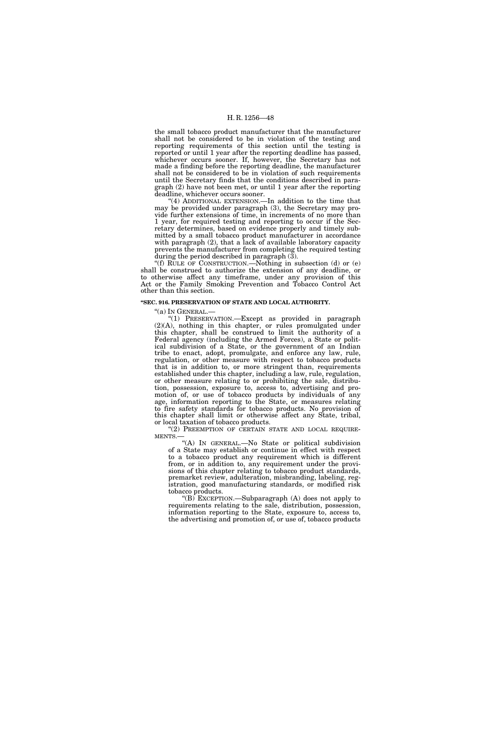the small tobacco product manufacturer that the manufacturer shall not be considered to be in violation of the testing and reporting requirements of this section until the testing is reported or until 1 year after the reporting deadline has passed, whichever occurs sooner. If, however, the Secretary has not made a finding before the reporting deadline, the manufacturer shall not be considered to be in violation of such requirements until the Secretary finds that the conditions described in paragraph (2) have not been met, or until 1 year after the reporting deadline, whichever occurs sooner.

"(4) ADDITIONAL EXTENSION.—In addition to the time that may be provided under paragraph (3), the Secretary may provide further extensions of time, in increments of no more than 1 year, for required testing and reporting to occur if the Secretary determines, based on evidence properly and timely submitted by a small tobacco product manufacturer in accordance with paragraph (2), that a lack of available laboratory capacity prevents the manufacturer from completing the required testing during the period described in paragraph (3).

"(f) RULE OF CONSTRUCTION.—Nothing in subsection (d) or (e) shall be construed to authorize the extension of any deadline, or to otherwise affect any timeframe, under any provision of this Act or the Family Smoking Prevention and Tobacco Control Act other than this section.

**"SEC. 916. PRESERVATION OF STATE AND LOCAL AUTHORITY.**

"(a) IN GENERAL.—

"(1) PRESERVATION.—Except as provided in paragraph (2)(A), nothing in this chapter, or rules promulgated under this chapter, shall be construed to limit the authority of a Federal agency (including the Armed Forces), a State or political subdivision of a State, or the government of an Indian tribe to enact, adopt, promulgate, and enforce any law, rule, regulation, or other measure with respect to tobacco products that is in addition to, or more stringent than, requirements established under this chapter, including a law, rule, regulation, or other measure relating to or prohibiting the sale, distribution, possession, exposure to, access to, advertising and promotion of, or use of tobacco products by individuals of any age, information reporting to the State, or measures relating to fire safety standards for tobacco products. No provision of this chapter shall limit or otherwise affect any State, tribal, or local taxation of tobacco products.

"(2) PREEMPTION OF CERTAIN STATE AND LOCAL REQUIREMENTS.—

"(A) IN GENERAL.—No State or political subdivision of a State may establish or continue in effect with respect to a tobacco product any requirement which is different from, or in addition to, any requirement under the provisions of this chapter relating to tobacco product standards, premarket review, adulteration, misbranding, labeling, registration, good manufacturing standards, or modified risk tobacco products.

"(B) EXCEPTION.—Subparagraph (A) does not apply to requirements relating to the sale, distribution, possession, information reporting to the State, exposure to, access to, the advertising and promotion of, or use of, tobacco products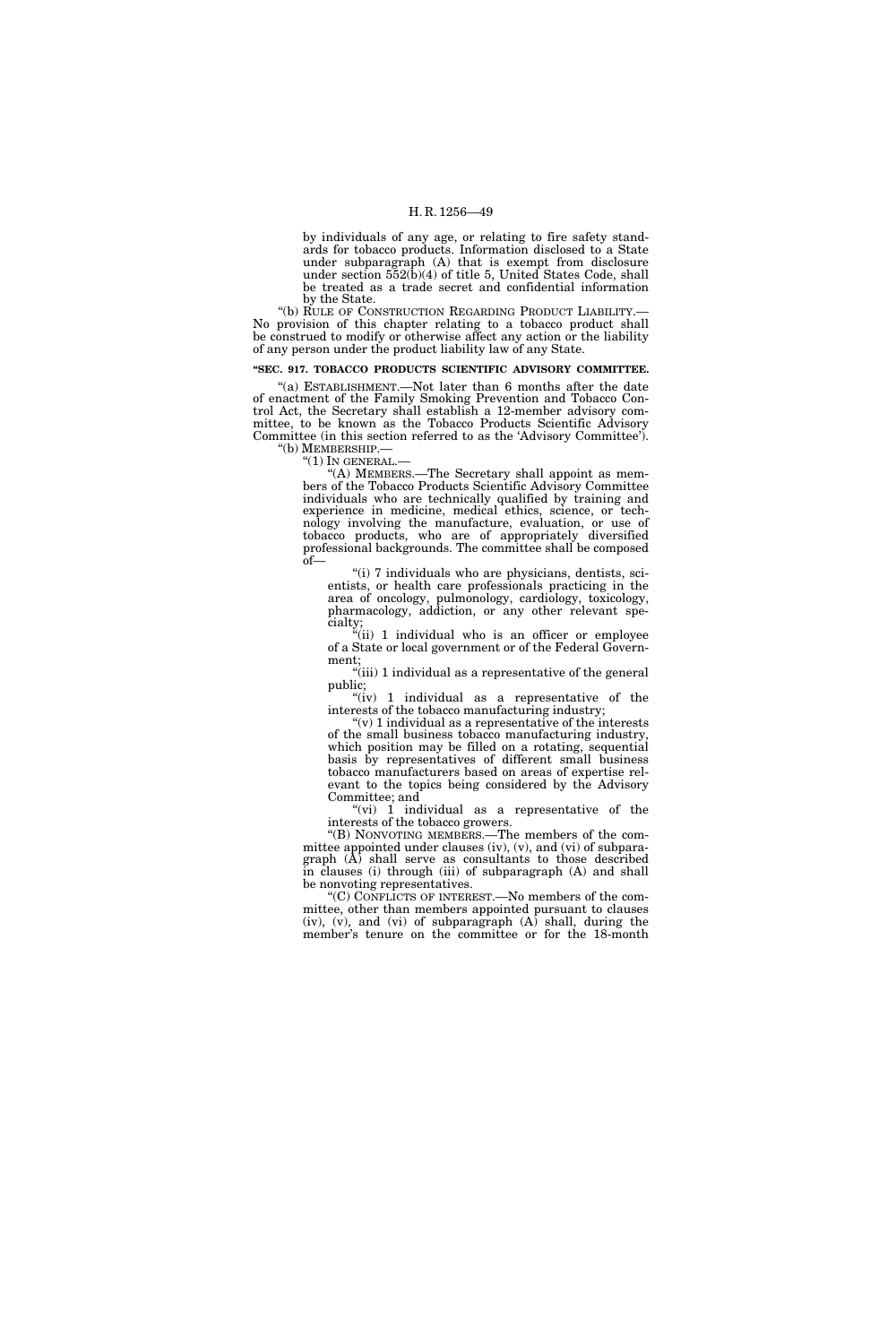by individuals of any age, or relating to fire safety standards for tobacco products. Information disclosed to a State under subparagraph (A) that is exempt from disclosure under section 552(b)(4) of title 5, United States Code, shall be treated as a trade secret and confidential information by the State.

"(b) RULE OF CONSTRUCTION REGARDING PRODUCT LIABILITY.—No provision of this chapter relating to a tobacco product shall be construed to modify or otherwise affect any action or the liability of any person under the product liability law of any State.

**"SEC. 917. TOBACCO PRODUCTS SCIENTIFIC ADVISORY COMMITTEE.**

"(a) ESTABLISHMENT.—Not later than 6 months after the date of enactment of the Family Smoking Prevention and Tobacco Control Act, the Secretary shall establish a 12-member advisory committee, to be known as the Tobacco Products Scientific Advisory Committee (in this section referred to as the 'Advisory Committee').

"(b) MEMBERSHIP.—

"(1) IN GENERAL.—

"(A) MEMBERS.—The Secretary shall appoint as members of the Tobacco Products Scientific Advisory Committee individuals who are technically qualified by training and experience in medicine, medical ethics, science, or technology involving the manufacture, evaluation, or use of tobacco products, who are of appropriately diversified professional backgrounds. The committee shall be composed of—

"(i) 7 individuals who are physicians, dentists, scientists, or health care professionals practicing in the area of oncology, pulmonology, cardiology, toxicology, pharmacology, addiction, or any other relevant specialty;

"(ii) 1 individual who is an officer or employee of a State or local government or of the Federal Government;

"(iii) 1 individual as a representative of the general public;

"(iv) 1 individual as a representative of the interests of the tobacco manufacturing industry;

"(v) 1 individual as a representative of the interests of the small business tobacco manufacturing industry, which position may be filled on a rotating, sequential basis by representatives of different small business tobacco manufacturers based on areas of expertise relevant to the topics being considered by the Advisory Committee; and

"(vi) 1 individual as a representative of the interests of the tobacco growers.

"(B) NONVOTING MEMBERS.—The members of the committee appointed under clauses (iv), (v), and (vi) of subparagraph (A) shall serve as consultants to those described in clauses (i) through (iii) of subparagraph (A) and shall be nonvoting representatives.

"(C) CONFLICTS OF INTEREST.—No members of the committee, other than members appointed pursuant to clauses (iv), (v), and (vi) of subparagraph (A) shall, during the member's tenure on the committee or for the 18-month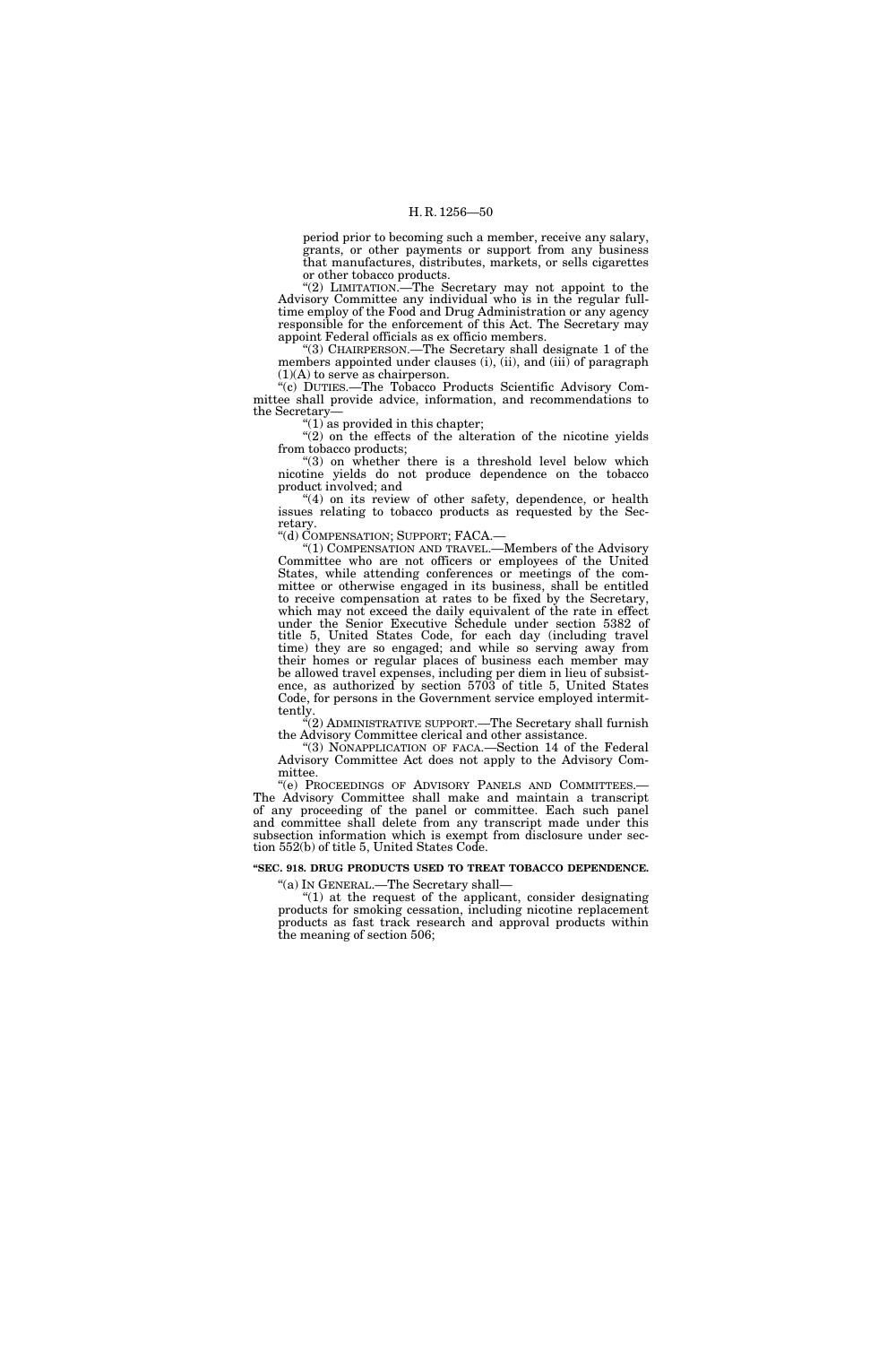period prior to becoming such a member, receive any salary, grants, or other payments or support from any business that manufactures, distributes, markets, or sells cigarettes or other tobacco products.

"(2) LIMITATION.—The Secretary may not appoint to the Advisory Committee any individual who is in the regular full-time employ of the Food and Drug Administration or any agency responsible for the enforcement of this Act. The Secretary may appoint Federal officials as ex officio members.

"(3) CHAIRPERSON.—The Secretary shall designate 1 of the members appointed under clauses (i), (ii), and (iii) of paragraph (1)(A) to serve as chairperson.

"(c) DUTIES.—The Tobacco Products Scientific Advisory Committee shall provide advice, information, and recommendations to the Secretary—

"(1) as provided in this chapter;

"(2) on the effects of the alteration of the nicotine yields from tobacco products;

"(3) on whether there is a threshold level below which nicotine yields do not produce dependence on the tobacco product involved; and

"(4) on its review of other safety, dependence, or health issues relating to tobacco products as requested by the Secretary.

"(d) COMPENSATION; SUPPORT; FACA.—

"(1) COMPENSATION AND TRAVEL.—Members of the Advisory Committee who are not officers or employees of the United States, while attending conferences or meetings of the committee or otherwise engaged in its business, shall be entitled to receive compensation at rates to be fixed by the Secretary, which may not exceed the daily equivalent of the rate in effect under the Senior Executive Schedule under section 5382 of title 5, United States Code, for each day (including travel time) they are so engaged; and while so serving away from their homes or regular places of business each member may be allowed travel expenses, including per diem in lieu of subsistence, as authorized by section 5703 of title 5, United States Code, for persons in the Government service employed intermittently.

"(2) ADMINISTRATIVE SUPPORT.—The Secretary shall furnish the Advisory Committee clerical and other assistance.

"(3) NONAPPLICATION OF FACA.—Section 14 of the Federal Advisory Committee Act does not apply to the Advisory Committee.

"(e) PROCEEDINGS OF ADVISORY PANELS AND COMMITTEES.—The Advisory Committee shall make and maintain a transcript of any proceeding of the panel or committee. Each such panel and committee shall delete from any transcript made under this subsection information which is exempt from disclosure under section 552(b) of title 5, United States Code.

**"SEC. 918. DRUG PRODUCTS USED TO TREAT TOBACCO DEPENDENCE.**

"(a) IN GENERAL.—The Secretary shall—

"(1) at the request of the applicant, consider designating products for smoking cessation, including nicotine replacement products as fast track research and approval products within the meaning of section 506;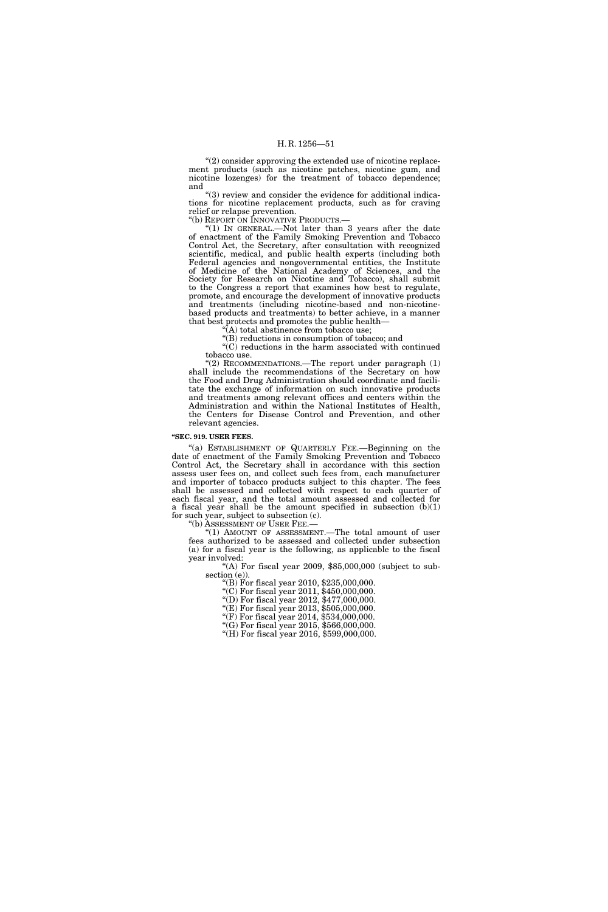"(2) consider approving the extended use of nicotine replacement products (such as nicotine patches, nicotine gum, and nicotine lozenges) for the treatment of tobacco dependence; and

"(3) review and consider the evidence for additional indications for nicotine replacement products, such as for craving relief or relapse prevention.

"(b) REPORT ON INNOVATIVE PRODUCTS.—

"(1) IN GENERAL.—Not later than 3 years after the date of enactment of the Family Smoking Prevention and Tobacco Control Act, the Secretary, after consultation with recognized scientific, medical, and public health experts (including both Federal agencies and nongovernmental entities, the Institute of Medicine of the National Academy of Sciences, and the Society for Research on Nicotine and Tobacco), shall submit to the Congress a report that examines how best to regulate, promote, and encourage the development of innovative products and treatments (including nicotine-based and non-nicotine-based products and treatments) to better achieve, in a manner that best protects and promotes the public health—

"(A) total abstinence from tobacco use;

"(B) reductions in consumption of tobacco; and

"(C) reductions in the harm associated with continued tobacco use.

"(2) RECOMMENDATIONS.—The report under paragraph (1) shall include the recommendations of the Secretary on how the Food and Drug Administration should coordinate and facilitate the exchange of information on such innovative products and treatments among relevant offices and centers within the Administration and within the National Institutes of Health, the Centers for Disease Control and Prevention, and other relevant agencies.

**"SEC. 919. USER FEES.**

"(a) ESTABLISHMENT OF QUARTERLY FEE.—Beginning on the date of enactment of the Family Smoking Prevention and Tobacco Control Act, the Secretary shall in accordance with this section assess user fees on, and collect such fees from, each manufacturer and importer of tobacco products subject to this chapter. The fees shall be assessed and collected with respect to each quarter of each fiscal year, and the total amount assessed and collected for a fiscal year shall be the amount specified in subsection (b)(1) for such year, subject to subsection (c).

"(b) ASSESSMENT OF USER FEE.—

"(1) AMOUNT OF ASSESSMENT.—The total amount of user fees authorized to be assessed and collected under subsection (a) for a fiscal year is the following, as applicable to the fiscal year involved:

"(A) For fiscal year 2009, $85,000,000 (subject to subsection (e)).

"(B) For fiscal year 2010, $235,000,000.

"(C) For fiscal year 2011, $450,000,000.

"(D) For fiscal year 2012, $477,000,000.

"(E) For fiscal year 2013, $505,000,000.

"(F) For fiscal year 2014, $534,000,000.

"(G) For fiscal year 2015, $566,000,000.

"(H) For fiscal year 2016, $599,000,000.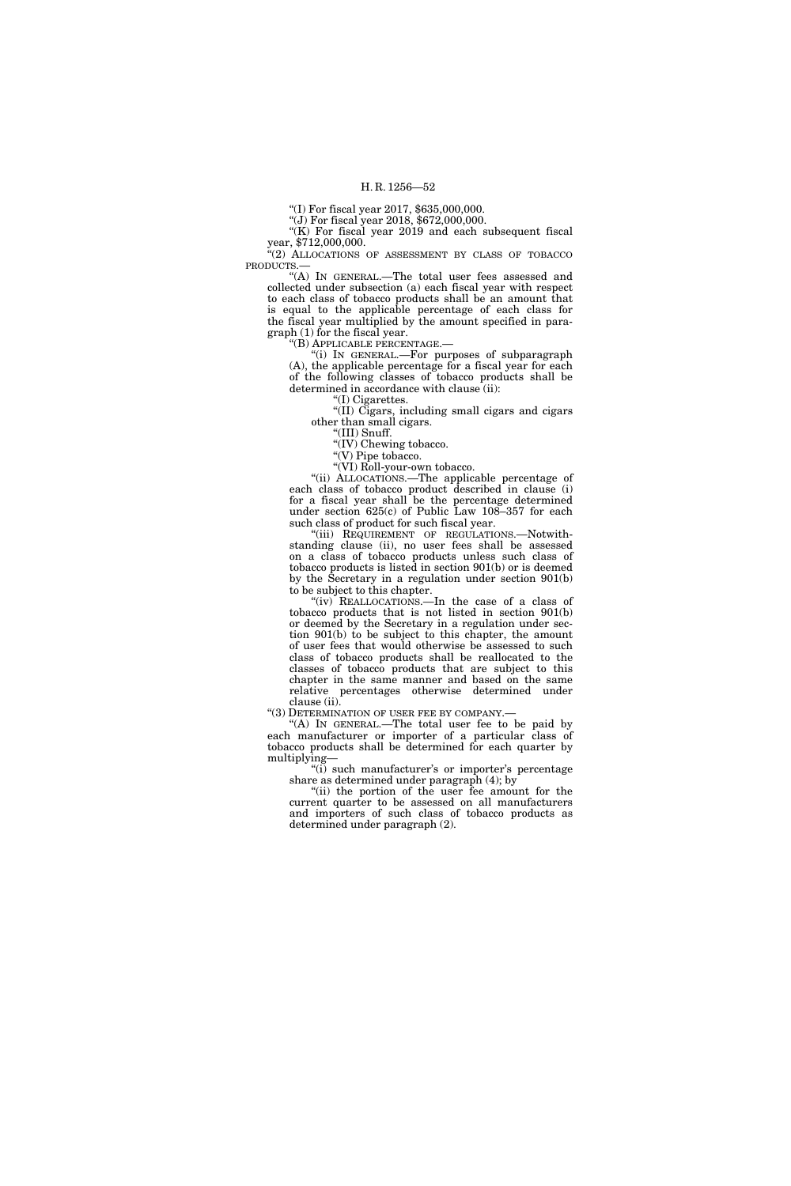"(I) For fiscal year 2017, $635,000,000.

"(J) For fiscal year 2018, $672,000,000.

"(K) For fiscal year 2019 and each subsequent fiscal year, $712,000,000.

"(2) ALLOCATIONS OF ASSESSMENT BY CLASS OF TOBACCO PRODUCTS.—

"(A) IN GENERAL.—The total user fees assessed and collected under subsection (a) each fiscal year with respect to each class of tobacco products shall be an amount that is equal to the applicable percentage of each class for the fiscal year multiplied by the amount specified in paragraph (1) for the fiscal year.

"(B) APPLICABLE PERCENTAGE.—

"(i) IN GENERAL.—For purposes of subparagraph (A), the applicable percentage for a fiscal year for each of the following classes of tobacco products shall be determined in accordance with clause (ii):

"(I) Cigarettes.

"(II) Cigars, including small cigars and cigars other than small cigars.

"(III) Snuff.

"(IV) Chewing tobacco.

"(V) Pipe tobacco.

"(VI) Roll-your-own tobacco.

"(ii) ALLOCATIONS.—The applicable percentage of each class of tobacco product described in clause (i) for a fiscal year shall be the percentage determined under section 625(c) of Public Law 108–357 for each such class of product for such fiscal year.

"(iii) REQUIREMENT OF REGULATIONS.—Notwithstanding clause (ii), no user fees shall be assessed on a class of tobacco products unless such class of tobacco products is listed in section 901(b) or is deemed by the Secretary in a regulation under section 901(b) to be subject to this chapter.

"(iv) REALLOCATIONS.—In the case of a class of tobacco products that is not listed in section 901(b) or deemed by the Secretary in a regulation under section 901(b) to be subject to this chapter, the amount of user fees that would otherwise be assessed to such class of tobacco products shall be reallocated to the classes of tobacco products that are subject to this chapter in the same manner and based on the same relative percentages otherwise determined under clause (ii).

"(3) DETERMINATION OF USER FEE BY COMPANY.—

"(A) IN GENERAL.—The total user fee to be paid by each manufacturer or importer of a particular class of tobacco products shall be determined for each quarter by multiplying—

"(i) such manufacturer's or importer's percentage share as determined under paragraph (4); by

"(ii) the portion of the user fee amount for the current quarter to be assessed on all manufacturers and importers of such class of tobacco products as determined under paragraph (2).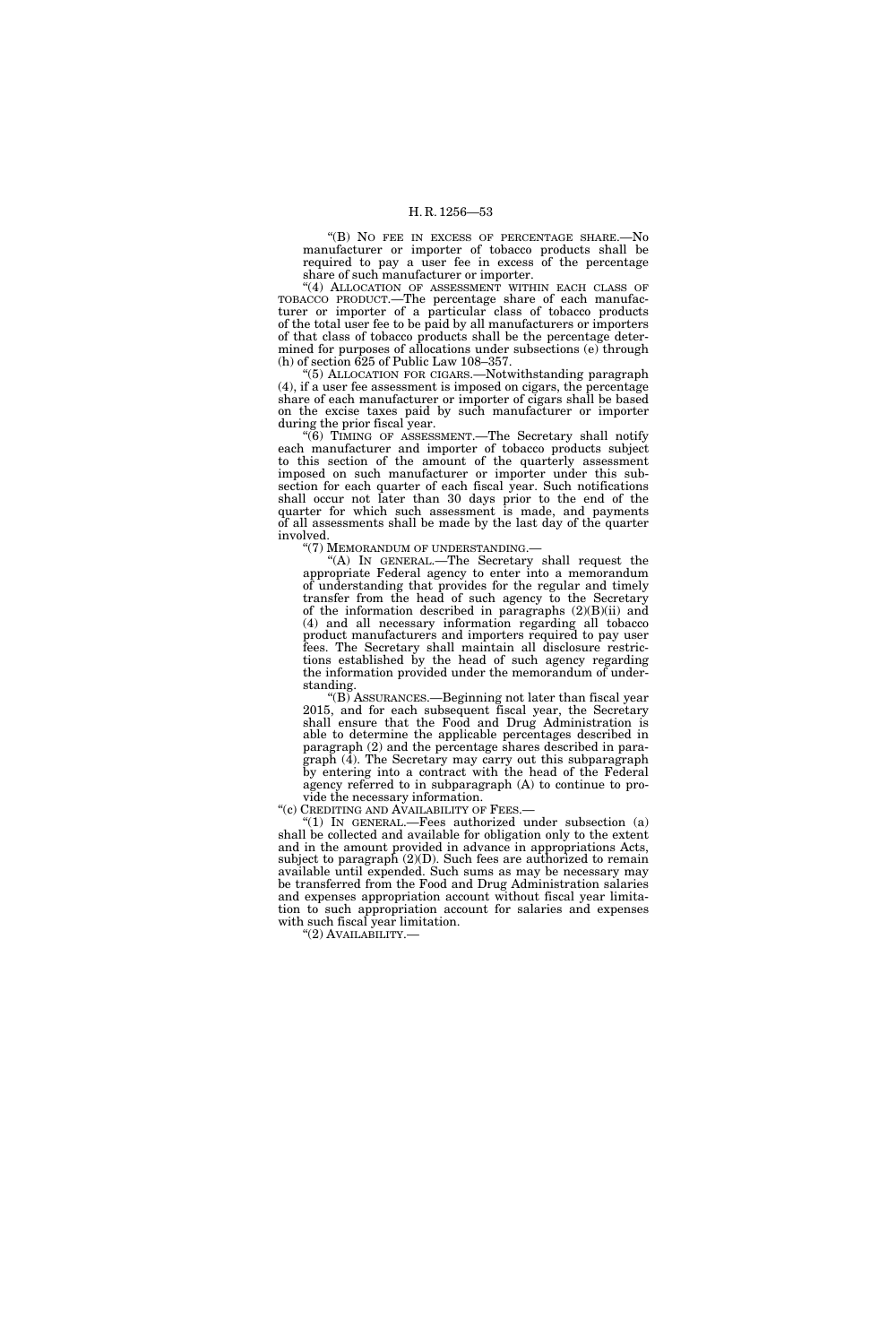"(B) NO FEE IN EXCESS OF PERCENTAGE SHARE.—No manufacturer or importer of tobacco products shall be required to pay a user fee in excess of the percentage share of such manufacturer or importer.

"(4) ALLOCATION OF ASSESSMENT WITHIN EACH CLASS OF TOBACCO PRODUCT.—The percentage share of each manufacturer or importer of a particular class of tobacco products of the total user fee to be paid by all manufacturers or importers of that class of tobacco products shall be the percentage determined for purposes of allocations under subsections (e) through (h) of section 625 of Public Law 108–357.

"(5) ALLOCATION FOR CIGARS.—Notwithstanding paragraph (4), if a user fee assessment is imposed on cigars, the percentage share of each manufacturer or importer of cigars shall be based on the excise taxes paid by such manufacturer or importer during the prior fiscal year.

"(6) TIMING OF ASSESSMENT.—The Secretary shall notify each manufacturer and importer of tobacco products subject to this section of the amount of the quarterly assessment imposed on such manufacturer or importer under this subsection for each quarter of each fiscal year. Such notifications shall occur not later than 30 days prior to the end of the quarter for which such assessment is made, and payments of all assessments shall be made by the last day of the quarter involved.

"(7) MEMORANDUM OF UNDERSTANDING.—

"(A) IN GENERAL.—The Secretary shall request the appropriate Federal agency to enter into a memorandum of understanding that provides for the regular and timely transfer from the head of such agency to the Secretary of the information described in paragraphs (2)(B)(ii) and (4) and all necessary information regarding all tobacco product manufacturers and importers required to pay user fees. The Secretary shall maintain all disclosure restrictions established by the head of such agency regarding the information provided under the memorandum of understanding.

"(B) ASSURANCES.—Beginning not later than fiscal year 2015, and for each subsequent fiscal year, the Secretary shall ensure that the Food and Drug Administration is able to determine the applicable percentages described in paragraph (2) and the percentage shares described in paragraph (4). The Secretary may carry out this subparagraph by entering into a contract with the head of the Federal agency referred to in subparagraph (A) to continue to provide the necessary information.

"(c) CREDITING AND AVAILABILITY OF FEES.—

"(1) IN GENERAL.—Fees authorized under subsection (a) shall be collected and available for obligation only to the extent and in the amount provided in advance in appropriations Acts, subject to paragraph (2)(D). Such fees are authorized to remain available until expended. Such sums as may be necessary may be transferred from the Food and Drug Administration salaries and expenses appropriation account without fiscal year limitation to such appropriation account for salaries and expenses with such fiscal year limitation.

"(2) AVAILABILITY.—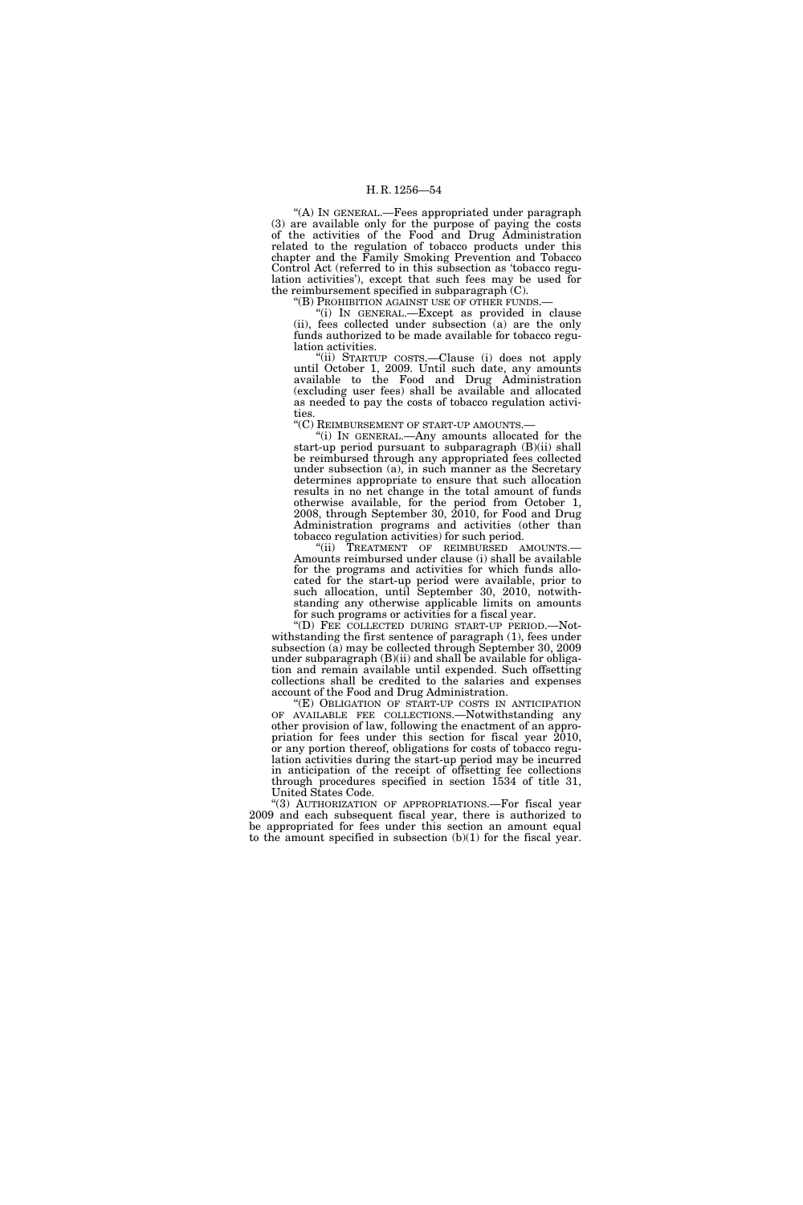"(A) IN GENERAL.—Fees appropriated under paragraph (3) are available only for the purpose of paying the costs of the activities of the Food and Drug Administration related to the regulation of tobacco products under this chapter and the Family Smoking Prevention and Tobacco Control Act (referred to in this subsection as 'tobacco regulation activities'), except that such fees may be used for the reimbursement specified in subparagraph (C).

"(B) PROHIBITION AGAINST USE OF OTHER FUNDS.—

"(i) IN GENERAL.—Except as provided in clause (ii), fees collected under subsection (a) are the only funds authorized to be made available for tobacco regulation activities.

"(ii) STARTUP COSTS.—Clause (i) does not apply until October 1, 2009. Until such date, any amounts available to the Food and Drug Administration (excluding user fees) shall be available and allocated as needed to pay the costs of tobacco regulation activities.

"(C) REIMBURSEMENT OF START-UP AMOUNTS.—

"(i) IN GENERAL.—Any amounts allocated for the start-up period pursuant to subparagraph (B)(ii) shall be reimbursed through any appropriated fees collected under subsection (a), in such manner as the Secretary determines appropriate to ensure that such allocation results in no net change in the total amount of funds otherwise available, for the period from October 1, 2008, through September 30, 2010, for Food and Drug Administration programs and activities (other than tobacco regulation activities) for such period.

"(ii) TREATMENT OF REIMBURSED AMOUNTS.—Amounts reimbursed under clause (i) shall be available for the programs and activities for which funds allocated for the start-up period were available, prior to such allocation, until September 30, 2010, notwithstanding any otherwise applicable limits on amounts for such programs or activities for a fiscal year.

"(D) FEE COLLECTED DURING START-UP PERIOD.—Notwithstanding the first sentence of paragraph (1), fees under subsection (a) may be collected through September 30, 2009 under subparagraph (B)(ii) and shall be available for obligation and remain available until expended. Such offsetting collections shall be credited to the salaries and expenses account of the Food and Drug Administration.

"(E) OBLIGATION OF START-UP COSTS IN ANTICIPATION OF AVAILABLE FEE COLLECTIONS.—Notwithstanding any other provision of law, following the enactment of an appropriation for fees under this section for fiscal year 2010, or any portion thereof, obligations for costs of tobacco regulation activities during the start-up period may be incurred in anticipation of the receipt of offsetting fee collections through procedures specified in section 1534 of title 31, United States Code.

"(3) AUTHORIZATION OF APPROPRIATIONS.—For fiscal year 2009 and each subsequent fiscal year, there is authorized to be appropriated for fees under this section an amount equal to the amount specified in subsection (b)(1) for the fiscal year.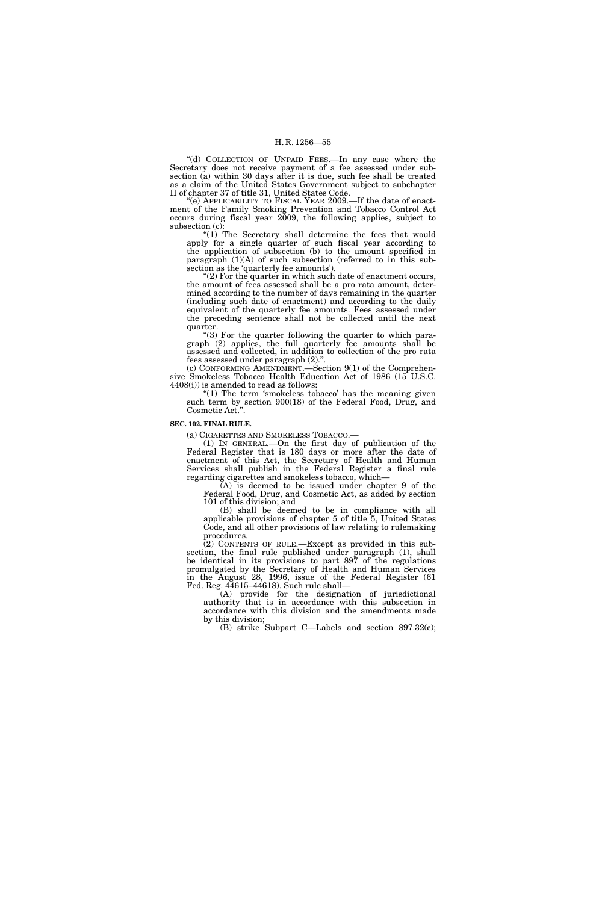"(d) COLLECTION OF UNPAID FEES.—In any case where the Secretary does not receive payment of a fee assessed under subsection (a) within 30 days after it is due, such fee shall be treated as a claim of the United States Government subject to subchapter II of chapter 37 of title 31, United States Code.

"(e) APPLICABILITY TO FISCAL YEAR 2009.—If the date of enactment of the Family Smoking Prevention and Tobacco Control Act occurs during fiscal year 2009, the following applies, subject to subsection (c):

"(1) The Secretary shall determine the fees that would apply for a single quarter of such fiscal year according to the application of subsection (b) to the amount specified in paragraph (1)(A) of such subsection (referred to in this subsection as the 'quarterly fee amounts').

"(2) For the quarter in which such date of enactment occurs, the amount of fees assessed shall be a pro rata amount, determined according to the number of days remaining in the quarter (including such date of enactment) and according to the daily equivalent of the quarterly fee amounts. Fees assessed under the preceding sentence shall not be collected until the next quarter.

"(3) For the quarter following the quarter to which paragraph (2) applies, the full quarterly fee amounts shall be assessed and collected, in addition to collection of the pro rata fees assessed under paragraph (2).".

(c) CONFORMING AMENDMENT.—Section 9(1) of the Comprehensive Smokeless Tobacco Health Education Act of 1986 (15 U.S.C. 4408(i)) is amended to read as follows:

"(1) The term 'smokeless tobacco' has the meaning given such term by section 900(18) of the Federal Food, Drug, and Cosmetic Act.".

**SEC. 102. FINAL RULE.**

(a) CIGARETTES AND SMOKELESS TOBACCO.—

(1) IN GENERAL.—On the first day of publication of the Federal Register that is 180 days or more after the date of enactment of this Act, the Secretary of Health and Human Services shall publish in the Federal Register a final rule regarding cigarettes and smokeless tobacco, which—

(A) is deemed to be issued under chapter 9 of the Federal Food, Drug, and Cosmetic Act, as added by section 101 of this division; and

(B) shall be deemed to be in compliance with all applicable provisions of chapter 5 of title 5, United States Code, and all other provisions of law relating to rulemaking procedures.

(2) CONTENTS OF RULE.—Except as provided in this subsection, the final rule published under paragraph (1), shall be identical in its provisions to part 897 of the regulations promulgated by the Secretary of Health and Human Services in the August 28, 1996, issue of the Federal Register (61 Fed. Reg. 44615–44618). Such rule shall—

(A) provide for the designation of jurisdictional authority that is in accordance with this subsection in accordance with this division and the amendments made by this division;

(B) strike Subpart C—Labels and section 897.32(c);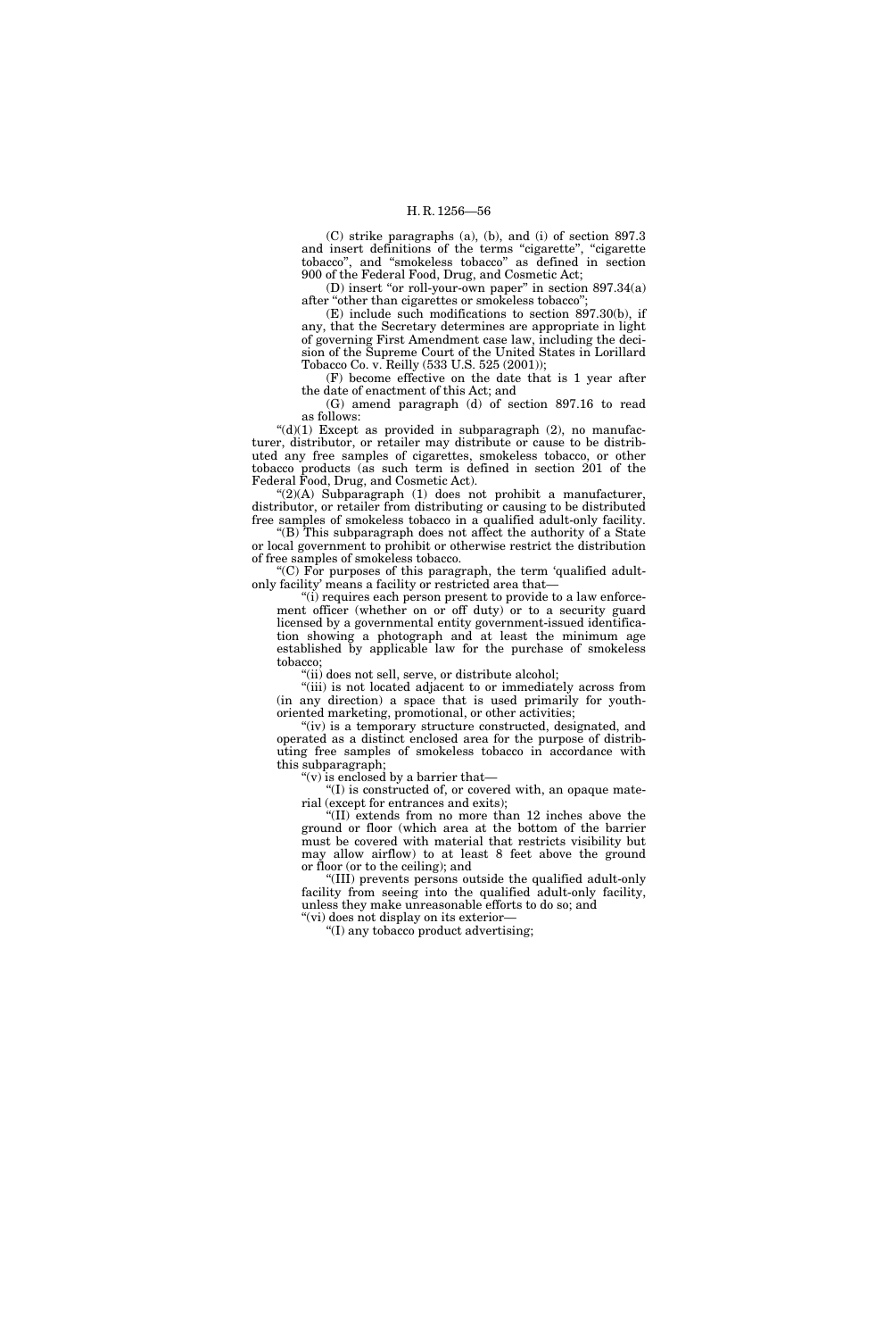(C) strike paragraphs (a), (b), and (i) of section 897.3 and insert definitions of the terms "cigarette", "cigarette tobacco", and "smokeless tobacco" as defined in section 900 of the Federal Food, Drug, and Cosmetic Act;

(D) insert "or roll-your-own paper" in section 897.34(a) after "other than cigarettes or smokeless tobacco";

(E) include such modifications to section 897.30(b), if any, that the Secretary determines are appropriate in light of governing First Amendment case law, including the decision of the Supreme Court of the United States in Lorillard Tobacco Co. v. Reilly (533 U.S. 525 (2001));

(F) become effective on the date that is 1 year after the date of enactment of this Act; and

(G) amend paragraph (d) of section 897.16 to read as follows:

"(d)(1) Except as provided in subparagraph (2), no manufacturer, distributor, or retailer may distribute or cause to be distributed any free samples of cigarettes, smokeless tobacco, or other tobacco products (as such term is defined in section 201 of the Federal Food, Drug, and Cosmetic Act).

"(2)(A) Subparagraph (1) does not prohibit a manufacturer, distributor, or retailer from distributing or causing to be distributed free samples of smokeless tobacco in a qualified adult-only facility.

"(B) This subparagraph does not affect the authority of a State or local government to prohibit or otherwise restrict the distribution of free samples of smokeless tobacco.

"(C) For purposes of this paragraph, the term 'qualified adult-only facility' means a facility or restricted area that—

"(i) requires each person present to provide to a law enforcement officer (whether on or off duty) or to a security guard licensed by a governmental entity government-issued identification showing a photograph and at least the minimum age established by applicable law for the purchase of smokeless tobacco;

"(ii) does not sell, serve, or distribute alcohol;

"(iii) is not located adjacent to or immediately across from (in any direction) a space that is used primarily for youth-oriented marketing, promotional, or other activities;

"(iv) is a temporary structure constructed, designated, and operated as a distinct enclosed area for the purpose of distributing free samples of smokeless tobacco in accordance with this subparagraph;

"(v) is enclosed by a barrier that—

"(I) is constructed of, or covered with, an opaque material (except for entrances and exits);

"(II) extends from no more than 12 inches above the ground or floor (which area at the bottom of the barrier must be covered with material that restricts visibility but may allow airflow) to at least 8 feet above the ground or floor (or to the ceiling); and

"(III) prevents persons outside the qualified adult-only facility from seeing into the qualified adult-only facility, unless they make unreasonable efforts to do so; and

"(vi) does not display on its exterior—

"(I) any tobacco product advertising;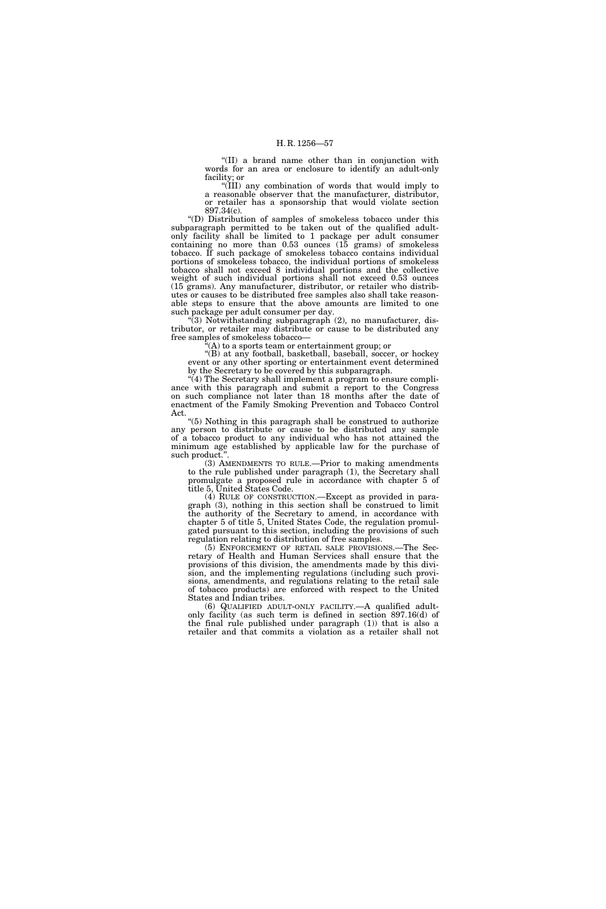"(II) a brand name other than in conjunction with words for an area or enclosure to identify an adult-only facility; or

"(III) any combination of words that would imply to a reasonable observer that the manufacturer, distributor, or retailer has a sponsorship that would violate section 897.34(c).

"(D) Distribution of samples of smokeless tobacco under this subparagraph permitted to be taken out of the qualified adult-only facility shall be limited to 1 package per adult consumer containing no more than 0.53 ounces (15 grams) of smokeless tobacco. If such package of smokeless tobacco contains individual portions of smokeless tobacco, the individual portions of smokeless tobacco shall not exceed 8 individual portions and the collective weight of such individual portions shall not exceed 0.53 ounces (15 grams). Any manufacturer, distributor, or retailer who distributes or causes to be distributed free samples also shall take reasonable steps to ensure that the above amounts are limited to one such package per adult consumer per day.

"(3) Notwithstanding subparagraph (2), no manufacturer, distributor, or retailer may distribute or cause to be distributed any free samples of smokeless tobacco—

"(A) to a sports team or entertainment group; or

"(B) at any football, basketball, baseball, soccer, or hockey event or any other sporting or entertainment event determined by the Secretary to be covered by this subparagraph.

"(4) The Secretary shall implement a program to ensure compliance with this paragraph and submit a report to the Congress on such compliance not later than 18 months after the date of enactment of the Family Smoking Prevention and Tobacco Control Act.

"(5) Nothing in this paragraph shall be construed to authorize any person to distribute or cause to be distributed any sample of a tobacco product to any individual who has not attained the minimum age established by applicable law for the purchase of such product.".

(3) AMENDMENTS TO RULE.—Prior to making amendments to the rule published under paragraph (1), the Secretary shall promulgate a proposed rule in accordance with chapter 5 of title 5, United States Code.

(4) RULE OF CONSTRUCTION.—Except as provided in paragraph (3), nothing in this section shall be construed to limit the authority of the Secretary to amend, in accordance with chapter 5 of title 5, United States Code, the regulation promulgated pursuant to this section, including the provisions of such regulation relating to distribution of free samples.

(5) ENFORCEMENT OF RETAIL SALE PROVISIONS.—The Secretary of Health and Human Services shall ensure that the provisions of this division, the amendments made by this division, and the implementing regulations (including such provisions, amendments, and regulations relating to the retail sale of tobacco products) are enforced with respect to the United States and Indian tribes.

(6) QUALIFIED ADULT-ONLY FACILITY.—A qualified adult-only facility (as such term is defined in section 897.16(d) of the final rule published under paragraph (1)) that is also a retailer and that commits a violation as a retailer shall not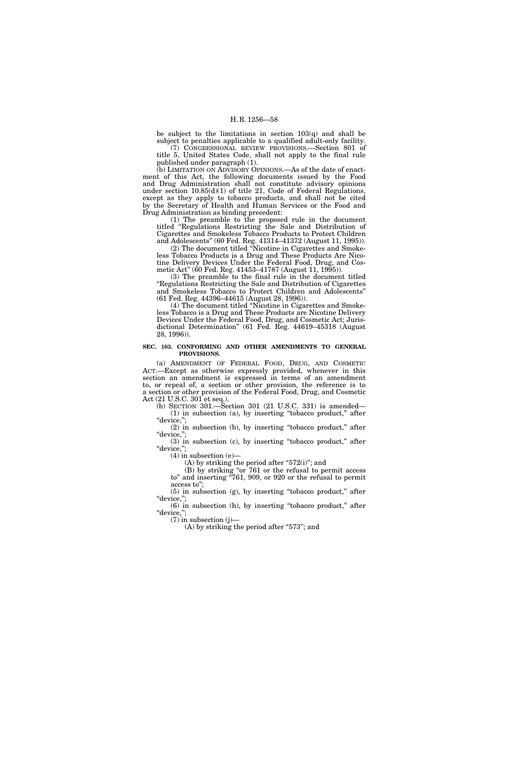be subject to the limitations in section 103(q) and shall be subject to penalties applicable to a qualified adult-only facility.

(7) CONGRESSIONAL REVIEW PROVISIONS.—Section 801 of title 5, United States Code, shall not apply to the final rule published under paragraph (1).

(b) LIMITATION ON ADVISORY OPINIONS.—As of the date of enactment of this Act, the following documents issued by the Food and Drug Administration shall not constitute advisory opinions under section 10.85(d)(1) of title 21, Code of Federal Regulations, except as they apply to tobacco products, and shall not be cited by the Secretary of Health and Human Services or the Food and Drug Administration as binding precedent:

(1) The preamble to the proposed rule in the document titled "Regulations Restricting the Sale and Distribution of Cigarettes and Smokeless Tobacco Products to Protect Children and Adolescents" (60 Fed. Reg. 41314–41372 (August 11, 1995)).

(2) The document titled "Nicotine in Cigarettes and Smokeless Tobacco Products is a Drug and These Products Are Nicotine Delivery Devices Under the Federal Food, Drug, and Cosmetic Act" (60 Fed. Reg. 41453–41787 (August 11, 1995)).

(3) The preamble to the final rule in the document titled "Regulations Restricting the Sale and Distribution of Cigarettes and Smokeless Tobacco to Protect Children and Adolescents" (61 Fed. Reg. 44396–44615 (August 28, 1996)).

(4) The document titled "Nicotine in Cigarettes and Smokeless Tobacco is a Drug and These Products are Nicotine Delivery Devices Under the Federal Food, Drug, and Cosmetic Act; Jurisdictional Determination" (61 Fed. Reg. 44619–45318 (August 28, 1996)).

**SEC. 103. CONFORMING AND OTHER AMENDMENTS TO GENERAL PROVISIONS.**

(a) AMENDMENT OF FEDERAL FOOD, DRUG, AND COSMETIC ACT.—Except as otherwise expressly provided, whenever in this section an amendment is expressed in terms of an amendment to, or repeal of, a section or other provision, the reference is to a section or other provision of the Federal Food, Drug, and Cosmetic Act (21 U.S.C. 301 et seq.).

(b) SECTION 301.—Section 301 (21 U.S.C. 331) is amended—

(1) in subsection (a), by inserting "tobacco product," after "device,";

(2) in subsection (b), by inserting "tobacco product," after "device,";

(3) in subsection (c), by inserting "tobacco product," after "device,";

(4) in subsection (e)—

(A) by striking the period after "572(i)"; and

(B) by striking "or 761 or the refusal to permit access to" and inserting "761, 909, or 920 or the refusal to permit access to";

(5) in subsection (g), by inserting "tobacco product," after "device,";

(6) in subsection (h), by inserting "tobacco product," after "device,";

(7) in subsection (j)—

(A) by striking the period after "573"; and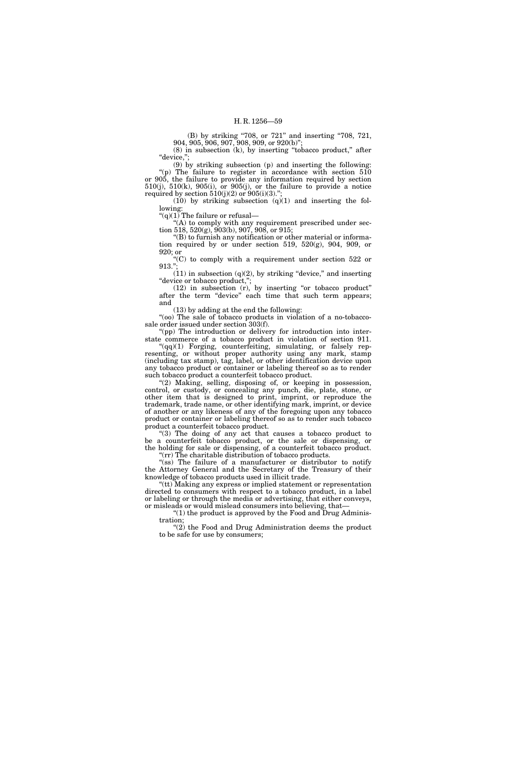(B) by striking "708, or 721" and inserting "708, 721, 904, 905, 906, 907, 908, 909, or 920(b)";

(8) in subsection (k), by inserting "tobacco product," after "device,";

(9) by striking subsection (p) and inserting the following:

"(p) The failure to register in accordance with section 510 or 905, the failure to provide any information required by section 510(j), 510(k), 905(i), or 905(j), or the failure to provide a notice required by section 510(j)(2) or 905(i)(3).";

(10) by striking subsection (q)(1) and inserting the following:

"(q)(1) The failure or refusal—

"(A) to comply with any requirement prescribed under section 518, 520(g), 903(b), 907, 908, or 915;

"(B) to furnish any notification or other material or information required by or under section 519, 520(g), 904, 909, or 920; or

"(C) to comply with a requirement under section 522 or 913.";

(11) in subsection (q)(2), by striking "device," and inserting "device or tobacco product,";

(12) in subsection (r), by inserting "or tobacco product" after the term "device" each time that such term appears; and

(13) by adding at the end the following:

"(oo) The sale of tobacco products in violation of a no-tobacco-sale order issued under section 303(f).

"(pp) The introduction or delivery for introduction into interstate commerce of a tobacco product in violation of section 911.

"(qq)(1) Forging, counterfeiting, simulating, or falsely representing, or without proper authority using any mark, stamp (including tax stamp), tag, label, or other identification device upon any tobacco product or container or labeling thereof so as to render such tobacco product a counterfeit tobacco product.

"(2) Making, selling, disposing of, or keeping in possession, control, or custody, or concealing any punch, die, plate, stone, or other item that is designed to print, imprint, or reproduce the trademark, trade name, or other identifying mark, imprint, or device of another or any likeness of any of the foregoing upon any tobacco product or container or labeling thereof so as to render such tobacco product a counterfeit tobacco product.

"(3) The doing of any act that causes a tobacco product to be a counterfeit tobacco product, or the sale or dispensing, or the holding for sale or dispensing, of a counterfeit tobacco product.

"(rr) The charitable distribution of tobacco products.

"(ss) The failure of a manufacturer or distributor to notify the Attorney General and the Secretary of the Treasury of their knowledge of tobacco products used in illicit trade.

"(tt) Making any express or implied statement or representation directed to consumers with respect to a tobacco product, in a label or labeling or through the media or advertising, that either conveys, or misleads or would mislead consumers into believing, that—

"(1) the product is approved by the Food and Drug Administration;

"(2) the Food and Drug Administration deems the product to be safe for use by consumers;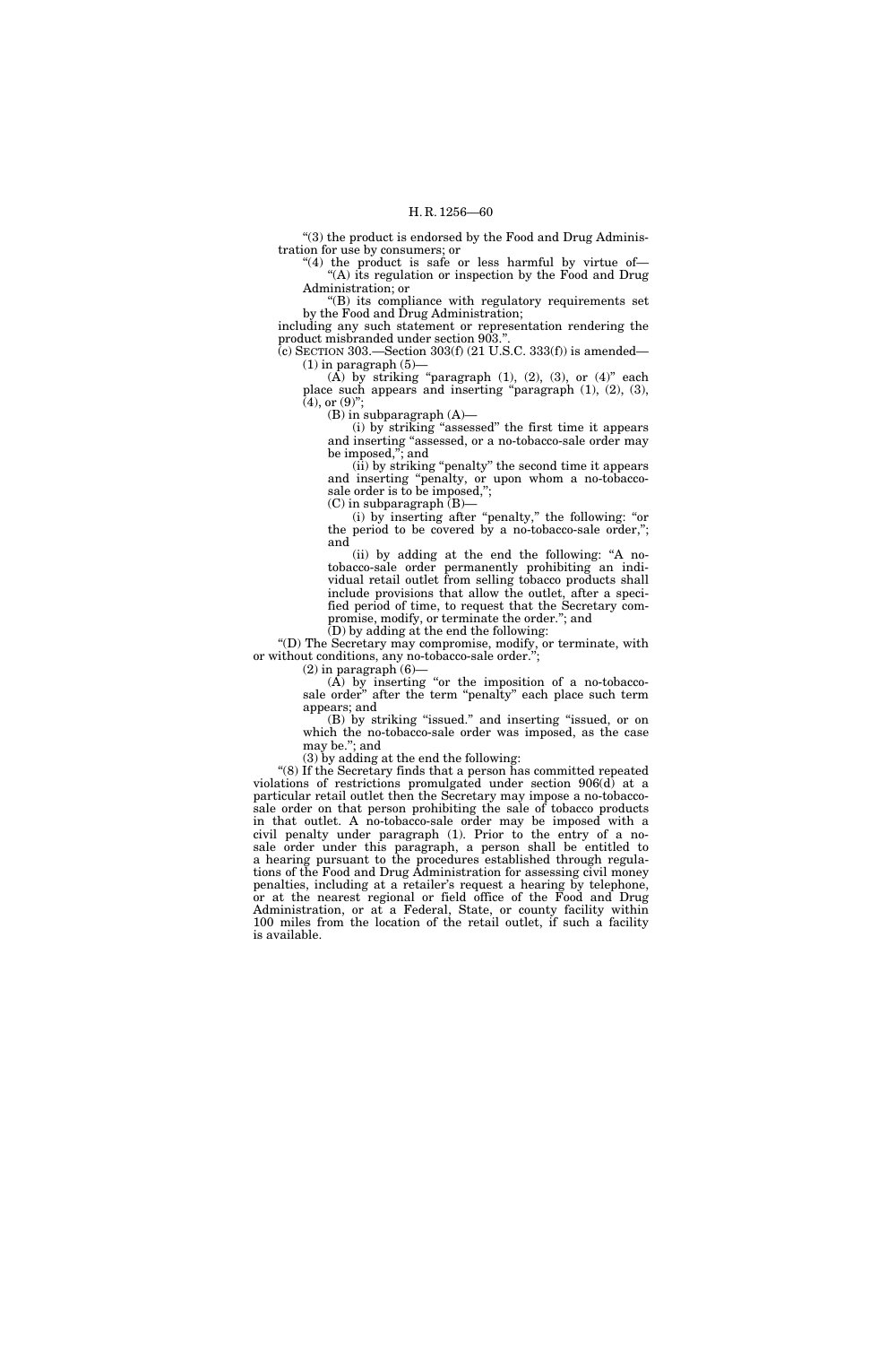"(3) the product is endorsed by the Food and Drug Administration for use by consumers; or

"(4) the product is safe or less harmful by virtue of—

"(A) its regulation or inspection by the Food and Drug Administration; or

"(B) its compliance with regulatory requirements set by the Food and Drug Administration;

including any such statement or representation rendering the product misbranded under section 903.".

(c) SECTION 303.—Section 303(f) (21 U.S.C. 333(f)) is amended—

(1) in paragraph (5)—

(A) by striking "paragraph (1), (2), (3), or (4)" each place such appears and inserting "paragraph (1), (2), (3), (4), or (9)";

(B) in subparagraph (A)—

(i) by striking "assessed" the first time it appears and inserting "assessed, or a no-tobacco-sale order may be imposed,"; and

(ii) by striking "penalty" the second time it appears and inserting "penalty, or upon whom a no-tobacco-sale order is to be imposed,";

(C) in subparagraph (B)—

(i) by inserting after "penalty," the following: "or the period to be covered by a no-tobacco-sale order,"; and

(ii) by adding at the end the following: "A no-tobacco-sale order permanently prohibiting an individual retail outlet from selling tobacco products shall include provisions that allow the outlet, after a specified period of time, to request that the Secretary compromise, modify, or terminate the order."; and

(D) by adding at the end the following:

"(D) The Secretary may compromise, modify, or terminate, with or without conditions, any no-tobacco-sale order.";

(2) in paragraph (6)—

(A) by inserting "or the imposition of a no-tobacco-sale order" after the term "penalty" each place such term appears; and

(B) by striking "issued." and inserting "issued, or on which the no-tobacco-sale order was imposed, as the case may be."; and

(3) by adding at the end the following:

"(8) If the Secretary finds that a person has committed repeated violations of restrictions promulgated under section 906(d) at a particular retail outlet then the Secretary may impose a no-tobacco-sale order on that person prohibiting the sale of tobacco products in that outlet. A no-tobacco-sale order may be imposed with a civil penalty under paragraph (1). Prior to the entry of a no-sale order under this paragraph, a person shall be entitled to a hearing pursuant to the procedures established through regulations of the Food and Drug Administration for assessing civil money penalties, including at a retailer's request a hearing by telephone, or at the nearest regional or field office of the Food and Drug Administration, or at a Federal, State, or county facility within 100 miles from the location of the retail outlet, if such a facility is available.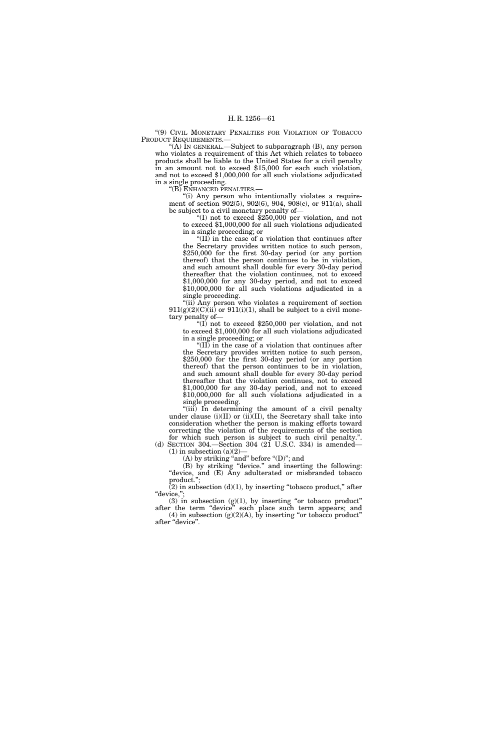"(9) CIVIL MONETARY PENALTIES FOR VIOLATION OF TOBACCO PRODUCT REQUIREMENTS.—

"(A) IN GENERAL.—Subject to subparagraph (B), any person who violates a requirement of this Act which relates to tobacco products shall be liable to the United States for a civil penalty in an amount not to exceed $15,000 for each such violation, and not to exceed $1,000,000 for all such violations adjudicated in a single proceeding.

"(B) ENHANCED PENALTIES.—

"(i) Any person who intentionally violates a requirement of section 902(5), 902(6), 904, 908(c), or 911(a), shall be subject to a civil monetary penalty of—

"(I) not to exceed $250,000 per violation, and not to exceed $1,000,000 for all such violations adjudicated in a single proceeding; or

"(II) in the case of a violation that continues after the Secretary provides written notice to such person, $250,000 for the first 30-day period (or any portion thereof) that the person continues to be in violation, and such amount shall double for every 30-day period thereafter that the violation continues, not to exceed $1,000,000 for any 30-day period, and not to exceed $10,000,000 for all such violations adjudicated in a single proceeding.

"(ii) Any person who violates a requirement of section 911(g)(2)(C)(ii) or 911(i)(1), shall be subject to a civil monetary penalty of—

"(I) not to exceed $250,000 per violation, and not to exceed $1,000,000 for all such violations adjudicated in a single proceeding; or

"(II) in the case of a violation that continues after the Secretary provides written notice to such person, $250,000 for the first 30-day period (or any portion thereof) that the person continues to be in violation, and such amount shall double for every 30-day period thereafter that the violation continues, not to exceed $1,000,000 for any 30-day period, and not to exceed $10,000,000 for all such violations adjudicated in a single proceeding.

"(iii) In determining the amount of a civil penalty under clause (i)(II) or (ii)(II), the Secretary shall take into consideration whether the person is making efforts toward correcting the violation of the requirements of the section for which such person is subject to such civil penalty.".

(d) SECTION 304.—Section 304 (21 U.S.C. 334) is amended—

(1) in subsection (a)(2)—

(A) by striking "and" before "(D)"; and

(B) by striking "device." and inserting the following: "device, and (E) Any adulterated or misbranded tobacco product.";

(2) in subsection (d)(1), by inserting "tobacco product," after "device,";

(3) in subsection (g)(1), by inserting "or tobacco product" after the term "device" each place such term appears; and

(4) in subsection (g)(2)(A), by inserting "or tobacco product" after "device".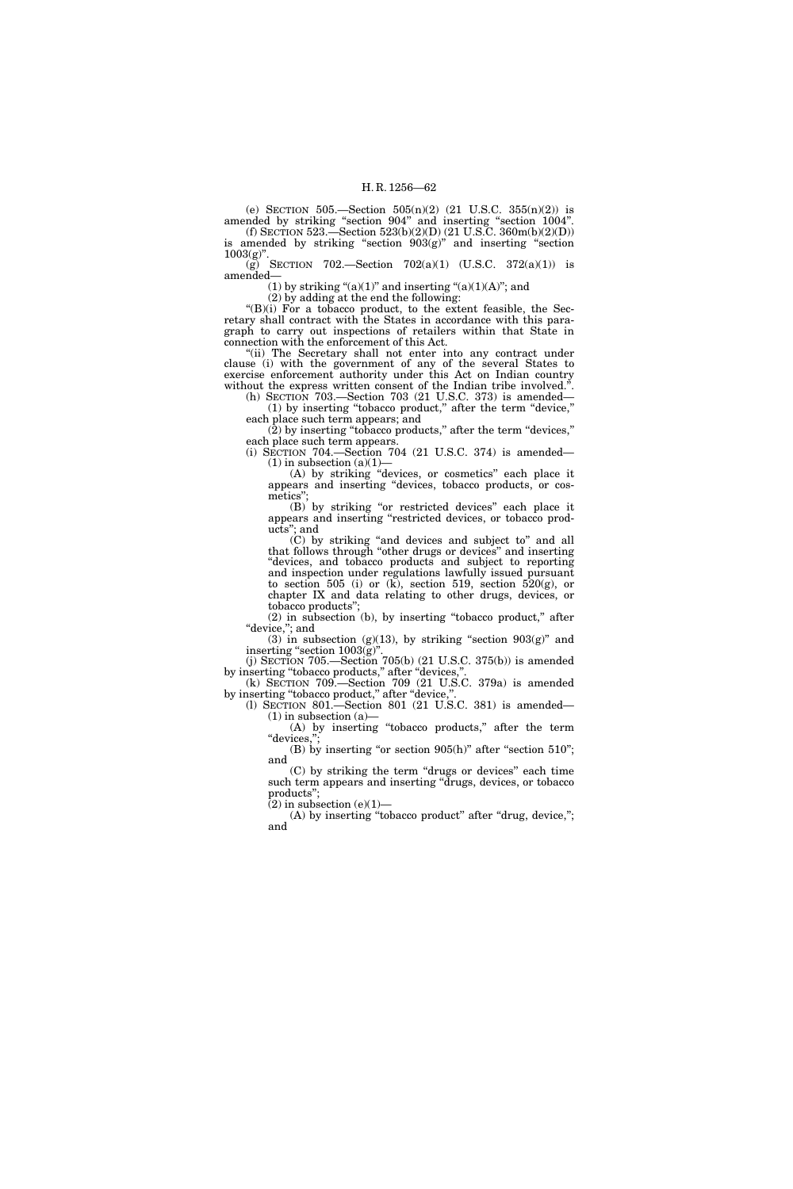(e) SECTION 505.—Section 505(n)(2) (21 U.S.C. 355(n)(2)) is amended by striking "section 904" and inserting "section 1004".

(f) SECTION 523.—Section 523(b)(2)(D) (21 U.S.C. 360m(b)(2)(D)) is amended by striking "section 903(g)" and inserting "section 1003(g)".

(g) SECTION 702.—Section 702(a)(1) (U.S.C. 372(a)(1)) is amended—

(1) by striking "(a)(1)" and inserting "(a)(1)(A)"; and

(2) by adding at the end the following:

"(B)(i) For a tobacco product, to the extent feasible, the Secretary shall contract with the States in accordance with this paragraph to carry out inspections of retailers within that State in connection with the enforcement of this Act.

"(ii) The Secretary shall not enter into any contract under clause (i) with the government of any of the several States to exercise enforcement authority under this Act on Indian country without the express written consent of the Indian tribe involved.".

(h) SECTION 703.—Section 703 (21 U.S.C. 373) is amended—

(1) by inserting "tobacco product," after the term "device," each place such term appears; and

(2) by inserting "tobacco products," after the term "devices," each place such term appears.

(i) SECTION 704.—Section 704 (21 U.S.C. 374) is amended—

(1) in subsection (a)(1)—

(A) by striking "devices, or cosmetics" each place it appears and inserting "devices, tobacco products, or cosmetics";

(B) by striking "or restricted devices" each place it appears and inserting "restricted devices, or tobacco products"; and

(C) by striking "and devices and subject to" and all that follows through "other drugs or devices" and inserting "devices, and tobacco products and subject to reporting and inspection under regulations lawfully issued pursuant to section 505 (i) or (k), section 519, section 520(g), or chapter IX and data relating to other drugs, devices, or tobacco products";

(2) in subsection (b), by inserting "tobacco product," after "device,"; and

(3) in subsection (g)(13), by striking "section 903(g)" and inserting "section 1003(g)".

(j) SECTION 705.—Section 705(b) (21 U.S.C. 375(b)) is amended by inserting "tobacco products," after "devices,".

(k) SECTION 709.—Section 709 (21 U.S.C. 379a) is amended by inserting "tobacco product," after "device,".

(l) SECTION 801.—Section 801 (21 U.S.C. 381) is amended—

(1) in subsection (a)—

(A) by inserting "tobacco products," after the term "devices,";

(B) by inserting "or section 905(h)" after "section 510"; and

(C) by striking the term "drugs or devices" each time such term appears and inserting "drugs, devices, or tobacco products";

(2) in subsection (e)(1)—

(A) by inserting "tobacco product" after "drug, device,"; and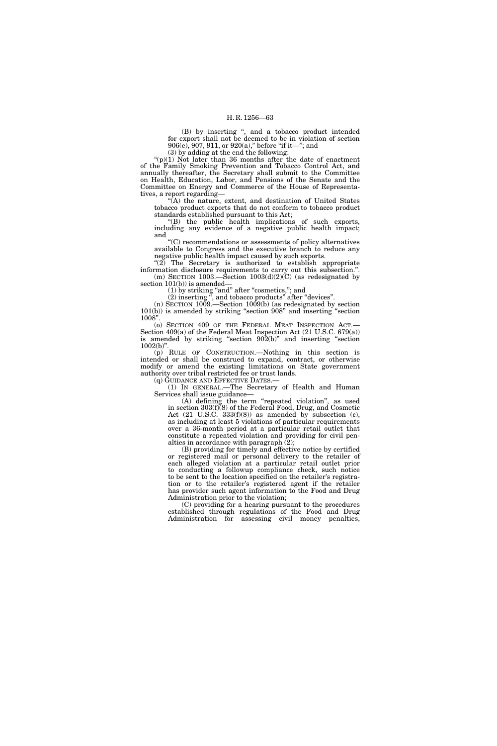(B) by inserting ", and a tobacco product intended for export shall not be deemed to be in violation of section 906(e), 907, 911, or 920(a)," before "if it—"; and

(3) by adding at the end the following:

"(p)(1) Not later than 36 months after the date of enactment of the Family Smoking Prevention and Tobacco Control Act, and annually thereafter, the Secretary shall submit to the Committee on Health, Education, Labor, and Pensions of the Senate and the Committee on Energy and Commerce of the House of Representatives, a report regarding—

"(A) the nature, extent, and destination of United States tobacco product exports that do not conform to tobacco product standards established pursuant to this Act;

"(B) the public health implications of such exports, including any evidence of a negative public health impact; and

"(C) recommendations or assessments of policy alternatives available to Congress and the executive branch to reduce any negative public health impact caused by such exports.

"(2) The Secretary is authorized to establish appropriate information disclosure requirements to carry out this subsection.".

(m) SECTION 1003.—Section 1003(d)(2)(C) (as redesignated by section 101(b)) is amended—

(1) by striking "and" after "cosmetics,"; and

(2) inserting ", and tobacco products" after "devices".

(n) SECTION 1009.—Section 1009(b) (as redesignated by section 101(b)) is amended by striking "section 908" and inserting "section 1008".

(o) SECTION 409 OF THE FEDERAL MEAT INSPECTION ACT.—Section 409(a) of the Federal Meat Inspection Act (21 U.S.C. 679(a)) is amended by striking "section 902(b)" and inserting "section 1002(b)".

(p) RULE OF CONSTRUCTION.—Nothing in this section is intended or shall be construed to expand, contract, or otherwise modify or amend the existing limitations on State government authority over tribal restricted fee or trust lands.

(q) GUIDANCE AND EFFECTIVE DATES.—

(1) IN GENERAL.—The Secretary of Health and Human Services shall issue guidance—

(A) defining the term "repeated violation", as used in section 303(f)(8) of the Federal Food, Drug, and Cosmetic Act (21 U.S.C. 333(f)(8)) as amended by subsection (c), as including at least 5 violations of particular requirements over a 36-month period at a particular retail outlet that constitute a repeated violation and providing for civil penalties in accordance with paragraph (2);

(B) providing for timely and effective notice by certified or registered mail or personal delivery to the retailer of each alleged violation at a particular retail outlet prior to conducting a followup compliance check, such notice to be sent to the location specified on the retailer's registration or to the retailer's registered agent if the retailer has provider such agent information to the Food and Drug Administration prior to the violation;

(C) providing for a hearing pursuant to the procedures established through regulations of the Food and Drug Administration for assessing civil money penalties,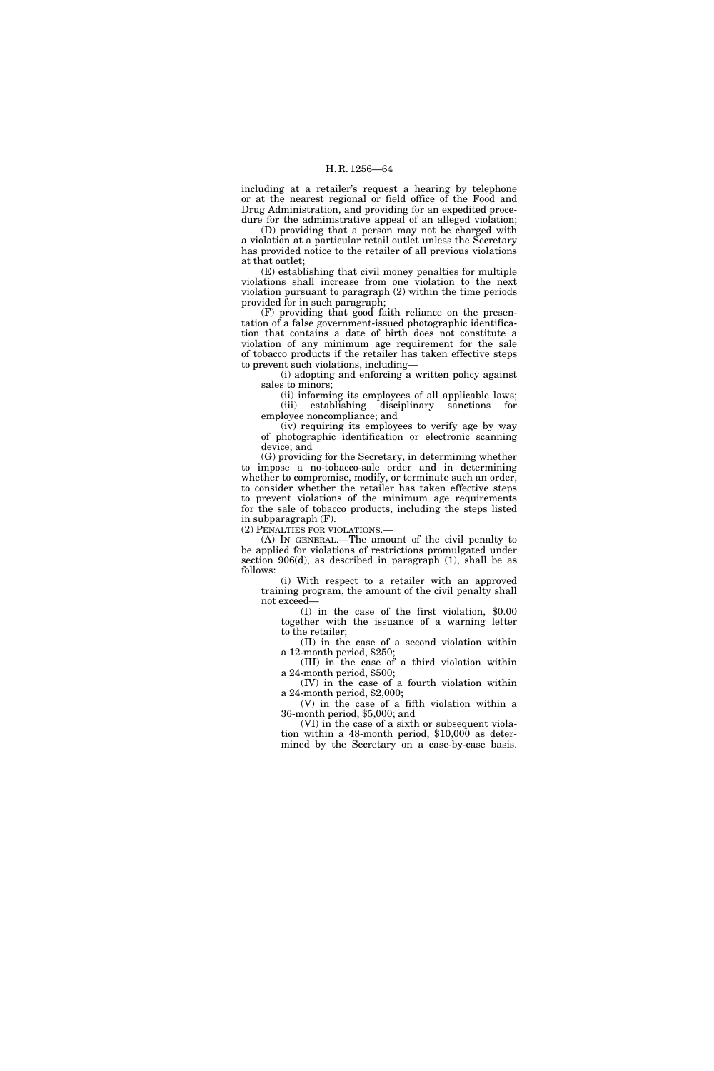including at a retailer's request a hearing by telephone or at the nearest regional or field office of the Food and Drug Administration, and providing for an expedited procedure for the administrative appeal of an alleged violation;

(D) providing that a person may not be charged with a violation at a particular retail outlet unless the Secretary has provided notice to the retailer of all previous violations at that outlet;

(E) establishing that civil money penalties for multiple violations shall increase from one violation to the next violation pursuant to paragraph (2) within the time periods provided for in such paragraph;

(F) providing that good faith reliance on the presentation of a false government-issued photographic identification that contains a date of birth does not constitute a violation of any minimum age requirement for the sale of tobacco products if the retailer has taken effective steps to prevent such violations, including—

(i) adopting and enforcing a written policy against sales to minors;

(ii) informing its employees of all applicable laws;

(iii) establishing disciplinary sanctions for employee noncompliance; and

(iv) requiring its employees to verify age by way of photographic identification or electronic scanning device; and

(G) providing for the Secretary, in determining whether to impose a no-tobacco-sale order and in determining whether to compromise, modify, or terminate such an order, to consider whether the retailer has taken effective steps to prevent violations of the minimum age requirements for the sale of tobacco products, including the steps listed in subparagraph (F).

(2) PENALTIES FOR VIOLATIONS.—

(A) IN GENERAL.—The amount of the civil penalty to be applied for violations of restrictions promulgated under section 906(d), as described in paragraph (1), shall be as follows:

(i) With respect to a retailer with an approved training program, the amount of the civil penalty shall not exceed—

(I) in the case of the first violation, $0.00 together with the issuance of a warning letter to the retailer;

(II) in the case of a second violation within a 12-month period, $250;

(III) in the case of a third violation within a 24-month period, $500;

(IV) in the case of a fourth violation within a 24-month period, $2,000;

(V) in the case of a fifth violation within a 36-month period, $5,000; and

(VI) in the case of a sixth or subsequent violation within a 48-month period, $10,000 as determined by the Secretary on a case-by-case basis.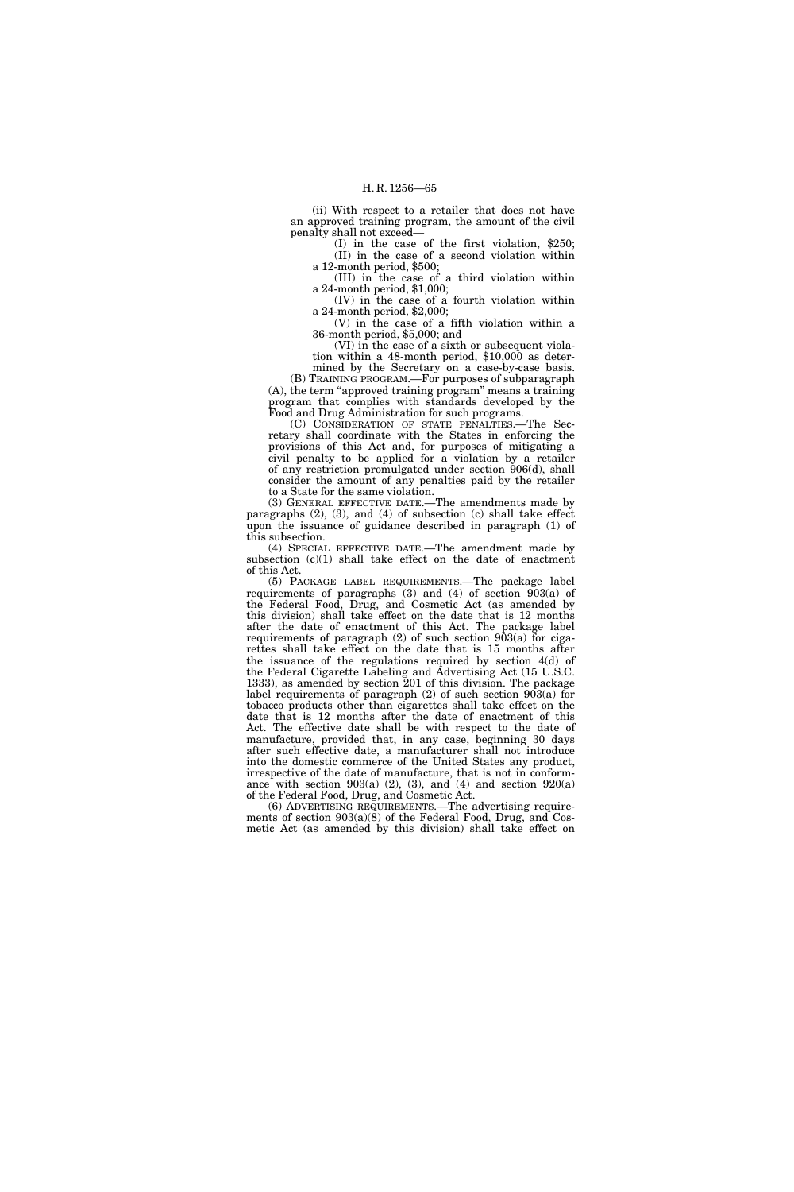(ii) With respect to a retailer that does not have an approved training program, the amount of the civil penalty shall not exceed—

(I) in the case of the first violation, $250;

(II) in the case of a second violation within a 12-month period, $500;

(III) in the case of a third violation within a 24-month period, $1,000;

(IV) in the case of a fourth violation within a 24-month period, $2,000;

(V) in the case of a fifth violation within a 36-month period, $5,000; and

(VI) in the case of a sixth or subsequent violation within a 48-month period, $10,000 as determined by the Secretary on a case-by-case basis.

(B) TRAINING PROGRAM.—For purposes of subparagraph (A), the term "approved training program" means a training program that complies with standards developed by the Food and Drug Administration for such programs.

(C) CONSIDERATION OF STATE PENALTIES.—The Secretary shall coordinate with the States in enforcing the provisions of this Act and, for purposes of mitigating a civil penalty to be applied for a violation by a retailer of any restriction promulgated under section 906(d), shall consider the amount of any penalties paid by the retailer to a State for the same violation.

(3) GENERAL EFFECTIVE DATE.—The amendments made by paragraphs (2), (3), and (4) of subsection (c) shall take effect upon the issuance of guidance described in paragraph (1) of this subsection.

(4) SPECIAL EFFECTIVE DATE.—The amendment made by subsection (c)(1) shall take effect on the date of enactment of this Act.

(5) PACKAGE LABEL REQUIREMENTS.—The package label requirements of paragraphs (3) and (4) of section 903(a) of the Federal Food, Drug, and Cosmetic Act (as amended by this division) shall take effect on the date that is 12 months after the date of enactment of this Act. The package label requirements of paragraph (2) of such section 903(a) for cigarettes shall take effect on the date that is 15 months after the issuance of the regulations required by section 4(d) of the Federal Cigarette Labeling and Advertising Act (15 U.S.C. 1333), as amended by section 201 of this division. The package label requirements of paragraph (2) of such section 903(a) for tobacco products other than cigarettes shall take effect on the date that is 12 months after the date of enactment of this Act. The effective date shall be with respect to the date of manufacture, provided that, in any case, beginning 30 days after such effective date, a manufacturer shall not introduce into the domestic commerce of the United States any product, irrespective of the date of manufacture, that is not in conformance with section 903(a) (2), (3), and (4) and section 920(a) of the Federal Food, Drug, and Cosmetic Act.

(6) ADVERTISING REQUIREMENTS.—The advertising requirements of section 903(a)(8) of the Federal Food, Drug, and Cosmetic Act (as amended by this division) shall take effect on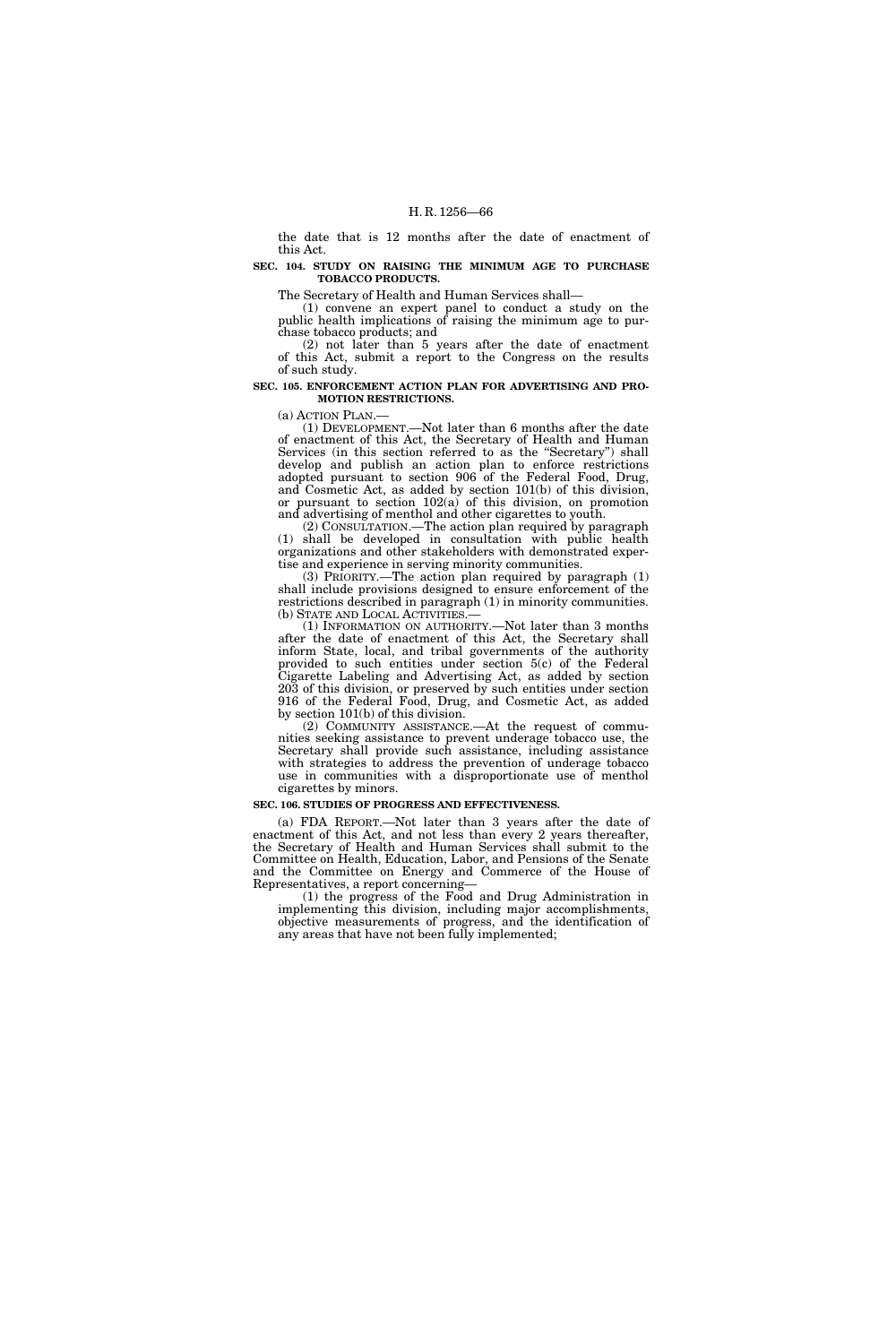the date that is 12 months after the date of enactment of this Act.

**SEC. 104. STUDY ON RAISING THE MINIMUM AGE TO PURCHASE TOBACCO PRODUCTS.**

The Secretary of Health and Human Services shall—

(1) convene an expert panel to conduct a study on the public health implications of raising the minimum age to purchase tobacco products; and

(2) not later than 5 years after the date of enactment of this Act, submit a report to the Congress on the results of such study.

**SEC. 105. ENFORCEMENT ACTION PLAN FOR ADVERTISING AND PROMOTION RESTRICTIONS.**

(a) ACTION PLAN.—

(1) DEVELOPMENT.—Not later than 6 months after the date of enactment of this Act, the Secretary of Health and Human Services (in this section referred to as the "Secretary") shall develop and publish an action plan to enforce restrictions adopted pursuant to section 906 of the Federal Food, Drug, and Cosmetic Act, as added by section 101(b) of this division, or pursuant to section 102(a) of this division, on promotion and advertising of menthol and other cigarettes to youth.

(2) CONSULTATION.—The action plan required by paragraph (1) shall be developed in consultation with public health organizations and other stakeholders with demonstrated expertise and experience in serving minority communities.

(3) PRIORITY.—The action plan required by paragraph (1) shall include provisions designed to ensure enforcement of the restrictions described in paragraph (1) in minority communities.

(b) STATE AND LOCAL ACTIVITIES.—

(1) INFORMATION ON AUTHORITY.—Not later than 3 months after the date of enactment of this Act, the Secretary shall inform State, local, and tribal governments of the authority provided to such entities under section 5(c) of the Federal Cigarette Labeling and Advertising Act, as added by section 203 of this division, or preserved by such entities under section 916 of the Federal Food, Drug, and Cosmetic Act, as added by section 101(b) of this division.

(2) COMMUNITY ASSISTANCE.—At the request of communities seeking assistance to prevent underage tobacco use, the Secretary shall provide such assistance, including assistance with strategies to address the prevention of underage tobacco use in communities with a disproportionate use of menthol cigarettes by minors.

**SEC. 106. STUDIES OF PROGRESS AND EFFECTIVENESS.**

(a) FDA REPORT.—Not later than 3 years after the date of enactment of this Act, and not less than every 2 years thereafter, the Secretary of Health and Human Services shall submit to the Committee on Health, Education, Labor, and Pensions of the Senate and the Committee on Energy and Commerce of the House of Representatives, a report concerning—

(1) the progress of the Food and Drug Administration in implementing this division, including major accomplishments, objective measurements of progress, and the identification of any areas that have not been fully implemented;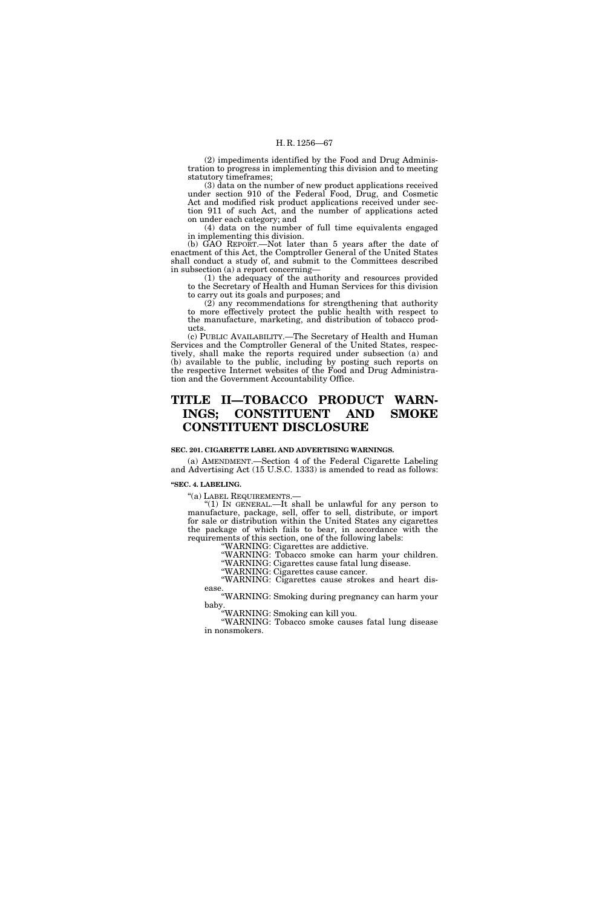(2) impediments identified by the Food and Drug Administration to progress in implementing this division and to meeting statutory timeframes;

(3) data on the number of new product applications received under section 910 of the Federal Food, Drug, and Cosmetic Act and modified risk product applications received under section 911 of such Act, and the number of applications acted on under each category; and

(4) data on the number of full time equivalents engaged in implementing this division.

(b) GAO REPORT.—Not later than 5 years after the date of enactment of this Act, the Comptroller General of the United States shall conduct a study of, and submit to the Committees described in subsection (a) a report concerning—

(1) the adequacy of the authority and resources provided to the Secretary of Health and Human Services for this division to carry out its goals and purposes; and

(2) any recommendations for strengthening that authority to more effectively protect the public health with respect to the manufacture, marketing, and distribution of tobacco products.

(c) PUBLIC AVAILABILITY.—The Secretary of Health and Human Services and the Comptroller General of the United States, respectively, shall make the reports required under subsection (a) and (b) available to the public, including by posting such reports on the respective Internet websites of the Food and Drug Administration and the Government Accountability Office.

# TITLE II—TOBACCO PRODUCT WARNINGS; CONSTITUENT AND SMOKE CONSTITUENT DISCLOSURE

**SEC. 201. CIGARETTE LABEL AND ADVERTISING WARNINGS.**

(a) AMENDMENT.—Section 4 of the Federal Cigarette Labeling and Advertising Act (15 U.S.C. 1333) is amended to read as follows:

**"SEC. 4. LABELING.**

"(a) LABEL REQUIREMENTS.—

"(1) IN GENERAL.—It shall be unlawful for any person to manufacture, package, sell, offer to sell, distribute, or import for sale or distribution within the United States any cigarettes the package of which fails to bear, in accordance with the requirements of this section, one of the following labels:

"WARNING: Cigarettes are addictive.

"WARNING: Tobacco smoke can harm your children.

"WARNING: Cigarettes cause fatal lung disease.

"WARNING: Cigarettes cause cancer.

"WARNING: Cigarettes cause strokes and heart disease.

"WARNING: Smoking during pregnancy can harm your baby.

"WARNING: Smoking can kill you.

"WARNING: Tobacco smoke causes fatal lung disease in nonsmokers.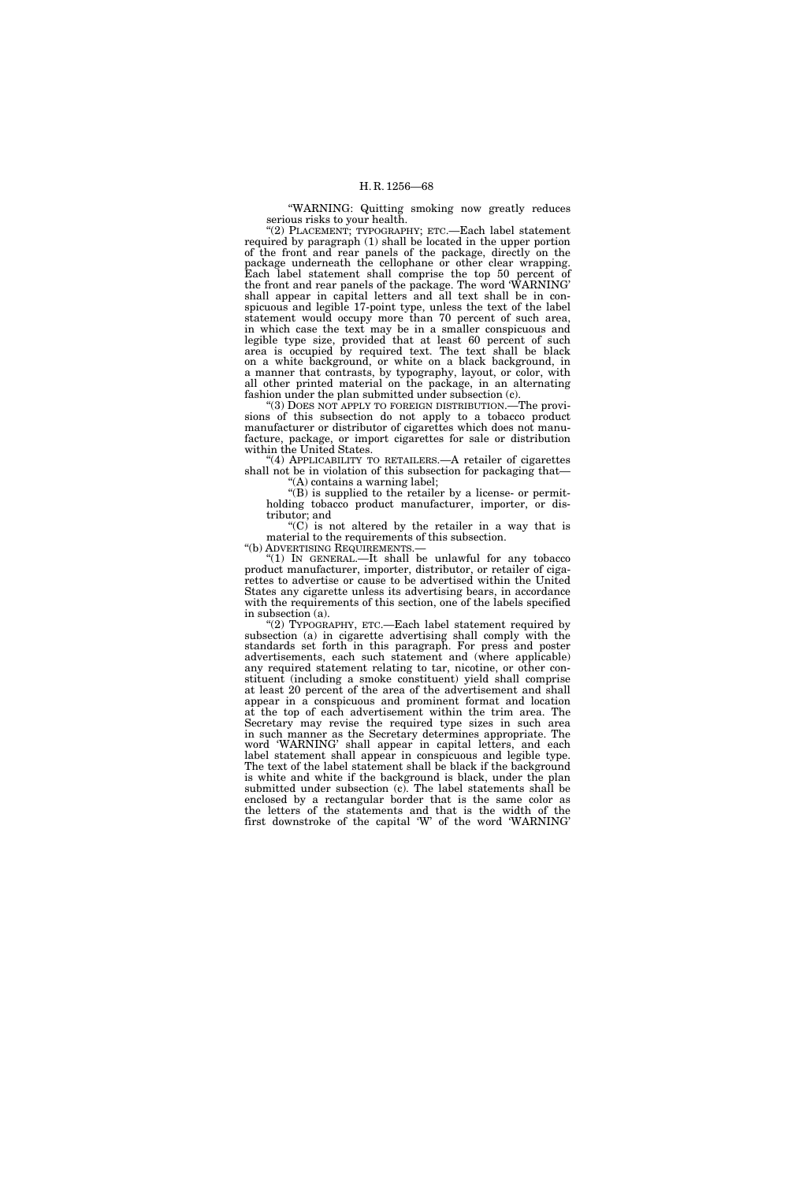"WARNING: Quitting smoking now greatly reduces serious risks to your health.

"(2) PLACEMENT; TYPOGRAPHY; ETC.—Each label statement required by paragraph (1) shall be located in the upper portion of the front and rear panels of the package, directly on the package underneath the cellophane or other clear wrapping. Each label statement shall comprise the top 50 percent of the front and rear panels of the package. The word 'WARNING' shall appear in capital letters and all text shall be in conspicuous and legible 17-point type, unless the text of the label statement would occupy more than 70 percent of such area, in which case the text may be in a smaller conspicuous and legible type size, provided that at least 60 percent of such area is occupied by required text. The text shall be black on a white background, or white on a black background, in a manner that contrasts, by typography, layout, or color, with all other printed material on the package, in an alternating fashion under the plan submitted under subsection (c).

"(3) DOES NOT APPLY TO FOREIGN DISTRIBUTION.—The provisions of this subsection do not apply to a tobacco product manufacturer or distributor of cigarettes which does not manufacture, package, or import cigarettes for sale or distribution within the United States.

"(4) APPLICABILITY TO RETAILERS.—A retailer of cigarettes shall not be in violation of this subsection for packaging that—

"(A) contains a warning label;

"(B) is supplied to the retailer by a license- or permit-holding tobacco product manufacturer, importer, or distributor; and

"(C) is not altered by the retailer in a way that is material to the requirements of this subsection.

"(b) ADVERTISING REQUIREMENTS.—

"(1) IN GENERAL.—It shall be unlawful for any tobacco product manufacturer, importer, distributor, or retailer of cigarettes to advertise or cause to be advertised within the United States any cigarette unless its advertising bears, in accordance with the requirements of this section, one of the labels specified in subsection (a).

"(2) TYPOGRAPHY, ETC.—Each label statement required by subsection (a) in cigarette advertising shall comply with the standards set forth in this paragraph. For press and poster advertisements, each such statement and (where applicable) any required statement relating to tar, nicotine, or other constituent (including a smoke constituent) yield shall comprise at least 20 percent of the area of the advertisement and shall appear in a conspicuous and prominent format and location at the top of each advertisement within the trim area. The Secretary may revise the required type sizes in such area in such manner as the Secretary determines appropriate. The word 'WARNING' shall appear in capital letters, and each label statement shall appear in conspicuous and legible type. The text of the label statement shall be black if the background is white and white if the background is black, under the plan submitted under subsection (c). The label statements shall be enclosed by a rectangular border that is the same color as the letters of the statements and that is the width of the first downstroke of the capital 'W' of the word 'WARNING'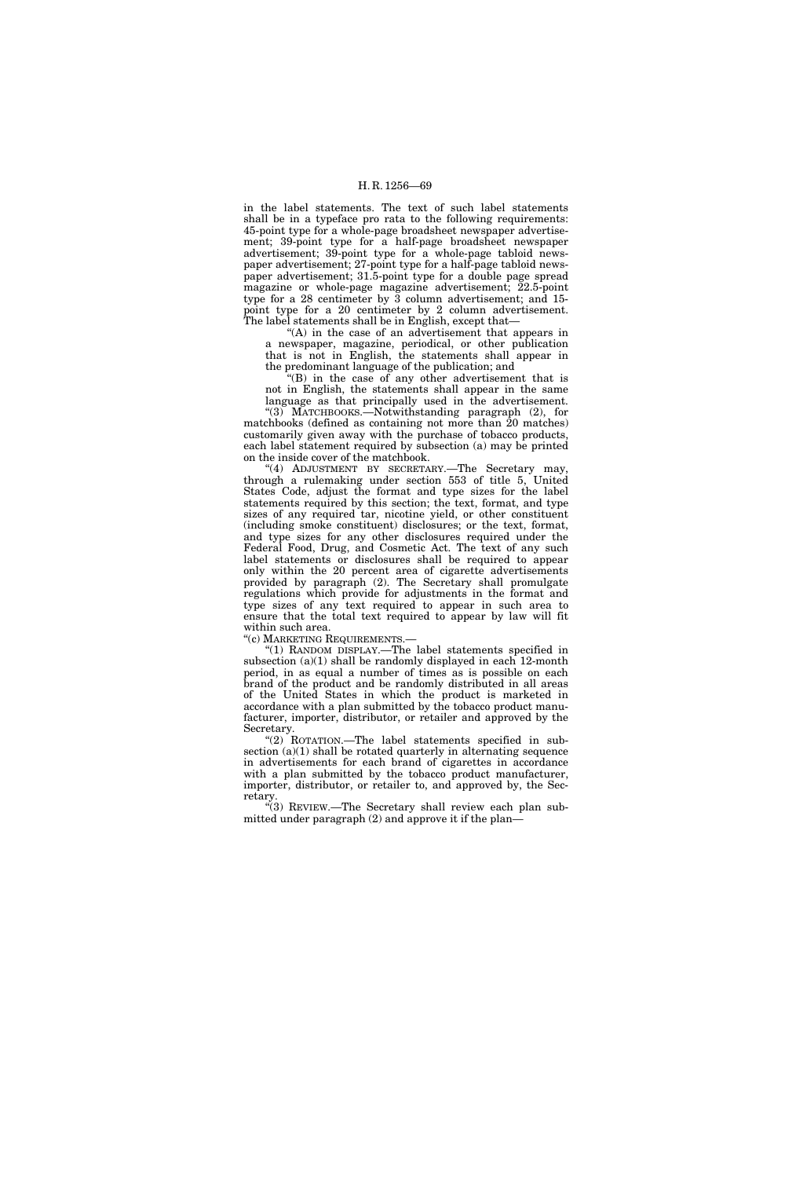in the label statements. The text of such label statements shall be in a typeface pro rata to the following requirements: 45-point type for a whole-page broadsheet newspaper advertisement; 39-point type for a half-page broadsheet newspaper advertisement; 39-point type for a whole-page tabloid newspaper advertisement; 27-point type for a half-page tabloid newspaper advertisement; 31.5-point type for a double page spread magazine or whole-page magazine advertisement; 22.5-point type for a 28 centimeter by 3 column advertisement; and 15-point type for a 20 centimeter by 2 column advertisement. The label statements shall be in English, except that—

"(A) in the case of an advertisement that appears in a newspaper, magazine, periodical, or other publication that is not in English, the statements shall appear in the predominant language of the publication; and

"(B) in the case of any other advertisement that is not in English, the statements shall appear in the same language as that principally used in the advertisement.

"(3) MATCHBOOKS.—Notwithstanding paragraph (2), for matchbooks (defined as containing not more than 20 matches) customarily given away with the purchase of tobacco products, each label statement required by subsection (a) may be printed on the inside cover of the matchbook.

"(4) ADJUSTMENT BY SECRETARY.—The Secretary may, through a rulemaking under section 553 of title 5, United States Code, adjust the format and type sizes for the label statements required by this section; the text, format, and type sizes of any required tar, nicotine yield, or other constituent (including smoke constituent) disclosures; or the text, format, and type sizes for any other disclosures required under the Federal Food, Drug, and Cosmetic Act. The text of any such label statements or disclosures shall be required to appear only within the 20 percent area of cigarette advertisements provided by paragraph (2). The Secretary shall promulgate regulations which provide for adjustments in the format and type sizes of any text required to appear in such area to ensure that the total text required to appear by law will fit within such area.

"(c) MARKETING REQUIREMENTS.—

"(1) RANDOM DISPLAY.—The label statements specified in subsection (a)(1) shall be randomly displayed in each 12-month period, in as equal a number of times as is possible on each brand of the product and be randomly distributed in all areas of the United States in which the product is marketed in accordance with a plan submitted by the tobacco product manufacturer, importer, distributor, or retailer and approved by the Secretary.

"(2) ROTATION.—The label statements specified in subsection (a)(1) shall be rotated quarterly in alternating sequence in advertisements for each brand of cigarettes in accordance with a plan submitted by the tobacco product manufacturer, importer, distributor, or retailer to, and approved by, the Secretary.

"(3) REVIEW.—The Secretary shall review each plan submitted under paragraph (2) and approve it if the plan—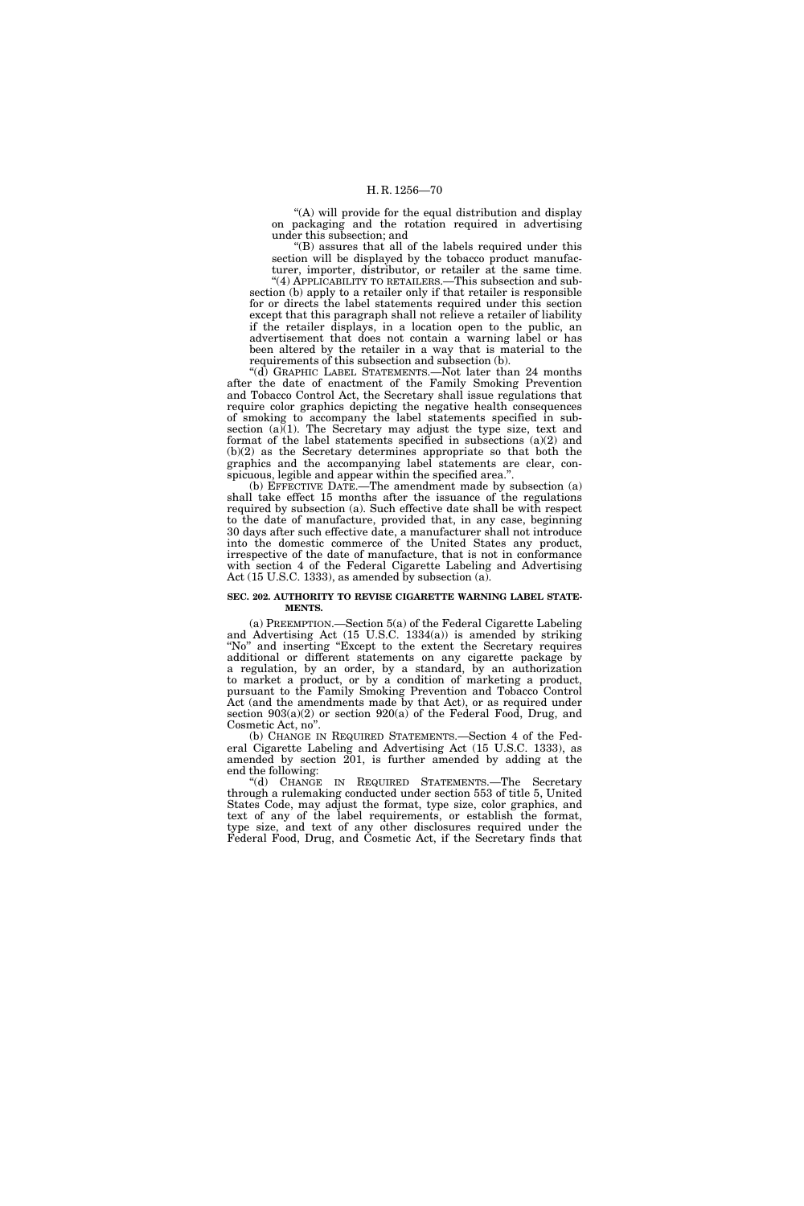"(A) will provide for the equal distribution and display on packaging and the rotation required in advertising under this subsection; and

"(B) assures that all of the labels required under this section will be displayed by the tobacco product manufacturer, importer, distributor, or retailer at the same time.

"(4) APPLICABILITY TO RETAILERS.—This subsection and subsection (b) apply to a retailer only if that retailer is responsible for or directs the label statements required under this section except that this paragraph shall not relieve a retailer of liability if the retailer displays, in a location open to the public, an advertisement that does not contain a warning label or has been altered by the retailer in a way that is material to the requirements of this subsection and subsection (b).

"(d) GRAPHIC LABEL STATEMENTS.—Not later than 24 months after the date of enactment of the Family Smoking Prevention and Tobacco Control Act, the Secretary shall issue regulations that require color graphics depicting the negative health consequences of smoking to accompany the label statements specified in subsection (a)(1). The Secretary may adjust the type size, text and format of the label statements specified in subsections (a)(2) and (b)(2) as the Secretary determines appropriate so that both the graphics and the accompanying label statements are clear, conspicuous, legible and appear within the specified area.".

(b) EFFECTIVE DATE.—The amendment made by subsection (a) shall take effect 15 months after the issuance of the regulations required by subsection (a). Such effective date shall be with respect to the date of manufacture, provided that, in any case, beginning 30 days after such effective date, a manufacturer shall not introduce into the domestic commerce of the United States any product, irrespective of the date of manufacture, that is not in conformance with section 4 of the Federal Cigarette Labeling and Advertising Act (15 U.S.C. 1333), as amended by subsection (a).

#### SEC. 202. AUTHORITY TO REVISE CIGARETTE WARNING LABEL STATEMENTS.

(a) PREEMPTION.—Section 5(a) of the Federal Cigarette Labeling and Advertising Act (15 U.S.C. 1334(a)) is amended by striking "No" and inserting "Except to the extent the Secretary requires additional or different statements on any cigarette package by a regulation, by an order, by a standard, by an authorization to market a product, or by a condition of marketing a product, pursuant to the Family Smoking Prevention and Tobacco Control Act (and the amendments made by that Act), or as required under section 903(a)(2) or section 920(a) of the Federal Food, Drug, and Cosmetic Act, no".

(b) CHANGE IN REQUIRED STATEMENTS.—Section 4 of the Federal Cigarette Labeling and Advertising Act (15 U.S.C. 1333), as amended by section 201, is further amended by adding at the end the following:

"(d) CHANGE IN REQUIRED STATEMENTS.—The Secretary through a rulemaking conducted under section 553 of title 5, United States Code, may adjust the format, type size, color graphics, and text of any of the label requirements, or establish the format, type size, and text of any other disclosures required under the Federal Food, Drug, and Cosmetic Act, if the Secretary finds that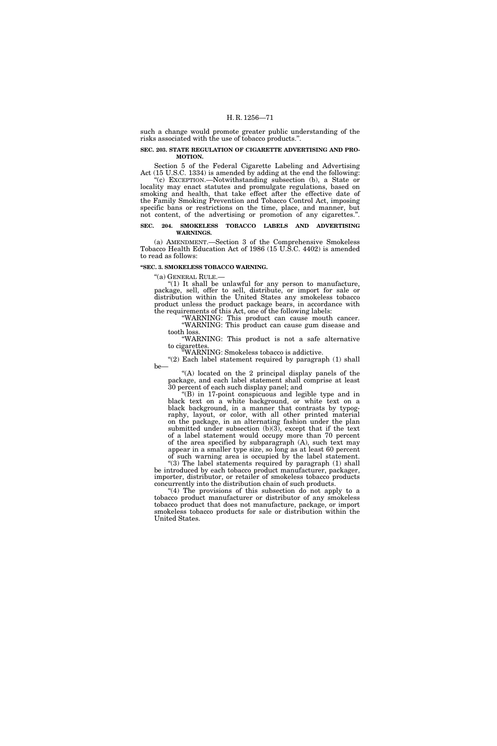such a change would promote greater public understanding of the risks associated with the use of tobacco products.''.

**SEC. 203. STATE REGULATION OF CIGARETTE ADVERTISING AND PROMOTION.**

Section 5 of the Federal Cigarette Labeling and Advertising Act (15 U.S.C. 1334) is amended by adding at the end the following:

''(c) EXCEPTION.—Notwithstanding subsection (b), a State or locality may enact statutes and promulgate regulations, based on smoking and health, that take effect after the effective date of the Family Smoking Prevention and Tobacco Control Act, imposing specific bans or restrictions on the time, place, and manner, but not content, of the advertising or promotion of any cigarettes.''.

**SEC. 204. SMOKELESS TOBACCO LABELS AND ADVERTISING WARNINGS.**

(a) AMENDMENT.—Section 3 of the Comprehensive Smokeless Tobacco Health Education Act of 1986 (15 U.S.C. 4402) is amended to read as follows:

**''SEC. 3. SMOKELESS TOBACCO WARNING.**

''(a) GENERAL RULE.—

''(1) It shall be unlawful for any person to manufacture, package, sell, offer to sell, distribute, or import for sale or distribution within the United States any smokeless tobacco product unless the product package bears, in accordance with the requirements of this Act, one of the following labels:

''WARNING: This product can cause mouth cancer.

''WARNING: This product can cause gum disease and tooth loss.

''WARNING: This product is not a safe alternative to cigarettes.

''WARNING: Smokeless tobacco is addictive.

''(2) Each label statement required by paragraph (1) shall be—

''(A) located on the 2 principal display panels of the package, and each label statement shall comprise at least 30 percent of each such display panel; and

''(B) in 17-point conspicuous and legible type and in black text on a white background, or white text on a black background, in a manner that contrasts by typography, layout, or color, with all other printed material on the package, in an alternating fashion under the plan submitted under subsection (b)(3), except that if the text of a label statement would occupy more than 70 percent of the area specified by subparagraph (A), such text may appear in a smaller type size, so long as at least 60 percent of such warning area is occupied by the label statement.

''(3) The label statements required by paragraph (1) shall be introduced by each tobacco product manufacturer, packager, importer, distributor, or retailer of smokeless tobacco products concurrently into the distribution chain of such products.

''(4) The provisions of this subsection do not apply to a tobacco product manufacturer or distributor of any smokeless tobacco product that does not manufacture, package, or import smokeless tobacco products for sale or distribution within the United States.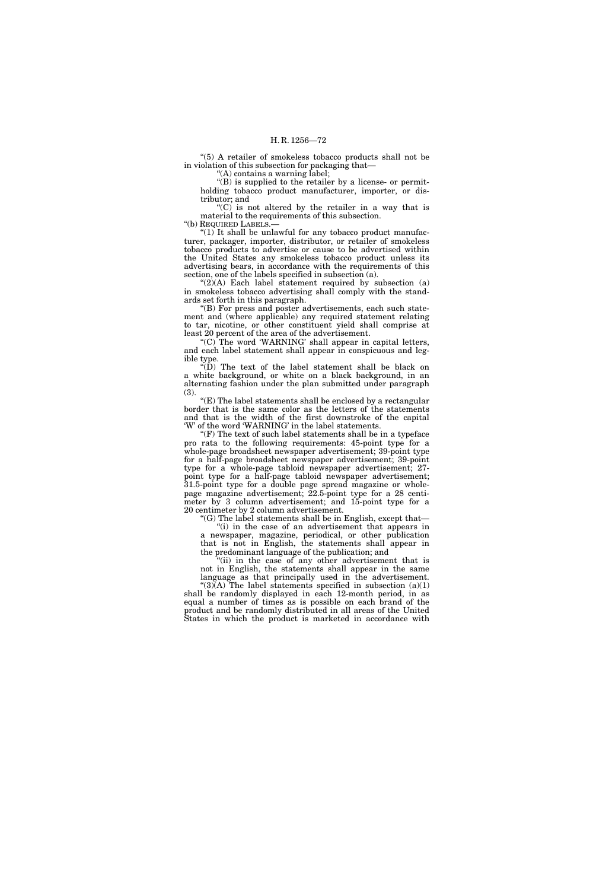"(5) A retailer of smokeless tobacco products shall not be in violation of this subsection for packaging that—

"(A) contains a warning label;

"(B) is supplied to the retailer by a license- or permit-holding tobacco product manufacturer, importer, or distributor; and

"(C) is not altered by the retailer in a way that is material to the requirements of this subsection.

"(b) REQUIRED LABELS.—

"(1) It shall be unlawful for any tobacco product manufacturer, packager, importer, distributor, or retailer of smokeless tobacco products to advertise or cause to be advertised within the United States any smokeless tobacco product unless its advertising bears, in accordance with the requirements of this section, one of the labels specified in subsection (a).

"(2)(A) Each label statement required by subsection (a) in smokeless tobacco advertising shall comply with the standards set forth in this paragraph.

"(B) For press and poster advertisements, each such statement and (where applicable) any required statement relating to tar, nicotine, or other constituent yield shall comprise at least 20 percent of the area of the advertisement.

"(C) The word 'WARNING' shall appear in capital letters, and each label statement shall appear in conspicuous and legible type.

"(D) The text of the label statement shall be black on a white background, or white on a black background, in an alternating fashion under the plan submitted under paragraph (3).

"(E) The label statements shall be enclosed by a rectangular border that is the same color as the letters of the statements and that is the width of the first downstroke of the capital 'W' of the word 'WARNING' in the label statements.

"(F) The text of such label statements shall be in a typeface pro rata to the following requirements: 45-point type for a whole-page broadsheet newspaper advertisement; 39-point type for a half-page broadsheet newspaper advertisement; 39-point type for a whole-page tabloid newspaper advertisement; 27-point type for a half-page tabloid newspaper advertisement; 31.5-point type for a double page spread magazine or whole-page magazine advertisement; 22.5-point type for a 28 centimeter by 3 column advertisement; and 15-point type for a 20 centimeter by 2 column advertisement.

"(G) The label statements shall be in English, except that—

"(i) in the case of an advertisement that appears in a newspaper, magazine, periodical, or other publication that is not in English, the statements shall appear in the predominant language of the publication; and

"(ii) in the case of any other advertisement that is not in English, the statements shall appear in the same language as that principally used in the advertisement.

"(3)(A) The label statements specified in subsection (a)(1) shall be randomly displayed in each 12-month period, in as equal a number of times as is possible on each brand of the product and be randomly distributed in all areas of the United States in which the product is marketed in accordance with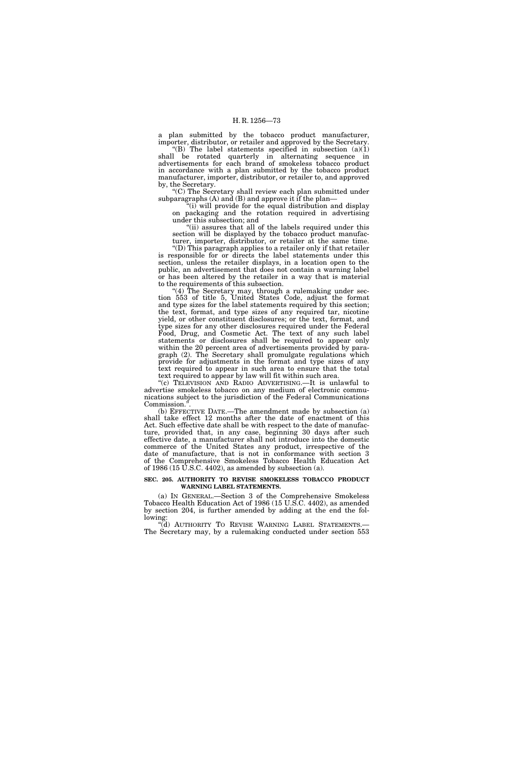a plan submitted by the tobacco product manufacturer, importer, distributor, or retailer and approved by the Secretary.

"(B) The label statements specified in subsection (a)(1) shall be rotated quarterly in alternating sequence in advertisements for each brand of smokeless tobacco product in accordance with a plan submitted by the tobacco product manufacturer, importer, distributor, or retailer to, and approved by, the Secretary.

"(C) The Secretary shall review each plan submitted under subparagraphs (A) and (B) and approve it if the plan—

"(i) will provide for the equal distribution and display on packaging and the rotation required in advertising under this subsection; and

"(ii) assures that all of the labels required under this section will be displayed by the tobacco product manufacturer, importer, distributor, or retailer at the same time.

"(D) This paragraph applies to a retailer only if that retailer is responsible for or directs the label statements under this section, unless the retailer displays, in a location open to the public, an advertisement that does not contain a warning label or has been altered by the retailer in a way that is material to the requirements of this subsection.

"(4) The Secretary may, through a rulemaking under section 553 of title 5, United States Code, adjust the format and type sizes for the label statements required by this section; the text, format, and type sizes of any required tar, nicotine yield, or other constituent disclosures; or the text, format, and type sizes for any other disclosures required under the Federal Food, Drug, and Cosmetic Act. The text of any such label statements or disclosures shall be required to appear only within the 20 percent area of advertisements provided by paragraph (2). The Secretary shall promulgate regulations which provide for adjustments in the format and type sizes of any text required to appear in such area to ensure that the total text required to appear by law will fit within such area.

"(c) TELEVISION AND RADIO ADVERTISING.—It is unlawful to advertise smokeless tobacco on any medium of electronic communications subject to the jurisdiction of the Federal Communications Commission.".

(b) EFFECTIVE DATE.—The amendment made by subsection (a) shall take effect 12 months after the date of enactment of this Act. Such effective date shall be with respect to the date of manufacture, provided that, in any case, beginning 30 days after such effective date, a manufacturer shall not introduce into the domestic commerce of the United States any product, irrespective of the date of manufacture, that is not in conformance with section 3 of the Comprehensive Smokeless Tobacco Health Education Act of 1986 (15 U.S.C. 4402), as amended by subsection (a).

**SEC. 205. AUTHORITY TO REVISE SMOKELESS TOBACCO PRODUCT WARNING LABEL STATEMENTS.**

(a) IN GENERAL.—Section 3 of the Comprehensive Smokeless Tobacco Health Education Act of 1986 (15 U.S.C. 4402), as amended by section 204, is further amended by adding at the end the following:

"(d) AUTHORITY TO REVISE WARNING LABEL STATEMENTS.—The Secretary may, by a rulemaking conducted under section 553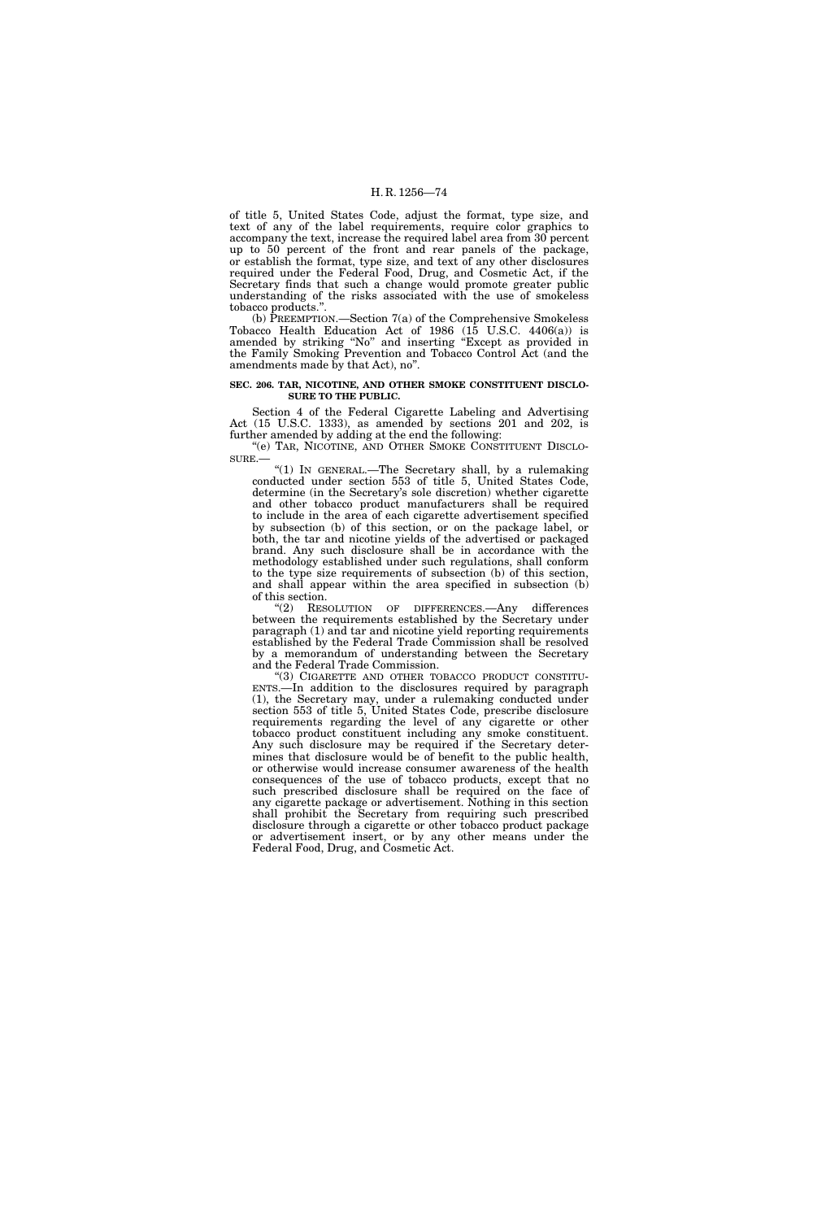of title 5, United States Code, adjust the format, type size, and text of any of the label requirements, require color graphics to accompany the text, increase the required label area from 30 percent up to 50 percent of the front and rear panels of the package, or establish the format, type size, and text of any other disclosures required under the Federal Food, Drug, and Cosmetic Act, if the Secretary finds that such a change would promote greater public understanding of the risks associated with the use of smokeless tobacco products.''.

(b) PREEMPTION.—Section 7(a) of the Comprehensive Smokeless Tobacco Health Education Act of 1986 (15 U.S.C. 4406(a)) is amended by striking ''No'' and inserting ''Except as provided in the Family Smoking Prevention and Tobacco Control Act (and the amendments made by that Act), no''.

**SEC. 206. TAR, NICOTINE, AND OTHER SMOKE CONSTITUENT DISCLOSURE TO THE PUBLIC.**

Section 4 of the Federal Cigarette Labeling and Advertising Act (15 U.S.C. 1333), as amended by sections 201 and 202, is further amended by adding at the end the following:

''(e) TAR, NICOTINE, AND OTHER SMOKE CONSTITUENT DISCLOSURE.—

''(1) IN GENERAL.—The Secretary shall, by a rulemaking conducted under section 553 of title 5, United States Code, determine (in the Secretary's sole discretion) whether cigarette and other tobacco product manufacturers shall be required to include in the area of each cigarette advertisement specified by subsection (b) of this section, or on the package label, or both, the tar and nicotine yields of the advertised or packaged brand. Any such disclosure shall be in accordance with the methodology established under such regulations, shall conform to the type size requirements of subsection (b) of this section, and shall appear within the area specified in subsection (b) of this section.

''(2) RESOLUTION OF DIFFERENCES.—Any differences between the requirements established by the Secretary under paragraph (1) and tar and nicotine yield reporting requirements established by the Federal Trade Commission shall be resolved by a memorandum of understanding between the Secretary and the Federal Trade Commission.

''(3) CIGARETTE AND OTHER TOBACCO PRODUCT CONSTITUENTS.—In addition to the disclosures required by paragraph (1), the Secretary may, under a rulemaking conducted under section 553 of title 5, United States Code, prescribe disclosure requirements regarding the level of any cigarette or other tobacco product constituent including any smoke constituent. Any such disclosure may be required if the Secretary determines that disclosure would be of benefit to the public health, or otherwise would increase consumer awareness of the health consequences of the use of tobacco products, except that no such prescribed disclosure shall be required on the face of any cigarette package or advertisement. Nothing in this section shall prohibit the Secretary from requiring such prescribed disclosure through a cigarette or other tobacco product package or advertisement insert, or by any other means under the Federal Food, Drug, and Cosmetic Act.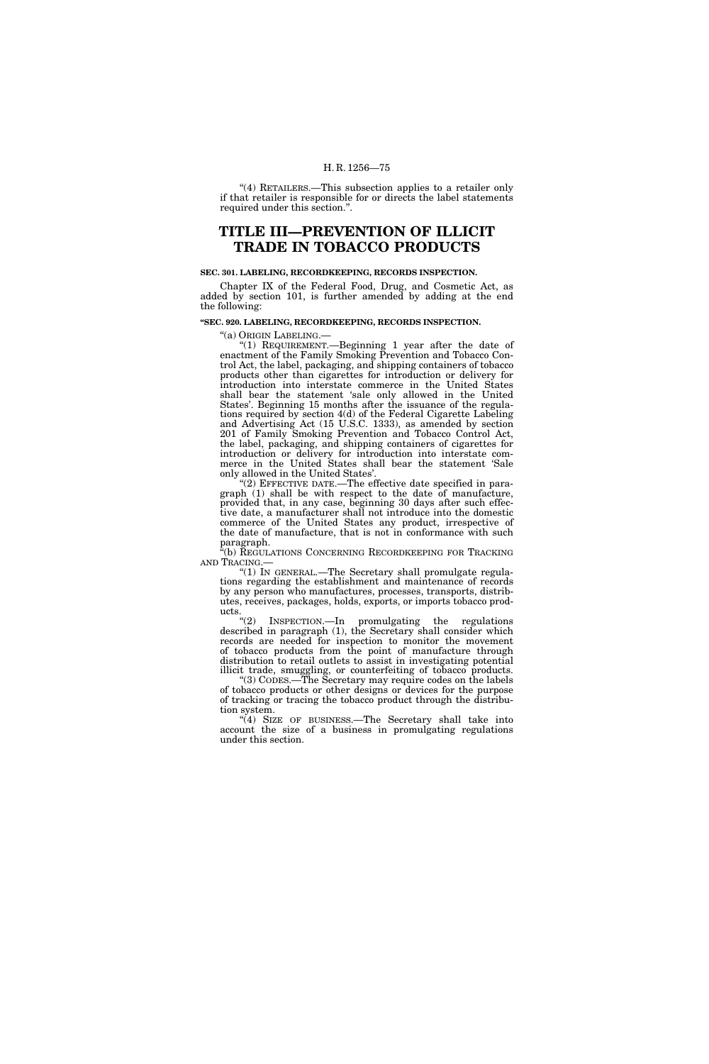"(4) RETAILERS.—This subsection applies to a retailer only if that retailer is responsible for or directs the label statements required under this section.".

# TITLE III—PREVENTION OF ILLICIT TRADE IN TOBACCO PRODUCTS

**SEC. 301. LABELING, RECORDKEEPING, RECORDS INSPECTION.**

Chapter IX of the Federal Food, Drug, and Cosmetic Act, as added by section 101, is further amended by adding at the end the following:

**"SEC. 920. LABELING, RECORDKEEPING, RECORDS INSPECTION.**

"(a) ORIGIN LABELING.—

"(1) REQUIREMENT.—Beginning 1 year after the date of enactment of the Family Smoking Prevention and Tobacco Control Act, the label, packaging, and shipping containers of tobacco products other than cigarettes for introduction or delivery for introduction into interstate commerce in the United States shall bear the statement 'sale only allowed in the United States'. Beginning 15 months after the issuance of the regulations required by section 4(d) of the Federal Cigarette Labeling and Advertising Act (15 U.S.C. 1333), as amended by section 201 of Family Smoking Prevention and Tobacco Control Act, the label, packaging, and shipping containers of cigarettes for introduction or delivery for introduction into interstate commerce in the United States shall bear the statement 'Sale only allowed in the United States'.

"(2) EFFECTIVE DATE.—The effective date specified in paragraph (1) shall be with respect to the date of manufacture, provided that, in any case, beginning 30 days after such effective date, a manufacturer shall not introduce into the domestic commerce of the United States any product, irrespective of the date of manufacture, that is not in conformance with such paragraph.

"(b) REGULATIONS CONCERNING RECORDKEEPING FOR TRACKING AND TRACING.—

"(1) IN GENERAL.—The Secretary shall promulgate regulations regarding the establishment and maintenance of records by any person who manufactures, processes, transports, distributes, receives, packages, holds, exports, or imports tobacco products.

"(2) INSPECTION.—In promulgating the regulations described in paragraph (1), the Secretary shall consider which records are needed for inspection to monitor the movement of tobacco products from the point of manufacture through distribution to retail outlets to assist in investigating potential illicit trade, smuggling, or counterfeiting of tobacco products.

"(3) CODES.—The Secretary may require codes on the labels of tobacco products or other designs or devices for the purpose of tracking or tracing the tobacco product through the distribution system.

"(4) SIZE OF BUSINESS.—The Secretary shall take into account the size of a business in promulgating regulations under this section.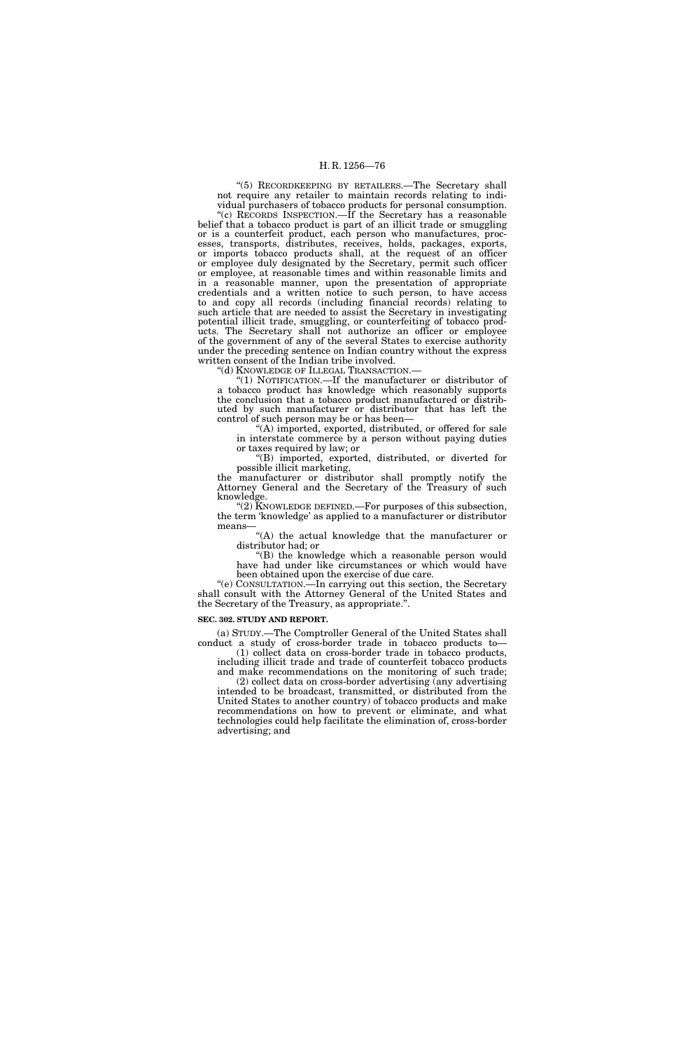"(5) RECORDKEEPING BY RETAILERS.—The Secretary shall not require any retailer to maintain records relating to individual purchasers of tobacco products for personal consumption.

"(c) RECORDS INSPECTION.—If the Secretary has a reasonable belief that a tobacco product is part of an illicit trade or smuggling or is a counterfeit product, each person who manufactures, processes, transports, distributes, receives, holds, packages, exports, or imports tobacco products shall, at the request of an officer or employee duly designated by the Secretary, permit such officer or employee, at reasonable times and within reasonable limits and in a reasonable manner, upon the presentation of appropriate credentials and a written notice to such person, to have access to and copy all records (including financial records) relating to such article that are needed to assist the Secretary in investigating potential illicit trade, smuggling, or counterfeiting of tobacco products. The Secretary shall not authorize an officer or employee of the government of any of the several States to exercise authority under the preceding sentence on Indian country without the express written consent of the Indian tribe involved.

"(d) KNOWLEDGE OF ILLEGAL TRANSACTION.—

"(1) NOTIFICATION.—If the manufacturer or distributor of a tobacco product has knowledge which reasonably supports the conclusion that a tobacco product manufactured or distributed by such manufacturer or distributor that has left the control of such person may be or has been—

"(A) imported, exported, distributed, or offered for sale in interstate commerce by a person without paying duties or taxes required by law; or

"(B) imported, exported, distributed, or diverted for possible illicit marketing,

the manufacturer or distributor shall promptly notify the Attorney General and the Secretary of the Treasury of such knowledge.

"(2) KNOWLEDGE DEFINED.—For purposes of this subsection, the term 'knowledge' as applied to a manufacturer or distributor means—

"(A) the actual knowledge that the manufacturer or distributor had; or

"(B) the knowledge which a reasonable person would have had under like circumstances or which would have been obtained upon the exercise of due care.

"(e) CONSULTATION.—In carrying out this section, the Secretary shall consult with the Attorney General of the United States and the Secretary of the Treasury, as appropriate.".

**SEC. 302. STUDY AND REPORT.**

(a) STUDY.—The Comptroller General of the United States shall conduct a study of cross-border trade in tobacco products to—

(1) collect data on cross-border trade in tobacco products, including illicit trade and trade of counterfeit tobacco products and make recommendations on the monitoring of such trade;

(2) collect data on cross-border advertising (any advertising intended to be broadcast, transmitted, or distributed from the United States to another country) of tobacco products and make recommendations on how to prevent or eliminate, and what technologies could help facilitate the elimination of, cross-border advertising; and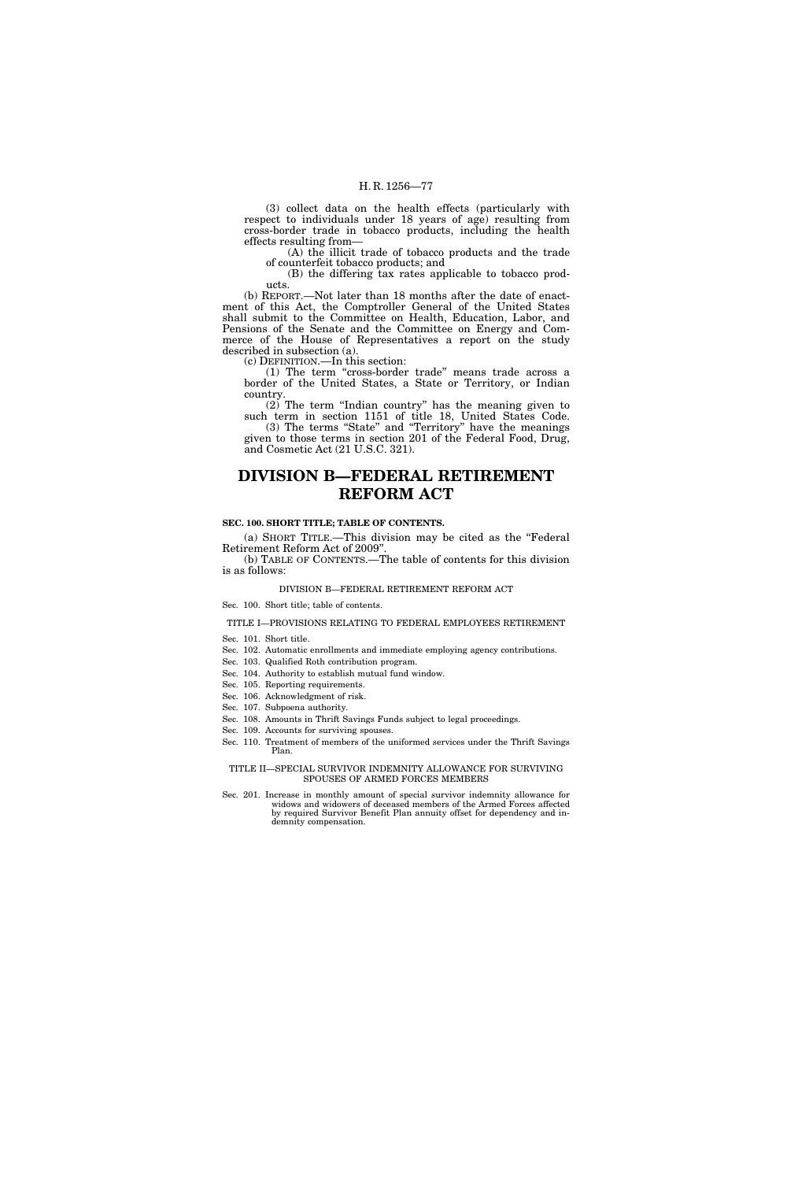(3) collect data on the health effects (particularly with respect to individuals under 18 years of age) resulting from cross-border trade in tobacco products, including the health effects resulting from—

(A) the illicit trade of tobacco products and the trade of counterfeit tobacco products; and

(B) the differing tax rates applicable to tobacco products.

(b) REPORT.—Not later than 18 months after the date of enactment of this Act, the Comptroller General of the United States shall submit to the Committee on Health, Education, Labor, and Pensions of the Senate and the Committee on Energy and Commerce of the House of Representatives a report on the study described in subsection (a).

(c) DEFINITION.—In this section:

(1) The term "cross-border trade" means trade across a border of the United States, a State or Territory, or Indian country.

(2) The term "Indian country" has the meaning given to such term in section 1151 of title 18, United States Code.

(3) The terms "State" and "Territory" have the meanings given to those terms in section 201 of the Federal Food, Drug, and Cosmetic Act (21 U.S.C. 321).

# DIVISION B—FEDERAL RETIREMENT REFORM ACT

**SEC. 100. SHORT TITLE; TABLE OF CONTENTS.**

(a) SHORT TITLE.—This division may be cited as the "Federal Retirement Reform Act of 2009".

(b) TABLE OF CONTENTS.—The table of contents for this division is as follows:

DIVISION B—FEDERAL RETIREMENT REFORM ACT

Sec. 100. Short title; table of contents.

TITLE I—PROVISIONS RELATING TO FEDERAL EMPLOYEES RETIREMENT

Sec. 101. Short title.
Sec. 102. Automatic enrollments and immediate employing agency contributions.
Sec. 103. Qualified Roth contribution program.
Sec. 104. Authority to establish mutual fund window.
Sec. 105. Reporting requirements.
Sec. 106. Acknowledgment of risk.
Sec. 107. Subpoena authority.
Sec. 108. Amounts in Thrift Savings Funds subject to legal proceedings.
Sec. 109. Accounts for surviving spouses.
Sec. 110. Treatment of members of the uniformed services under the Thrift Savings Plan.

TITLE II—SPECIAL SURVIVOR INDEMNITY ALLOWANCE FOR SURVIVING SPOUSES OF ARMED FORCES MEMBERS

Sec. 201. Increase in monthly amount of special survivor indemnity allowance for widows and widowers of deceased members of the Armed Forces affected by required Survivor Benefit Plan annuity offset for dependency and indemnity compensation.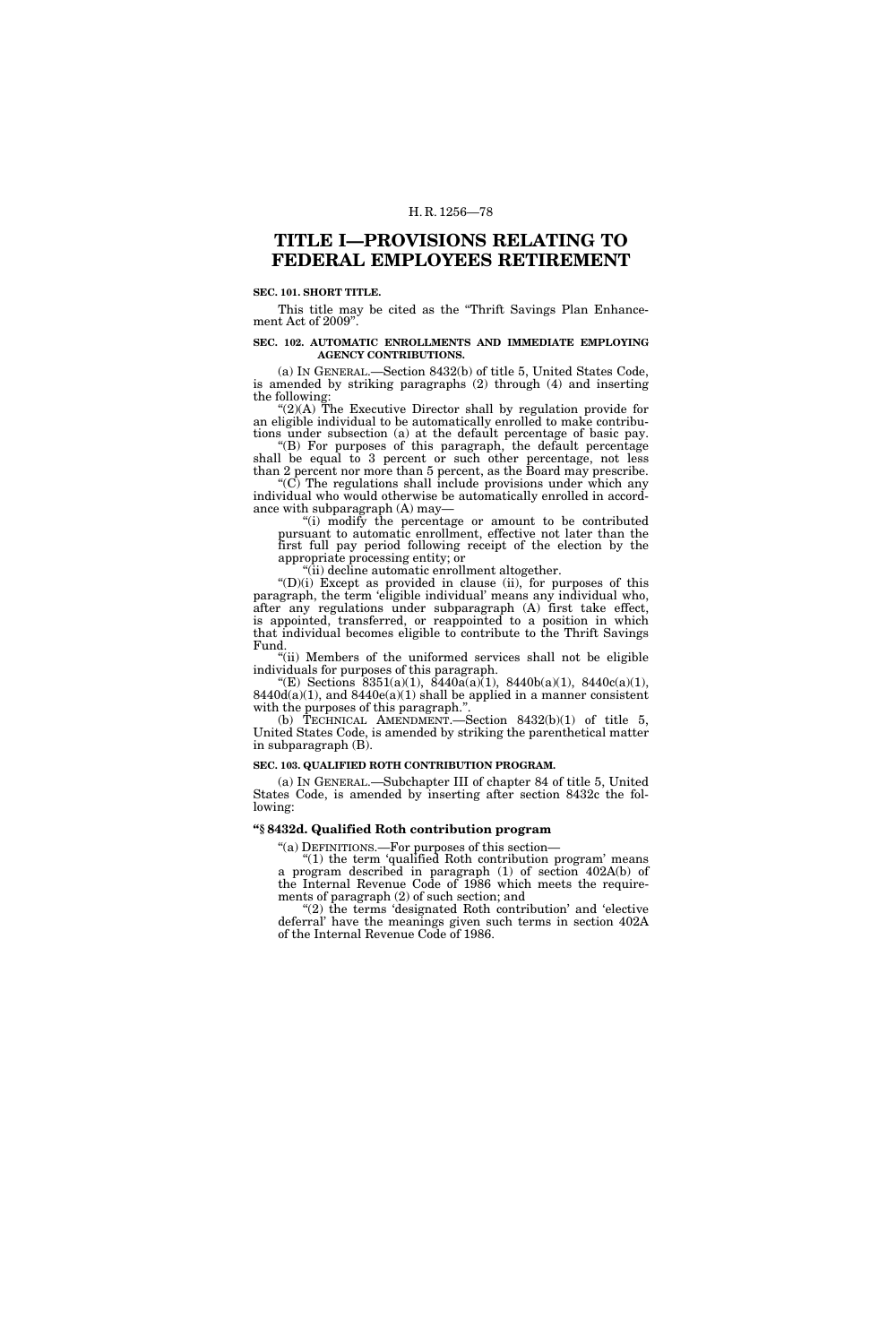# TITLE I—PROVISIONS RELATING TO FEDERAL EMPLOYEES RETIREMENT

**SEC. 101. SHORT TITLE.**

This title may be cited as the "Thrift Savings Plan Enhancement Act of 2009".

**SEC. 102. AUTOMATIC ENROLLMENTS AND IMMEDIATE EMPLOYING AGENCY CONTRIBUTIONS.**

(a) IN GENERAL.—Section 8432(b) of title 5, United States Code, is amended by striking paragraphs (2) through (4) and inserting the following:

"(2)(A) The Executive Director shall by regulation provide for an eligible individual to be automatically enrolled to make contributions under subsection (a) at the default percentage of basic pay.

"(B) For purposes of this paragraph, the default percentage shall be equal to 3 percent or such other percentage, not less than 2 percent nor more than 5 percent, as the Board may prescribe.

"(C) The regulations shall include provisions under which any individual who would otherwise be automatically enrolled in accordance with subparagraph (A) may—

"(i) modify the percentage or amount to be contributed pursuant to automatic enrollment, effective not later than the first full pay period following receipt of the election by the appropriate processing entity; or

"(ii) decline automatic enrollment altogether.

"(D)(i) Except as provided in clause (ii), for purposes of this paragraph, the term 'eligible individual' means any individual who, after any regulations under subparagraph (A) first take effect, is appointed, transferred, or reappointed to a position in which that individual becomes eligible to contribute to the Thrift Savings Fund.

"(ii) Members of the uniformed services shall not be eligible individuals for purposes of this paragraph.

"(E) Sections 8351(a)(1), 8440a(a)(1), 8440b(a)(1), 8440c(a)(1), 8440d(a)(1), and 8440e(a)(1) shall be applied in a manner consistent with the purposes of this paragraph.".

(b) TECHNICAL AMENDMENT.—Section 8432(b)(1) of title 5, United States Code, is amended by striking the parenthetical matter in subparagraph (B).

**SEC. 103. QUALIFIED ROTH CONTRIBUTION PROGRAM.**

(a) IN GENERAL.—Subchapter III of chapter 84 of title 5, United States Code, is amended by inserting after section 8432c the following:

**"§ 8432d. Qualified Roth contribution program**

"(a) DEFINITIONS.—For purposes of this section—

"(1) the term 'qualified Roth contribution program' means a program described in paragraph (1) of section 402A(b) of the Internal Revenue Code of 1986 which meets the requirements of paragraph (2) of such section; and

"(2) the terms 'designated Roth contribution' and 'elective deferral' have the meanings given such terms in section 402A of the Internal Revenue Code of 1986.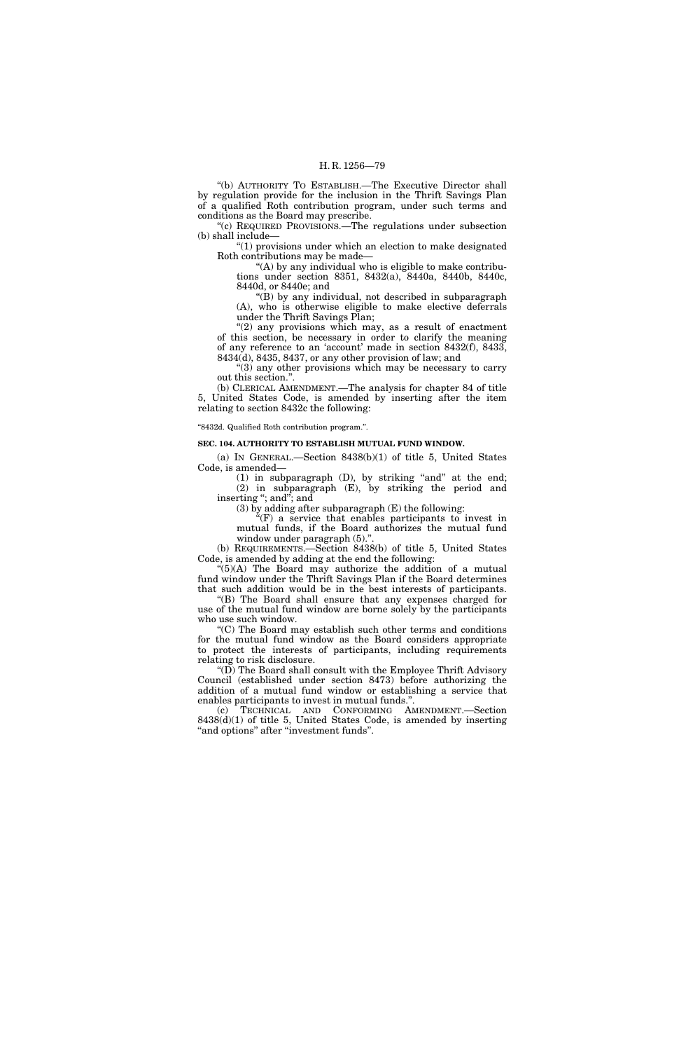"(b) AUTHORITY TO ESTABLISH.—The Executive Director shall by regulation provide for the inclusion in the Thrift Savings Plan of a qualified Roth contribution program, under such terms and conditions as the Board may prescribe.

"(c) REQUIRED PROVISIONS.—The regulations under subsection (b) shall include—

"(1) provisions under which an election to make designated Roth contributions may be made—

"(A) by any individual who is eligible to make contributions under section 8351, 8432(a), 8440a, 8440b, 8440c, 8440d, or 8440e; and

"(B) by any individual, not described in subparagraph (A), who is otherwise eligible to make elective deferrals under the Thrift Savings Plan;

"(2) any provisions which may, as a result of enactment of this section, be necessary in order to clarify the meaning of any reference to an 'account' made in section 8432(f), 8433, 8434(d), 8435, 8437, or any other provision of law; and

"(3) any other provisions which may be necessary to carry out this section.".

(b) CLERICAL AMENDMENT.—The analysis for chapter 84 of title 5, United States Code, is amended by inserting after the item relating to section 8432c the following:

"8432d. Qualified Roth contribution program.".

**SEC. 104. AUTHORITY TO ESTABLISH MUTUAL FUND WINDOW.**

(a) IN GENERAL.—Section 8438(b)(1) of title 5, United States Code, is amended—

(1) in subparagraph (D), by striking "and" at the end;

(2) in subparagraph (E), by striking the period and inserting "; and"; and

(3) by adding after subparagraph (E) the following:

"(F) a service that enables participants to invest in mutual funds, if the Board authorizes the mutual fund window under paragraph (5).".

(b) REQUIREMENTS.—Section 8438(b) of title 5, United States Code, is amended by adding at the end the following:

"(5)(A) The Board may authorize the addition of a mutual fund window under the Thrift Savings Plan if the Board determines that such addition would be in the best interests of participants.

"(B) The Board shall ensure that any expenses charged for use of the mutual fund window are borne solely by the participants who use such window.

"(C) The Board may establish such other terms and conditions for the mutual fund window as the Board considers appropriate to protect the interests of participants, including requirements relating to risk disclosure.

"(D) The Board shall consult with the Employee Thrift Advisory Council (established under section 8473) before authorizing the addition of a mutual fund window or establishing a service that enables participants to invest in mutual funds.".

(c) TECHNICAL AND CONFORMING AMENDMENT.—Section 8438(d)(1) of title 5, United States Code, is amended by inserting "and options" after "investment funds".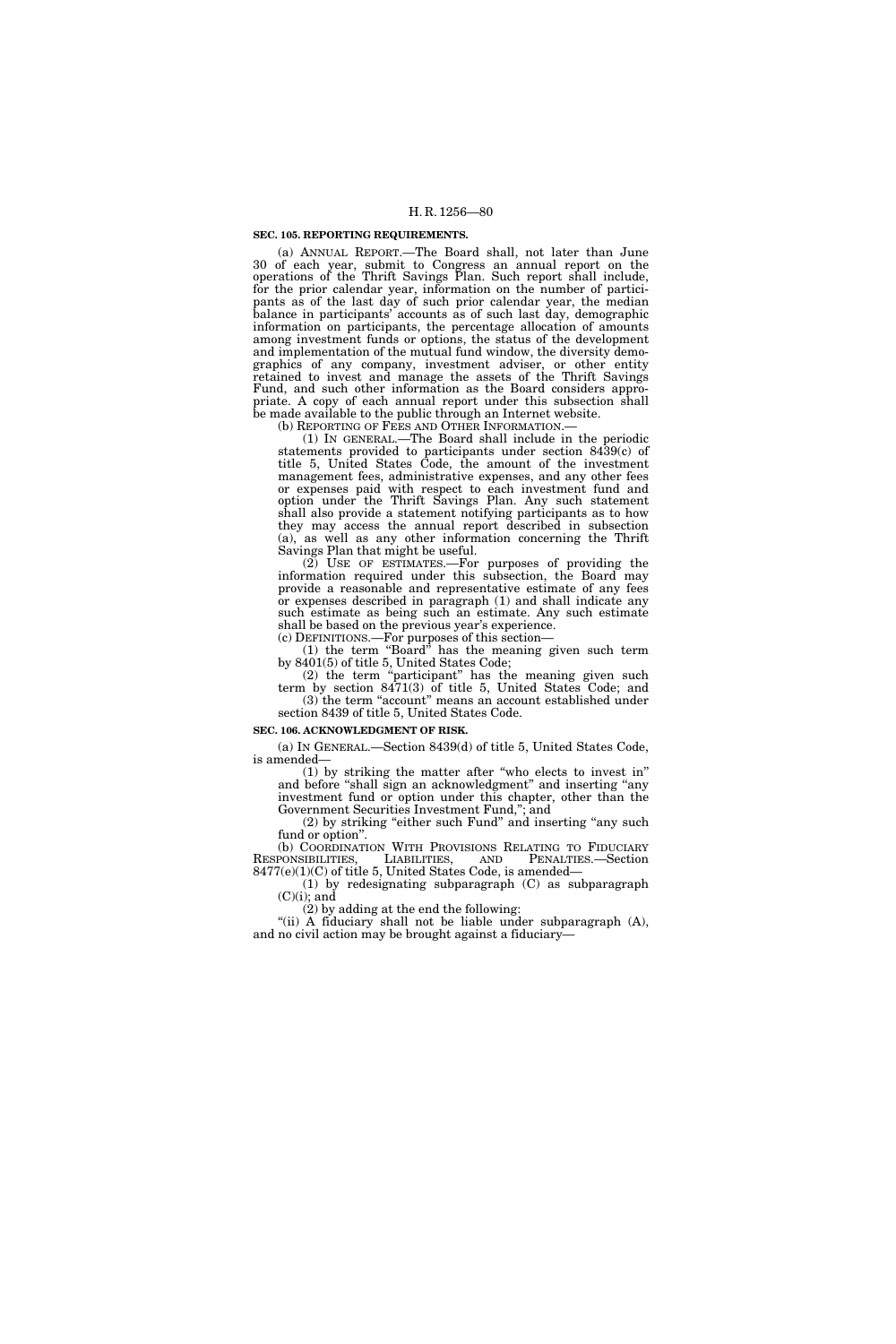**SEC. 105. REPORTING REQUIREMENTS.**

(a) ANNUAL REPORT.—The Board shall, not later than June 30 of each year, submit to Congress an annual report on the operations of the Thrift Savings Plan. Such report shall include, for the prior calendar year, information on the number of participants as of the last day of such prior calendar year, the median balance in participants' accounts as of such last day, demographic information on participants, the percentage allocation of amounts among investment funds or options, the status of the development and implementation of the mutual fund window, the diversity demographics of any company, investment adviser, or other entity retained to invest and manage the assets of the Thrift Savings Fund, and such other information as the Board considers appropriate. A copy of each annual report under this subsection shall be made available to the public through an Internet website.

(b) REPORTING OF FEES AND OTHER INFORMATION.—

(1) IN GENERAL.—The Board shall include in the periodic statements provided to participants under section 8439(c) of title 5, United States Code, the amount of the investment management fees, administrative expenses, and any other fees or expenses paid with respect to each investment fund and option under the Thrift Savings Plan. Any such statement shall also provide a statement notifying participants as to how they may access the annual report described in subsection (a), as well as any other information concerning the Thrift Savings Plan that might be useful.

(2) USE OF ESTIMATES.—For purposes of providing the information required under this subsection, the Board may provide a reasonable and representative estimate of any fees or expenses described in paragraph (1) and shall indicate any such estimate as being such an estimate. Any such estimate shall be based on the previous year's experience.

(c) DEFINITIONS.—For purposes of this section—

(1) the term "Board" has the meaning given such term by 8401(5) of title 5, United States Code;

(2) the term "participant" has the meaning given such term by section 8471(3) of title 5, United States Code; and

(3) the term "account" means an account established under section 8439 of title 5, United States Code.

**SEC. 106. ACKNOWLEDGMENT OF RISK.**

(a) IN GENERAL.—Section 8439(d) of title 5, United States Code, is amended—

(1) by striking the matter after "who elects to invest in" and before "shall sign an acknowledgment" and inserting "any investment fund or option under this chapter, other than the Government Securities Investment Fund,"; and

(2) by striking "either such Fund" and inserting "any such fund or option".

(b) COORDINATION WITH PROVISIONS RELATING TO FIDUCIARY RESPONSIBILITIES, LIABILITIES, AND PENALTIES.—Section 8477(e)(1)(C) of title 5, United States Code, is amended—

(1) by redesignating subparagraph (C) as subparagraph (C)(i); and

(2) by adding at the end the following:

"(ii) A fiduciary shall not be liable under subparagraph (A), and no civil action may be brought against a fiduciary—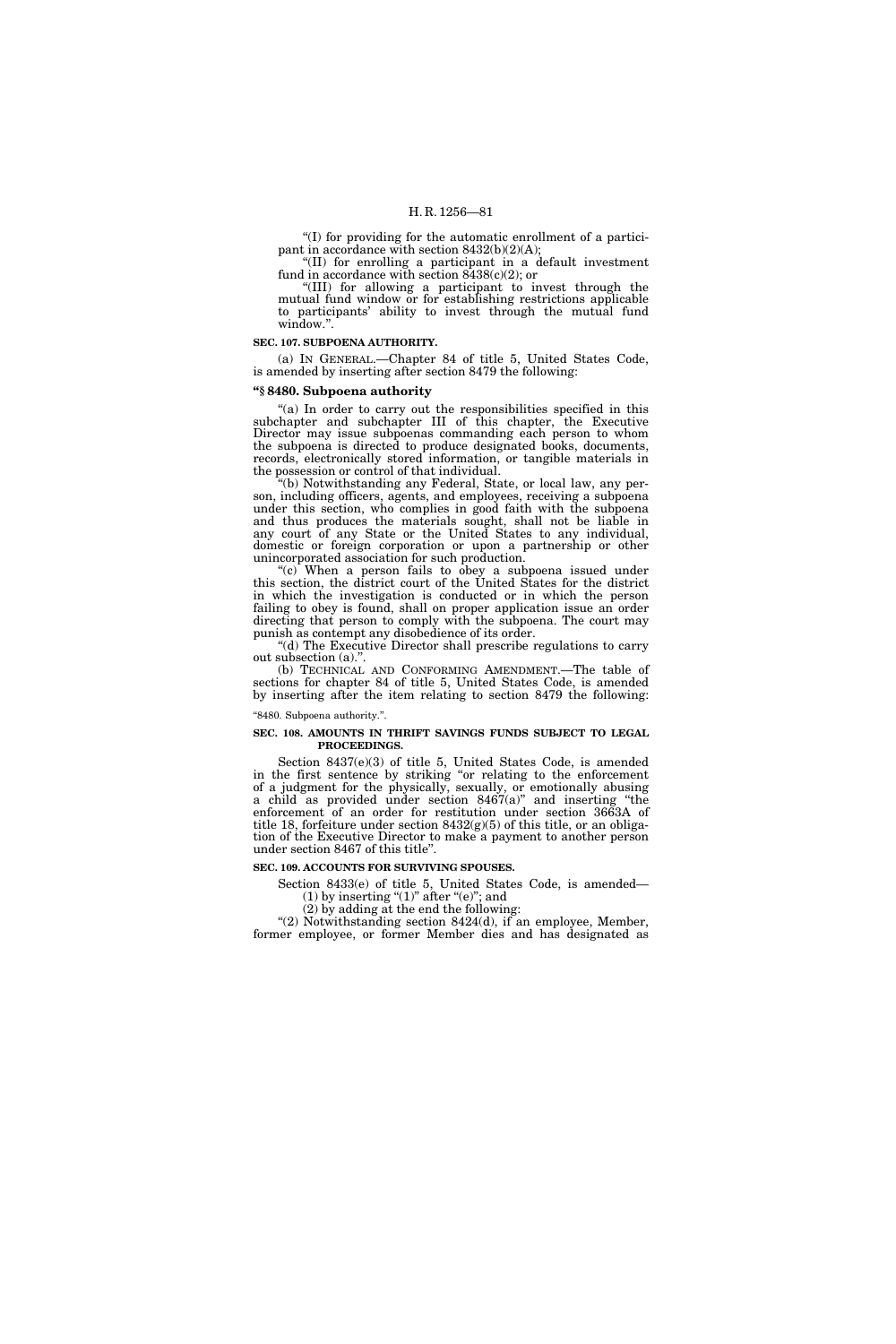"(I) for providing for the automatic enrollment of a participant in accordance with section 8432(b)(2)(A);

"(II) for enrolling a participant in a default investment fund in accordance with section 8438(c)(2); or

"(III) for allowing a participant to invest through the mutual fund window or for establishing restrictions applicable to participants' ability to invest through the mutual fund window.".

**SEC. 107. SUBPOENA AUTHORITY.**

(a) IN GENERAL.—Chapter 84 of title 5, United States Code, is amended by inserting after section 8479 the following:

**"§ 8480. Subpoena authority**

"(a) In order to carry out the responsibilities specified in this subchapter and subchapter III of this chapter, the Executive Director may issue subpoenas commanding each person to whom the subpoena is directed to produce designated books, documents, records, electronically stored information, or tangible materials in the possession or control of that individual.

"(b) Notwithstanding any Federal, State, or local law, any person, including officers, agents, and employees, receiving a subpoena under this section, who complies in good faith with the subpoena and thus produces the materials sought, shall not be liable in any court of any State or the United States to any individual, domestic or foreign corporation or upon a partnership or other unincorporated association for such production.

"(c) When a person fails to obey a subpoena issued under this section, the district court of the United States for the district in which the investigation is conducted or in which the person failing to obey is found, shall on proper application issue an order directing that person to comply with the subpoena. The court may punish as contempt any disobedience of its order.

"(d) The Executive Director shall prescribe regulations to carry out subsection (a).".

(b) TECHNICAL AND CONFORMING AMENDMENT.—The table of sections for chapter 84 of title 5, United States Code, is amended by inserting after the item relating to section 8479 the following:

"8480. Subpoena authority.".

**SEC. 108. AMOUNTS IN THRIFT SAVINGS FUNDS SUBJECT TO LEGAL PROCEEDINGS.**

Section 8437(e)(3) of title 5, United States Code, is amended in the first sentence by striking "or relating to the enforcement of a judgment for the physically, sexually, or emotionally abusing a child as provided under section 8467(a)" and inserting "the enforcement of an order for restitution under section 3663A of title 18, forfeiture under section 8432(g)(5) of this title, or an obligation of the Executive Director to make a payment to another person under section 8467 of this title".

**SEC. 109. ACCOUNTS FOR SURVIVING SPOUSES.**

Section 8433(e) of title 5, United States Code, is amended—

(1) by inserting "(1)" after "(e)"; and

(2) by adding at the end the following:

"(2) Notwithstanding section 8424(d), if an employee, Member, former employee, or former Member dies and has designated as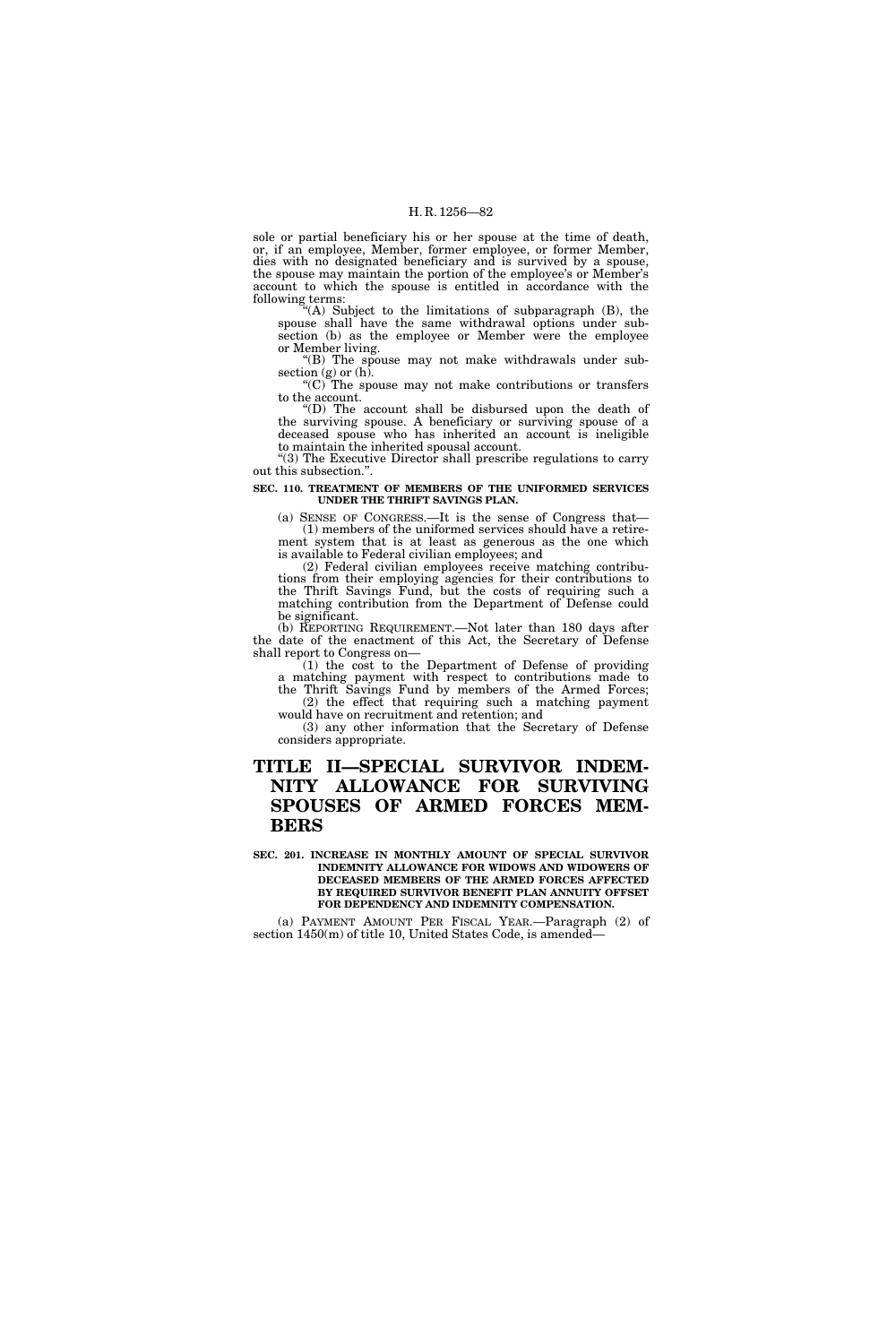sole or partial beneficiary his or her spouse at the time of death, or, if an employee, Member, former employee, or former Member, dies with no designated beneficiary and is survived by a spouse, the spouse may maintain the portion of the employee's or Member's account to which the spouse is entitled in accordance with the following terms:

"(A) Subject to the limitations of subparagraph (B), the spouse shall have the same withdrawal options under subsection (b) as the employee or Member were the employee or Member living.

"(B) The spouse may not make withdrawals under subsection (g) or (h).

"(C) The spouse may not make contributions or transfers to the account.

"(D) The account shall be disbursed upon the death of the surviving spouse. A beneficiary or surviving spouse of a deceased spouse who has inherited an account is ineligible to maintain the inherited spousal account.

"(3) The Executive Director shall prescribe regulations to carry out this subsection.".

**SEC. 110. TREATMENT OF MEMBERS OF THE UNIFORMED SERVICES UNDER THE THRIFT SAVINGS PLAN.**

(a) SENSE OF CONGRESS.—It is the sense of Congress that—

(1) members of the uniformed services should have a retirement system that is at least as generous as the one which is available to Federal civilian employees; and

(2) Federal civilian employees receive matching contributions from their employing agencies for their contributions to the Thrift Savings Fund, but the costs of requiring such a matching contribution from the Department of Defense could be significant.

(b) REPORTING REQUIREMENT.—Not later than 180 days after the date of the enactment of this Act, the Secretary of Defense shall report to Congress on—

(1) the cost to the Department of Defense of providing a matching payment with respect to contributions made to the Thrift Savings Fund by members of the Armed Forces;

(2) the effect that requiring such a matching payment would have on recruitment and retention; and

(3) any other information that the Secretary of Defense considers appropriate.

# TITLE II—SPECIAL SURVIVOR INDEMNITY ALLOWANCE FOR SURVIVING SPOUSES OF ARMED FORCES MEMBERS

**SEC. 201. INCREASE IN MONTHLY AMOUNT OF SPECIAL SURVIVOR INDEMNITY ALLOWANCE FOR WIDOWS AND WIDOWERS OF DECEASED MEMBERS OF THE ARMED FORCES AFFECTED BY REQUIRED SURVIVOR BENEFIT PLAN ANNUITY OFFSET FOR DEPENDENCY AND INDEMNITY COMPENSATION.**

(a) PAYMENT AMOUNT PER FISCAL YEAR.—Paragraph (2) of section 1450(m) of title 10, United States Code, is amended—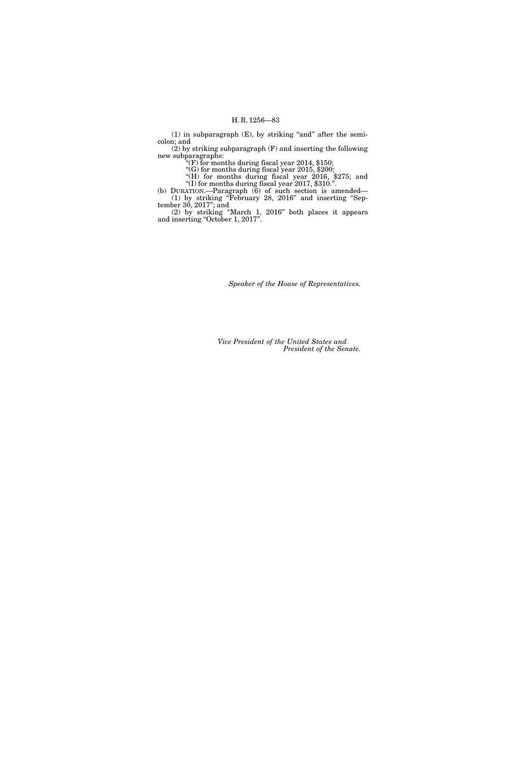(1) in subparagraph (E), by striking "and" after the semicolon; and

(2) by striking subparagraph (F) and inserting the following new subparagraphs:

"(F) for months during fiscal year 2014, $150;

"(G) for months during fiscal year 2015, $200;

"(H) for months during fiscal year 2016, $275; and

"(I) for months during fiscal year 2017, $310.".

(b) DURATION.—Paragraph (6) of such section is amended—

(1) by striking "February 28, 2016" and inserting "September 30, 2017"; and

(2) by striking "March 1, 2016" both places it appears and inserting "October 1, 2017".

*Speaker of the House of Representatives.*

*Vice President of the United States and President of the Senate.*